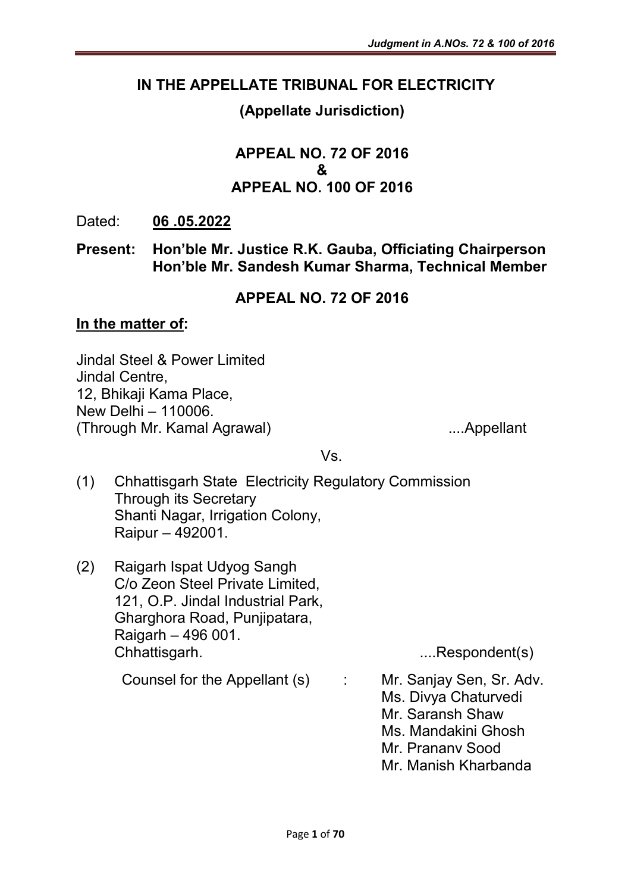# IN THE APPELLATE TRIBUNAL FOR ELECTRICITY

## (Appellate Jurisdiction)

## APPEAL NO. 72 OF 2016
## &
## APPEAL NO. 100 OF 2016

Dated: **06 .05.2022**

**Present: Hon'ble Mr. Justice R.K. Gauba, Officiating Chairperson**
**Hon'ble Mr. Sandesh Kumar Sharma, Technical Member**

## APPEAL NO. 72 OF 2016

**In the matter of:**

Jindal Steel & Power Limited
Jindal Centre,
12, Bhikaji Kama Place,
New Delhi – 110006.
(Through Mr. Kamal Agrawal) ....Appellant

Vs.

(1) Chhattisgarh State Electricity Regulatory Commission
Through its Secretary
Shanti Nagar, Irrigation Colony,
Raipur – 492001.

(2) Raigarh Ispat Udyog Sangh
C/o Zeon Steel Private Limited,
121, O.P. Jindal Industrial Park,
Gharghora Road, Punjipatara,
Raigarh – 496 001.
Chhattisgarh. ....Respondent(s)

Counsel for the Appellant (s) : Mr. Sanjay Sen, Sr. Adv.
Ms. Divya Chaturvedi
Mr. Saransh Shaw
Ms. Mandakini Ghosh
Mr. Prananv Sood
Mr. Manish Kharbanda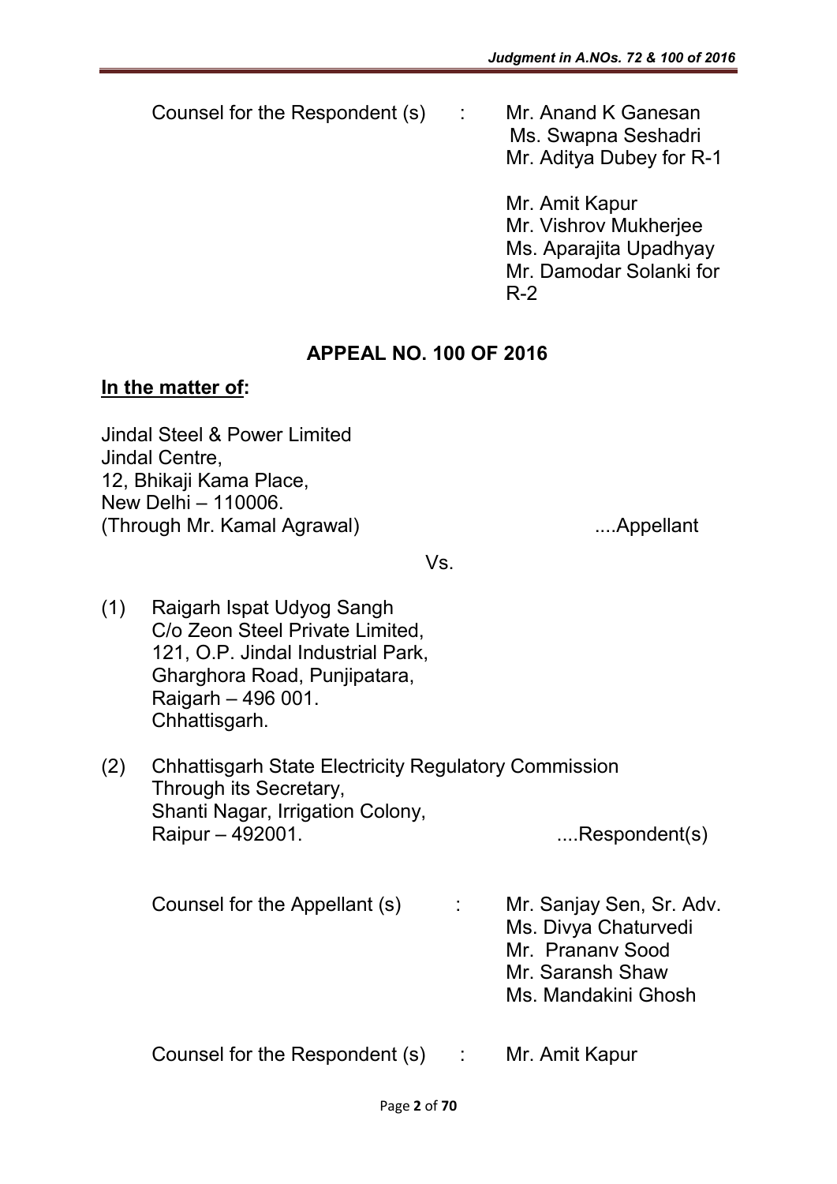Counsel for the Respondent (s) : Mr. Anand K Ganesan
Ms. Swapna Seshadri
Mr. Aditya Dubey for R-1

Mr. Amit Kapur
Mr. Vishrov Mukherjee
Ms. Aparajita Upadhyay
Mr. Damodar Solanki for R-2

**APPEAL NO. 100 OF 2016**

**In the matter of:**

Jindal Steel & Power Limited
Jindal Centre,
12, Bhikaji Kama Place,
New Delhi – 110006.
(Through Mr. Kamal Agrawal) ....Appellant

Vs.

(1) Raigarh Ispat Udyog Sangh
C/o Zeon Steel Private Limited,
121, O.P. Jindal Industrial Park,
Gharghora Road, Punjipatara,
Raigarh – 496 001.
Chhattisgarh.

(2) Chhattisgarh State Electricity Regulatory Commission
Through its Secretary,
Shanti Nagar, Irrigation Colony,
Raipur – 492001. ....Respondent(s)

Counsel for the Appellant (s) : Mr. Sanjay Sen, Sr. Adv.
Ms. Divya Chaturvedi
Mr. Pranany Sood
Mr. Saransh Shaw
Ms. Mandakini Ghosh

Counsel for the Respondent (s) : Mr. Amit Kapur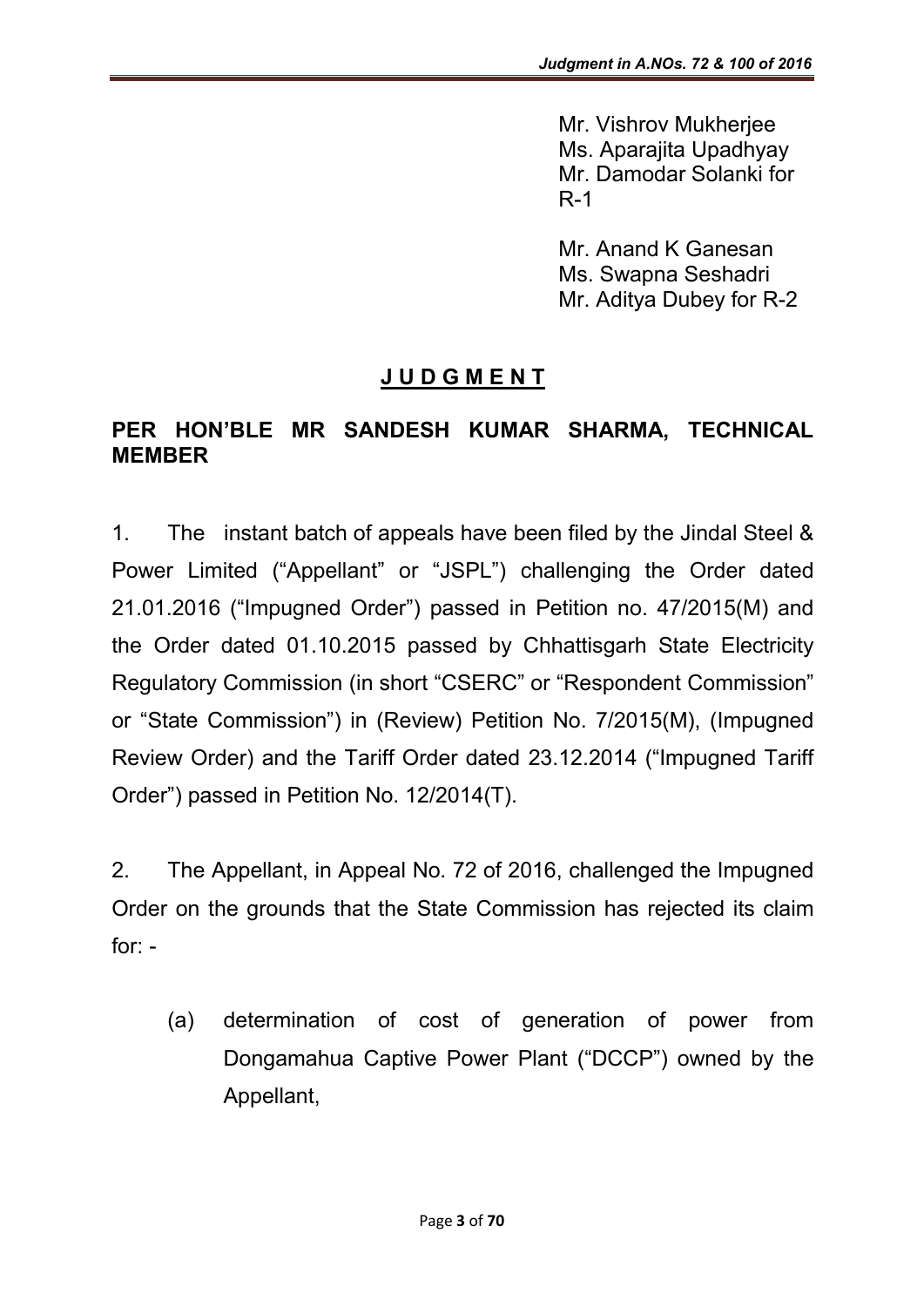Mr. Vishrov Mukherjee
Ms. Aparajita Upadhyay
Mr. Damodar Solanki for R-1

Mr. Anand K Ganesan
Ms. Swapna Seshadri
Mr. Aditya Dubey for R-2

## J U D G M E N T

**PER HON'BLE MR SANDESH KUMAR SHARMA, TECHNICAL MEMBER**

1. The instant batch of appeals have been filed by the Jindal Steel & Power Limited ("Appellant" or "JSPL") challenging the Order dated 21.01.2016 ("Impugned Order") passed in Petition no. 47/2015(M) and the Order dated 01.10.2015 passed by Chhattisgarh State Electricity Regulatory Commission (in short "CSERC" or "Respondent Commission" or "State Commission") in (Review) Petition No. 7/2015(M), (Impugned Review Order) and the Tariff Order dated 23.12.2014 ("Impugned Tariff Order") passed in Petition No. 12/2014(T).

2. The Appellant, in Appeal No. 72 of 2016, challenged the Impugned Order on the grounds that the State Commission has rejected its claim for: -

   (a) determination of cost of generation of power from Dongamahua Captive Power Plant ("DCCP") owned by the Appellant,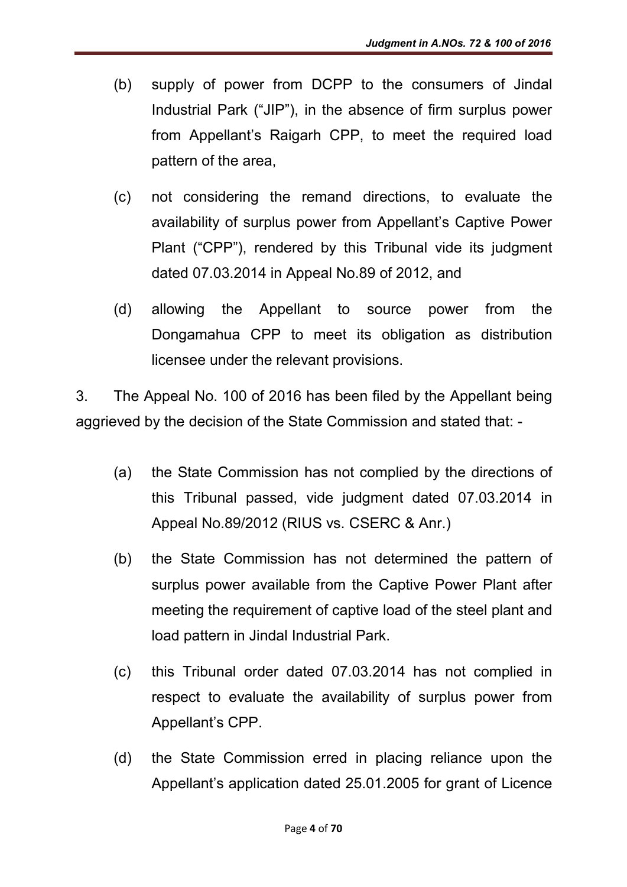(b) supply of power from DCPP to the consumers of Jindal Industrial Park ("JIP"), in the absence of firm surplus power from Appellant's Raigarh CPP, to meet the required load pattern of the area,

(c) not considering the remand directions, to evaluate the availability of surplus power from Appellant's Captive Power Plant ("CPP"), rendered by this Tribunal vide its judgment dated 07.03.2014 in Appeal No.89 of 2012, and

(d) allowing the Appellant to source power from the Dongamahua CPP to meet its obligation as distribution licensee under the relevant provisions.

3. The Appeal No. 100 of 2016 has been filed by the Appellant being aggrieved by the decision of the State Commission and stated that: -

(a) the State Commission has not complied by the directions of this Tribunal passed, vide judgment dated 07.03.2014 in Appeal No.89/2012 (RIUS vs. CSERC & Anr.)

(b) the State Commission has not determined the pattern of surplus power available from the Captive Power Plant after meeting the requirement of captive load of the steel plant and load pattern in Jindal Industrial Park.

(c) this Tribunal order dated 07.03.2014 has not complied in respect to evaluate the availability of surplus power from Appellant's CPP.

(d) the State Commission erred in placing reliance upon the Appellant's application dated 25.01.2005 for grant of Licence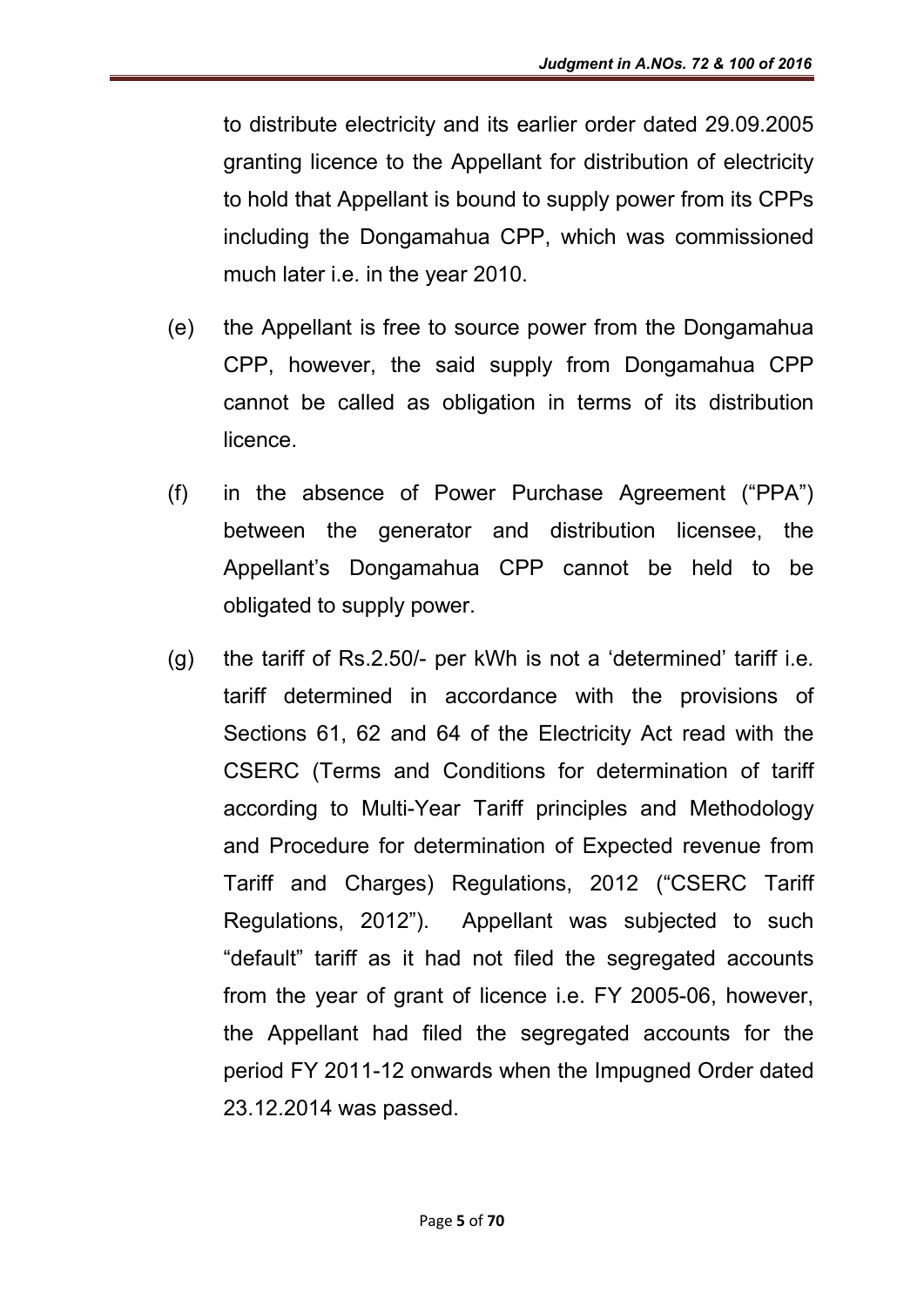to distribute electricity and its earlier order dated 29.09.2005 granting licence to the Appellant for distribution of electricity to hold that Appellant is bound to supply power from its CPPs including the Dongamahua CPP, which was commissioned much later i.e. in the year 2010.

(e) the Appellant is free to source power from the Dongamahua CPP, however, the said supply from Dongamahua CPP cannot be called as obligation in terms of its distribution licence.

(f) in the absence of Power Purchase Agreement ("PPA") between the generator and distribution licensee, the Appellant's Dongamahua CPP cannot be held to be obligated to supply power.

(g) the tariff of Rs.2.50/- per kWh is not a 'determined' tariff i.e. tariff determined in accordance with the provisions of Sections 61, 62 and 64 of the Electricity Act read with the CSERC (Terms and Conditions for determination of tariff according to Multi-Year Tariff principles and Methodology and Procedure for determination of Expected revenue from Tariff and Charges) Regulations, 2012 ("CSERC Tariff Regulations, 2012"). Appellant was subjected to such "default" tariff as it had not filed the segregated accounts from the year of grant of licence i.e. FY 2005-06, however, the Appellant had filed the segregated accounts for the period FY 2011-12 onwards when the Impugned Order dated 23.12.2014 was passed.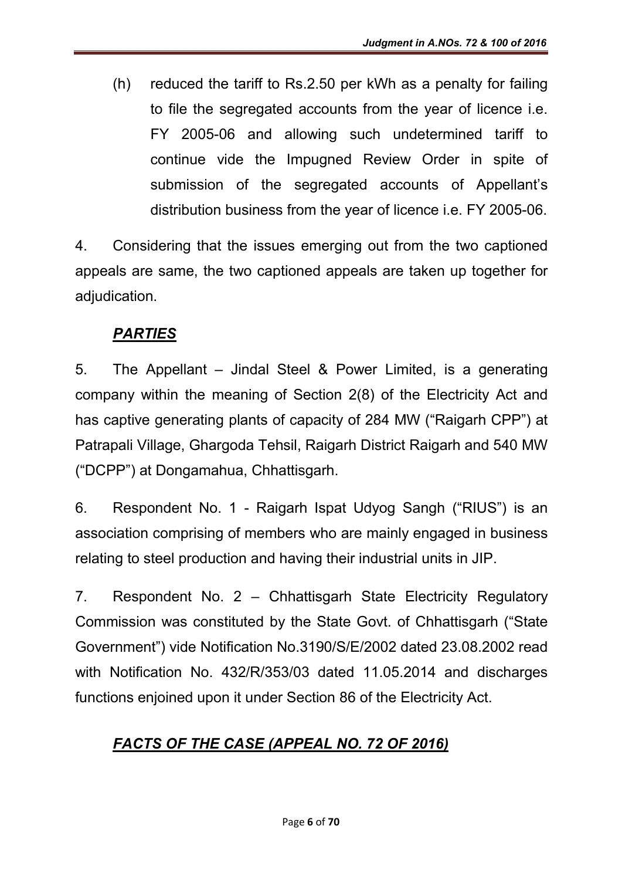(h) reduced the tariff to Rs.2.50 per kWh as a penalty for failing to file the segregated accounts from the year of licence i.e. FY 2005-06 and allowing such undetermined tariff to continue vide the Impugned Review Order in spite of submission of the segregated accounts of Appellant's distribution business from the year of licence i.e. FY 2005-06.

4. Considering that the issues emerging out from the two captioned appeals are same, the two captioned appeals are taken up together for adjudication.

## ***PARTIES***

5. The Appellant – Jindal Steel & Power Limited, is a generating company within the meaning of Section 2(8) of the Electricity Act and has captive generating plants of capacity of 284 MW ("Raigarh CPP") at Patrapali Village, Ghargoda Tehsil, Raigarh District Raigarh and 540 MW ("DCPP") at Dongamahua, Chhattisgarh.

6. Respondent No. 1 - Raigarh Ispat Udyog Sangh ("RIUS") is an association comprising of members who are mainly engaged in business relating to steel production and having their industrial units in JIP.

7. Respondent No. 2 – Chhattisgarh State Electricity Regulatory Commission was constituted by the State Govt. of Chhattisgarh ("State Government") vide Notification No.3190/S/E/2002 dated 23.08.2002 read with Notification No. 432/R/353/03 dated 11.05.2014 and discharges functions enjoined upon it under Section 86 of the Electricity Act.

## ***FACTS OF THE CASE (APPEAL NO. 72 OF 2016)***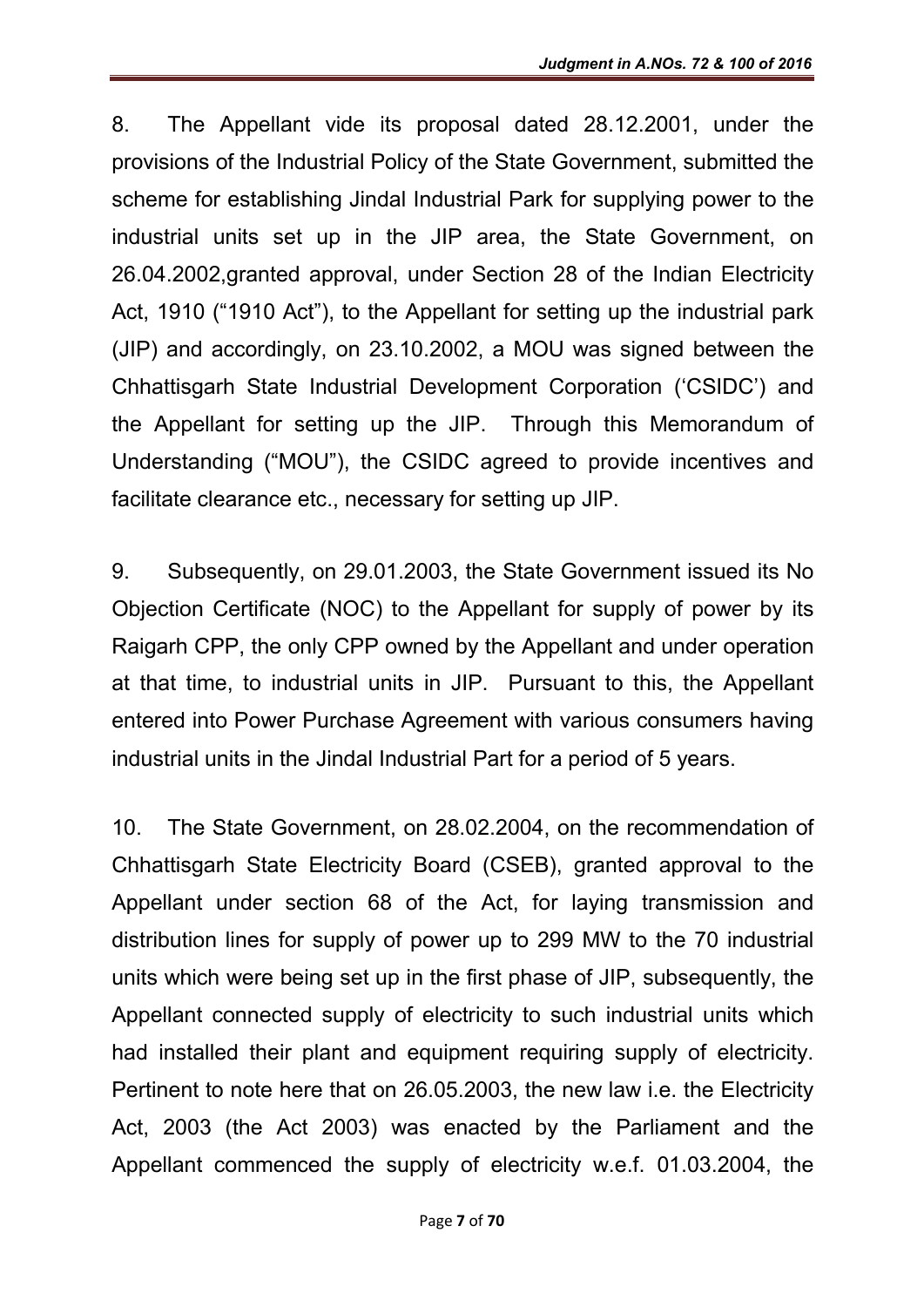8. The Appellant vide its proposal dated 28.12.2001, under the provisions of the Industrial Policy of the State Government, submitted the scheme for establishing Jindal Industrial Park for supplying power to the industrial units set up in the JIP area, the State Government, on 26.04.2002,granted approval, under Section 28 of the Indian Electricity Act, 1910 ("1910 Act"), to the Appellant for setting up the industrial park (JIP) and accordingly, on 23.10.2002, a MOU was signed between the Chhattisgarh State Industrial Development Corporation ('CSIDC') and the Appellant for setting up the JIP. Through this Memorandum of Understanding ("MOU"), the CSIDC agreed to provide incentives and facilitate clearance etc., necessary for setting up JIP.

9. Subsequently, on 29.01.2003, the State Government issued its No Objection Certificate (NOC) to the Appellant for supply of power by its Raigarh CPP, the only CPP owned by the Appellant and under operation at that time, to industrial units in JIP. Pursuant to this, the Appellant entered into Power Purchase Agreement with various consumers having industrial units in the Jindal Industrial Part for a period of 5 years.

10. The State Government, on 28.02.2004, on the recommendation of Chhattisgarh State Electricity Board (CSEB), granted approval to the Appellant under section 68 of the Act, for laying transmission and distribution lines for supply of power up to 299 MW to the 70 industrial units which were being set up in the first phase of JIP, subsequently, the Appellant connected supply of electricity to such industrial units which had installed their plant and equipment requiring supply of electricity. Pertinent to note here that on 26.05.2003, the new law i.e. the Electricity Act, 2003 (the Act 2003) was enacted by the Parliament and the Appellant commenced the supply of electricity w.e.f. 01.03.2004, the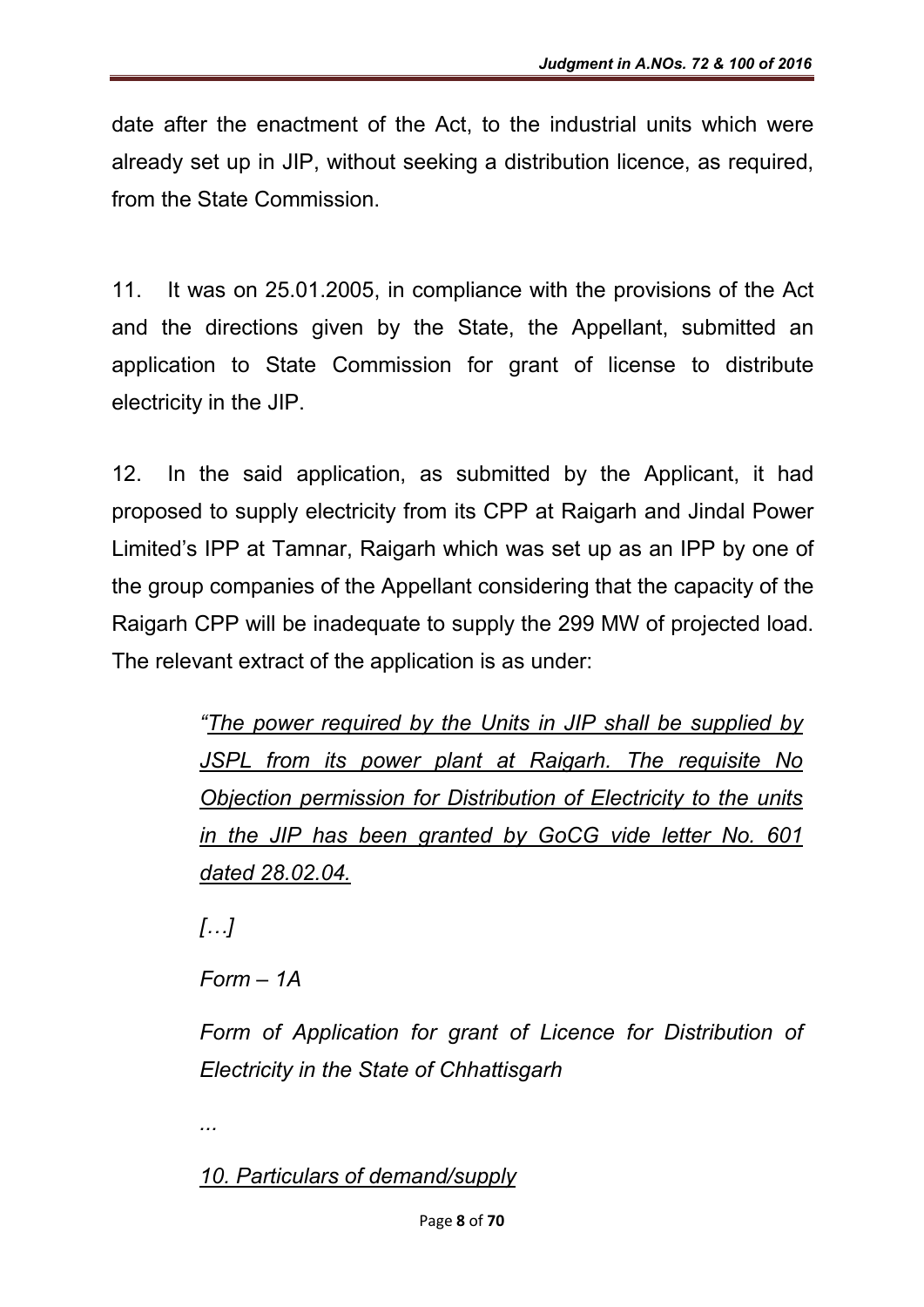date after the enactment of the Act, to the industrial units which were already set up in JIP, without seeking a distribution licence, as required, from the State Commission.

11. It was on 25.01.2005, in compliance with the provisions of the Act and the directions given by the State, the Appellant, submitted an application to State Commission for grant of license to distribute electricity in the JIP.

12. In the said application, as submitted by the Applicant, it had proposed to supply electricity from its CPP at Raigarh and Jindal Power Limited's IPP at Tamnar, Raigarh which was set up as an IPP by one of the group companies of the Appellant considering that the capacity of the Raigarh CPP will be inadequate to supply the 299 MW of projected load. The relevant extract of the application is as under:

> *"<u>The power required by the Units in JIP shall be supplied by JSPL from its power plant at Raigarh. The requisite No Objection permission for Distribution of Electricity to the units in the JIP has been granted by GoCG vide letter No. 601 dated 28.02.04.</u>*
>
> *[…]*
>
> *Form – 1A*
>
> *Form of Application for grant of Licence for Distribution of Electricity in the State of Chhattisgarh*
>
> *...*
>
> *<u>10. Particulars of demand/supply</u>*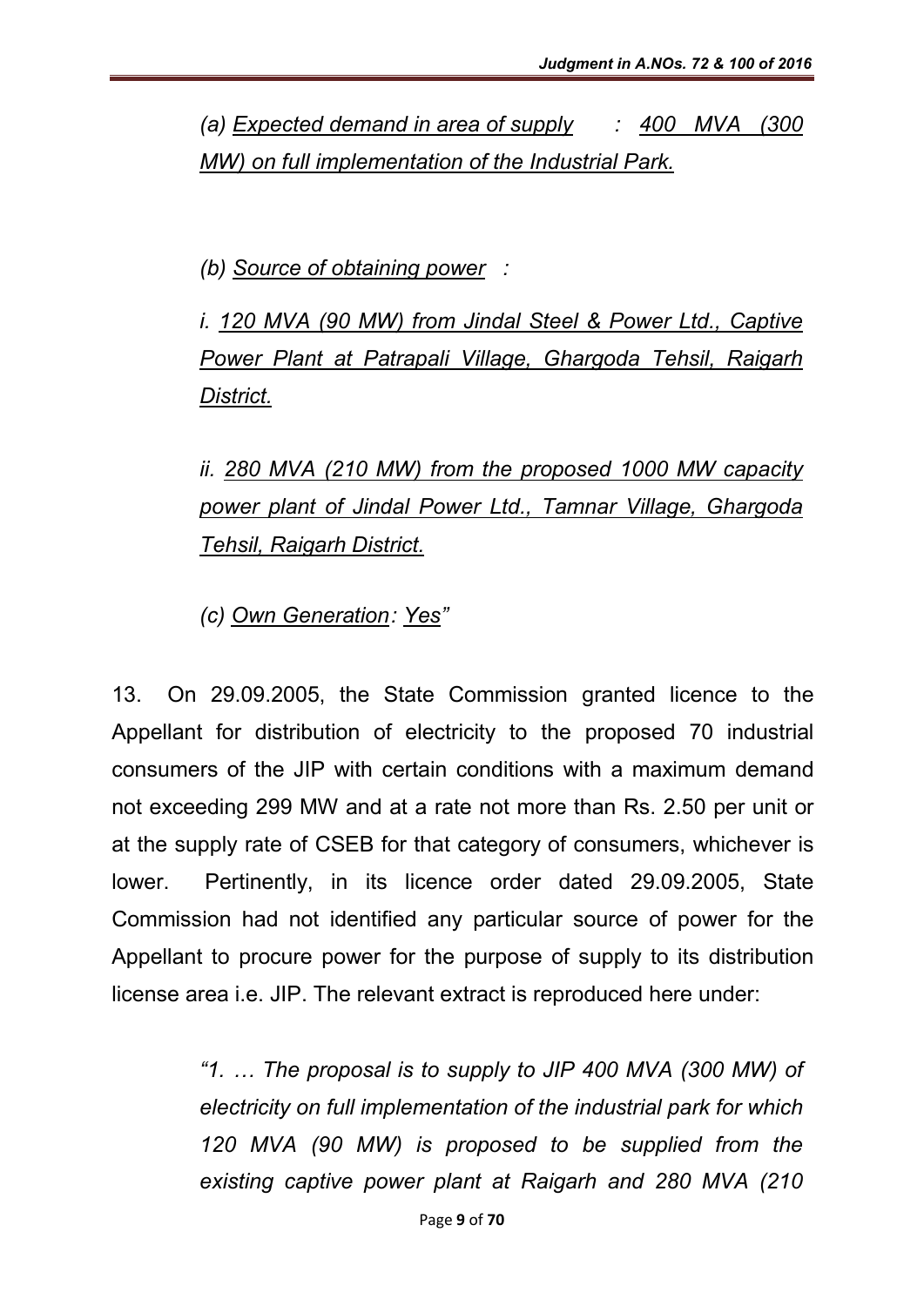*(a) <u>Expected demand in area of supply</u> : <u>400 MVA (300 MW) on full implementation of the Industrial Park.</u>*

*(b) <u>Source of obtaining power</u> :*

*i. <u>120 MVA (90 MW) from Jindal Steel & Power Ltd., Captive Power Plant at Patrapali Village, Ghargoda Tehsil, Raigarh District.</u>*

*ii. <u>280 MVA (210 MW) from the proposed 1000 MW capacity power plant of Jindal Power Ltd., Tamnar Village, Ghargoda Tehsil, Raigarh District.</u>*

*(c) <u>Own Generation</u>: <u>Yes</u>"*

13. On 29.09.2005, the State Commission granted licence to the Appellant for distribution of electricity to the proposed 70 industrial consumers of the JIP with certain conditions with a maximum demand not exceeding 299 MW and at a rate not more than Rs. 2.50 per unit or at the supply rate of CSEB for that category of consumers, whichever is lower. Pertinently, in its licence order dated 29.09.2005, State Commission had not identified any particular source of power for the Appellant to procure power for the purpose of supply to its distribution license area i.e. JIP. The relevant extract is reproduced here under:

> *"1. … The proposal is to supply to JIP 400 MVA (300 MW) of electricity on full implementation of the industrial park for which 120 MVA (90 MW) is proposed to be supplied from the existing captive power plant at Raigarh and 280 MVA (210*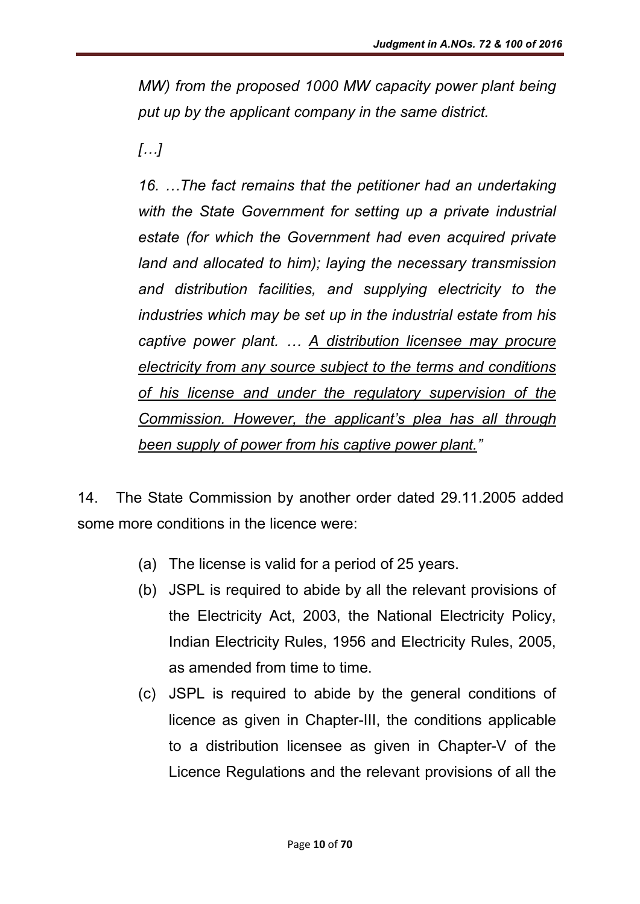*MW) from the proposed 1000 MW capacity power plant being put up by the applicant company in the same district.*

*[…]*

*16. …The fact remains that the petitioner had an undertaking with the State Government for setting up a private industrial estate (for which the Government had even acquired private land and allocated to him); laying the necessary transmission and distribution facilities, and supplying electricity to the industries which may be set up in the industrial estate from his captive power plant. … <u>A distribution licensee may procure electricity from any source subject to the terms and conditions of his license and under the regulatory supervision of the Commission. However, the applicant's plea has all through been supply of power from his captive power plant.</u>"*

14. The State Commission by another order dated 29.11.2005 added some more conditions in the licence were:

(a) The license is valid for a period of 25 years.

(b) JSPL is required to abide by all the relevant provisions of the Electricity Act, 2003, the National Electricity Policy, Indian Electricity Rules, 1956 and Electricity Rules, 2005, as amended from time to time.

(c) JSPL is required to abide by the general conditions of licence as given in Chapter-III, the conditions applicable to a distribution licensee as given in Chapter-V of the Licence Regulations and the relevant provisions of all the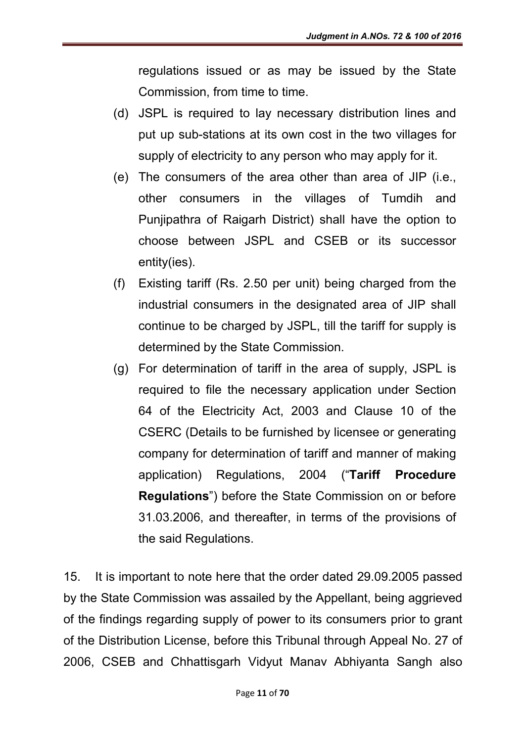regulations issued or as may be issued by the State Commission, from time to time.

(d) JSPL is required to lay necessary distribution lines and put up sub-stations at its own cost in the two villages for supply of electricity to any person who may apply for it.

(e) The consumers of the area other than area of JIP (i.e., other consumers in the villages of Tumdih and Punjipathra of Raigarh District) shall have the option to choose between JSPL and CSEB or its successor entity(ies).

(f) Existing tariff (Rs. 2.50 per unit) being charged from the industrial consumers in the designated area of JIP shall continue to be charged by JSPL, till the tariff for supply is determined by the State Commission.

(g) For determination of tariff in the area of supply, JSPL is required to file the necessary application under Section 64 of the Electricity Act, 2003 and Clause 10 of the CSERC (Details to be furnished by licensee or generating company for determination of tariff and manner of making application) Regulations, 2004 ("**Tariff Procedure Regulations**") before the State Commission on or before 31.03.2006, and thereafter, in terms of the provisions of the said Regulations.

15. It is important to note here that the order dated 29.09.2005 passed by the State Commission was assailed by the Appellant, being aggrieved of the findings regarding supply of power to its consumers prior to grant of the Distribution License, before this Tribunal through Appeal No. 27 of 2006, CSEB and Chhattisgarh Vidyut Manav Abhiyanta Sangh also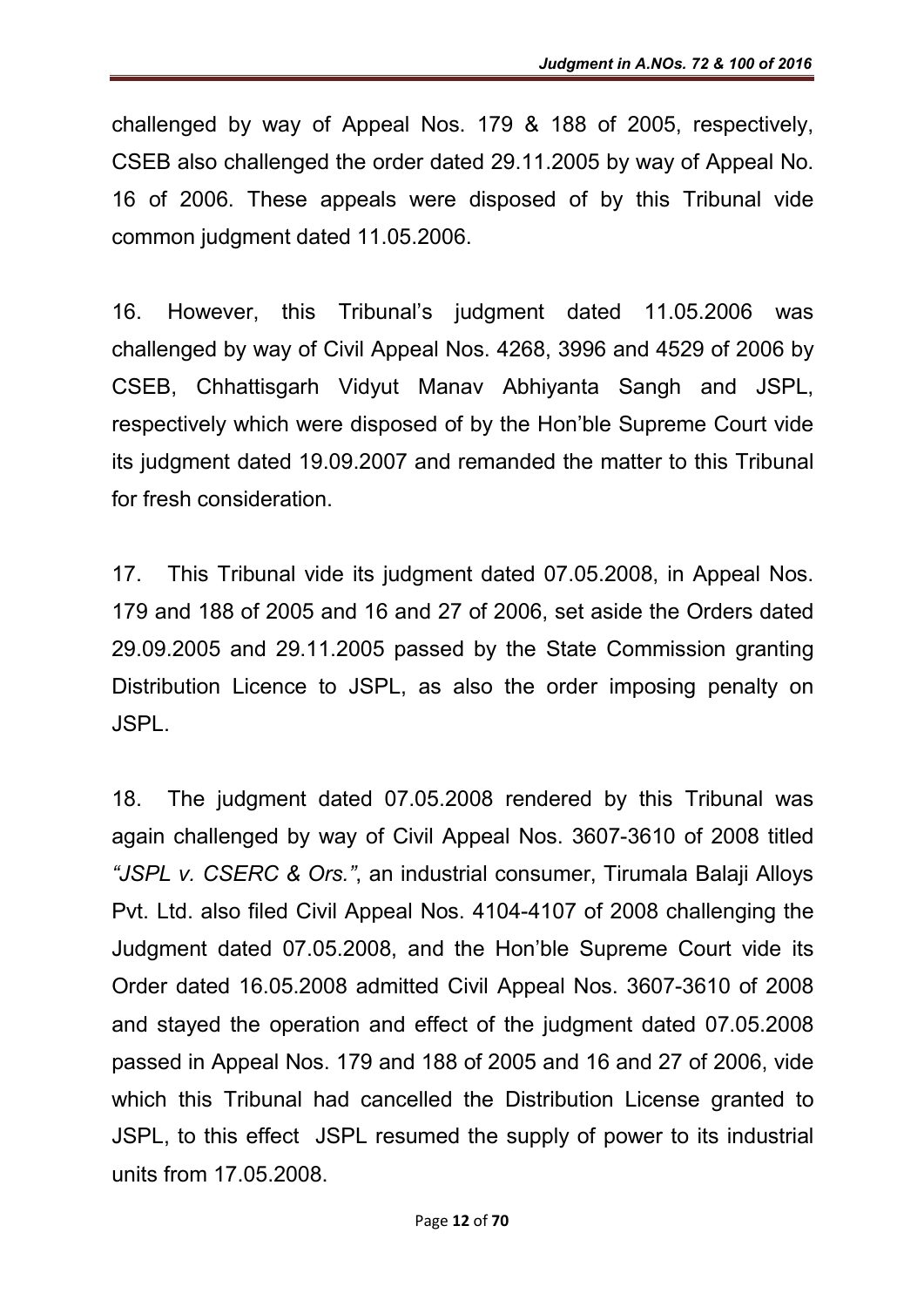challenged by way of Appeal Nos. 179 & 188 of 2005, respectively, CSEB also challenged the order dated 29.11.2005 by way of Appeal No. 16 of 2006. These appeals were disposed of by this Tribunal vide common judgment dated 11.05.2006.

16. However, this Tribunal's judgment dated 11.05.2006 was challenged by way of Civil Appeal Nos. 4268, 3996 and 4529 of 2006 by CSEB, Chhattisgarh Vidyut Manav Abhiyanta Sangh and JSPL, respectively which were disposed of by the Hon'ble Supreme Court vide its judgment dated 19.09.2007 and remanded the matter to this Tribunal for fresh consideration.

17. This Tribunal vide its judgment dated 07.05.2008, in Appeal Nos. 179 and 188 of 2005 and 16 and 27 of 2006, set aside the Orders dated 29.09.2005 and 29.11.2005 passed by the State Commission granting Distribution Licence to JSPL, as also the order imposing penalty on JSPL.

18. The judgment dated 07.05.2008 rendered by this Tribunal was again challenged by way of Civil Appeal Nos. 3607-3610 of 2008 titled *"JSPL v. CSERC & Ors."*, an industrial consumer, Tirumala Balaji Alloys Pvt. Ltd. also filed Civil Appeal Nos. 4104-4107 of 2008 challenging the Judgment dated 07.05.2008, and the Hon'ble Supreme Court vide its Order dated 16.05.2008 admitted Civil Appeal Nos. 3607-3610 of 2008 and stayed the operation and effect of the judgment dated 07.05.2008 passed in Appeal Nos. 179 and 188 of 2005 and 16 and 27 of 2006, vide which this Tribunal had cancelled the Distribution License granted to JSPL, to this effect JSPL resumed the supply of power to its industrial units from 17.05.2008.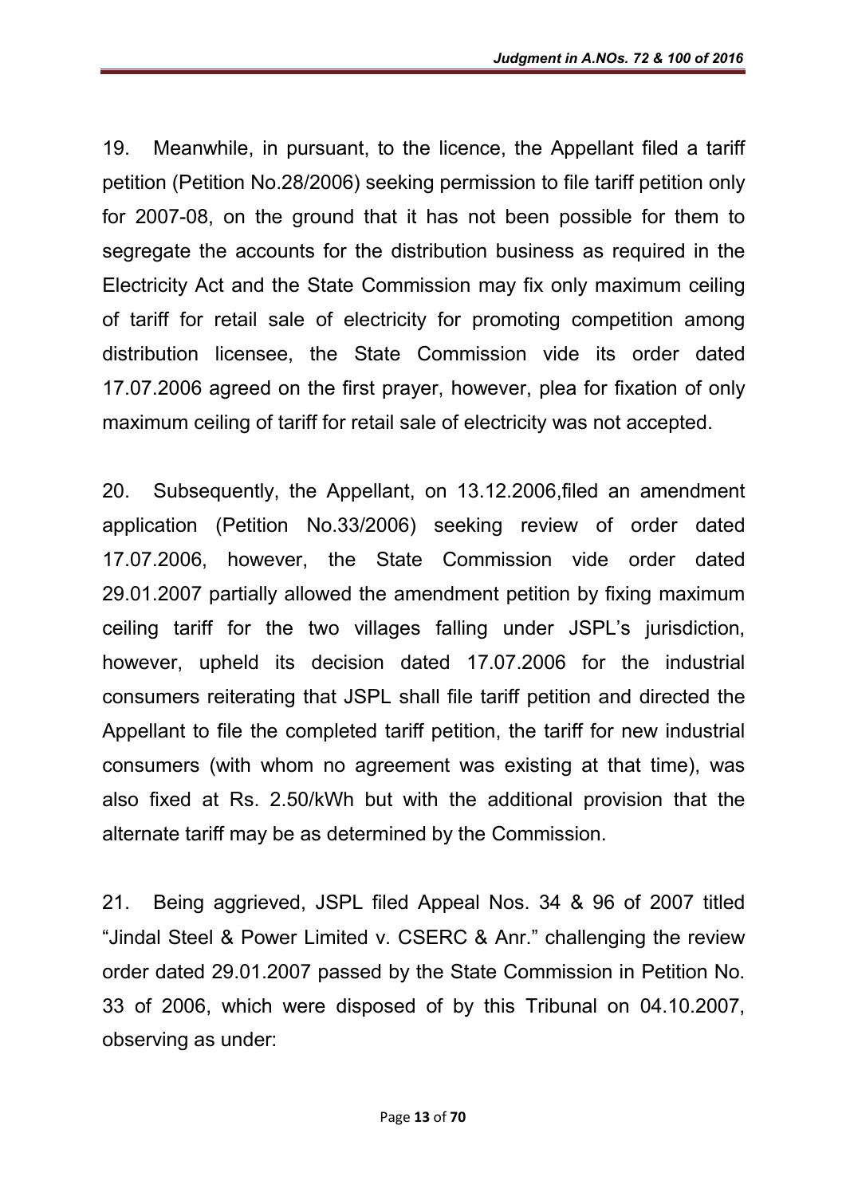19. Meanwhile, in pursuant, to the licence, the Appellant filed a tariff petition (Petition No.28/2006) seeking permission to file tariff petition only for 2007-08, on the ground that it has not been possible for them to segregate the accounts for the distribution business as required in the Electricity Act and the State Commission may fix only maximum ceiling of tariff for retail sale of electricity for promoting competition among distribution licensee, the State Commission vide its order dated 17.07.2006 agreed on the first prayer, however, plea for fixation of only maximum ceiling of tariff for retail sale of electricity was not accepted.

20. Subsequently, the Appellant, on 13.12.2006,filed an amendment application (Petition No.33/2006) seeking review of order dated 17.07.2006, however, the State Commission vide order dated 29.01.2007 partially allowed the amendment petition by fixing maximum ceiling tariff for the two villages falling under JSPL's jurisdiction, however, upheld its decision dated 17.07.2006 for the industrial consumers reiterating that JSPL shall file tariff petition and directed the Appellant to file the completed tariff petition, the tariff for new industrial consumers (with whom no agreement was existing at that time), was also fixed at Rs. 2.50/kWh but with the additional provision that the alternate tariff may be as determined by the Commission.

21. Being aggrieved, JSPL filed Appeal Nos. 34 & 96 of 2007 titled "Jindal Steel & Power Limited v. CSERC & Anr." challenging the review order dated 29.01.2007 passed by the State Commission in Petition No. 33 of 2006, which were disposed of by this Tribunal on 04.10.2007, observing as under: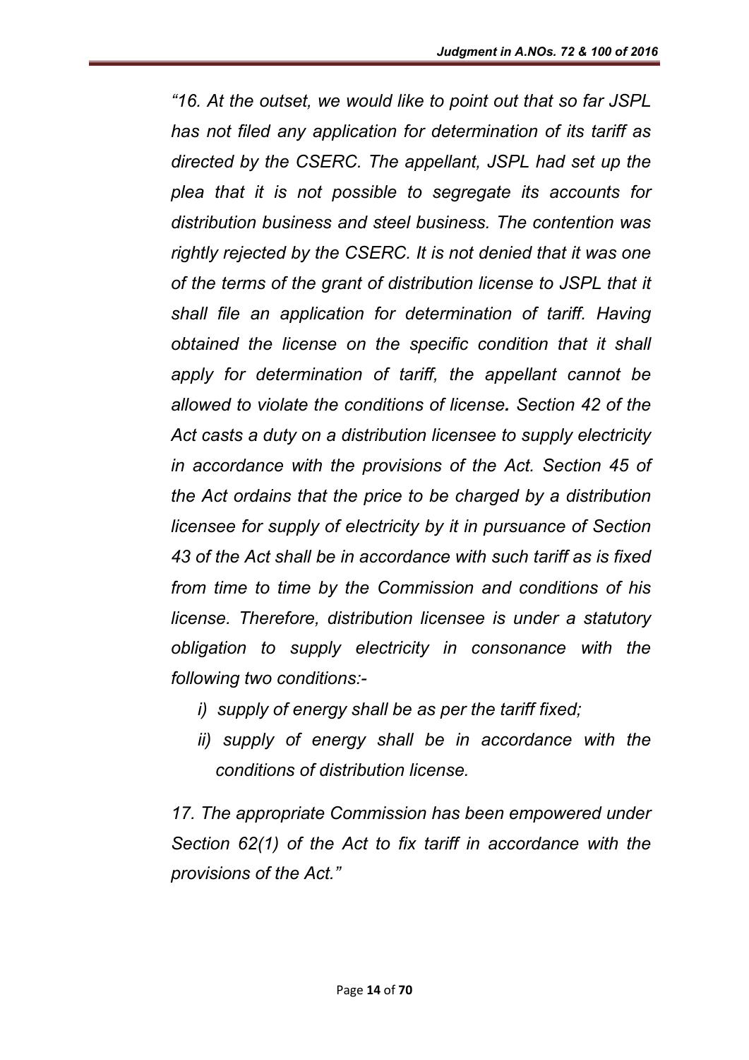*"16. At the outset, we would like to point out that so far JSPL has not filed any application for determination of its tariff as directed by the CSERC. The appellant, JSPL had set up the plea that it is not possible to segregate its accounts for distribution business and steel business. The contention was rightly rejected by the CSERC. It is not denied that it was one of the terms of the grant of distribution license to JSPL that it shall file an application for determination of tariff. Having obtained the license on the specific condition that it shall apply for determination of tariff, the appellant cannot be allowed to violate the conditions of license***.** *Section 42 of the Act casts a duty on a distribution licensee to supply electricity in accordance with the provisions of the Act. Section 45 of the Act ordains that the price to be charged by a distribution licensee for supply of electricity by it in pursuance of Section 43 of the Act shall be in accordance with such tariff as is fixed from time to time by the Commission and conditions of his license. Therefore, distribution licensee is under a statutory obligation to supply electricity in consonance with the following two conditions:-*

- *i) supply of energy shall be as per the tariff fixed;*
- *ii) supply of energy shall be in accordance with the conditions of distribution license.*

*17. The appropriate Commission has been empowered under Section 62(1) of the Act to fix tariff in accordance with the provisions of the Act."*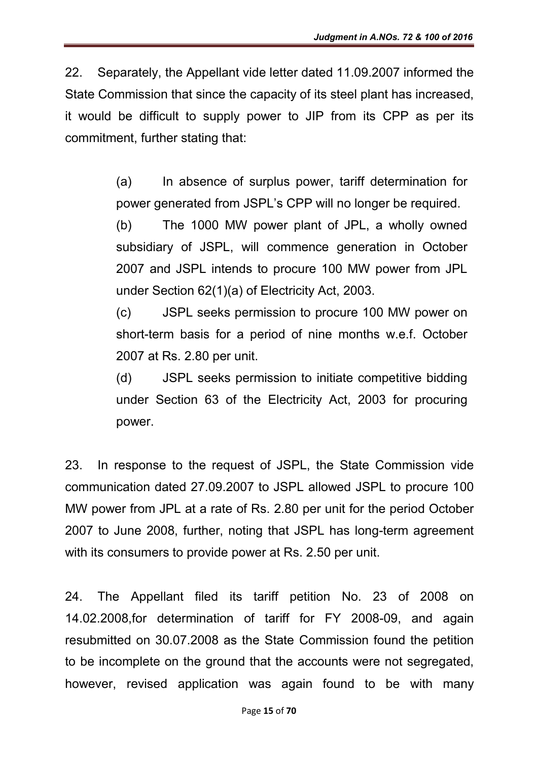22. Separately, the Appellant vide letter dated 11.09.2007 informed the State Commission that since the capacity of its steel plant has increased, it would be difficult to supply power to JIP from its CPP as per its commitment, further stating that:

> (a) In absence of surplus power, tariff determination for power generated from JSPL's CPP will no longer be required.
>
> (b) The 1000 MW power plant of JPL, a wholly owned subsidiary of JSPL, will commence generation in October 2007 and JSPL intends to procure 100 MW power from JPL under Section 62(1)(a) of Electricity Act, 2003.
>
> (c) JSPL seeks permission to procure 100 MW power on short-term basis for a period of nine months w.e.f. October 2007 at Rs. 2.80 per unit.
>
> (d) JSPL seeks permission to initiate competitive bidding under Section 63 of the Electricity Act, 2003 for procuring power.

23. In response to the request of JSPL, the State Commission vide communication dated 27.09.2007 to JSPL allowed JSPL to procure 100 MW power from JPL at a rate of Rs. 2.80 per unit for the period October 2007 to June 2008, further, noting that JSPL has long-term agreement with its consumers to provide power at Rs. 2.50 per unit.

24. The Appellant filed its tariff petition No. 23 of 2008 on 14.02.2008,for determination of tariff for FY 2008-09, and again resubmitted on 30.07.2008 as the State Commission found the petition to be incomplete on the ground that the accounts were not segregated, however, revised application was again found to be with many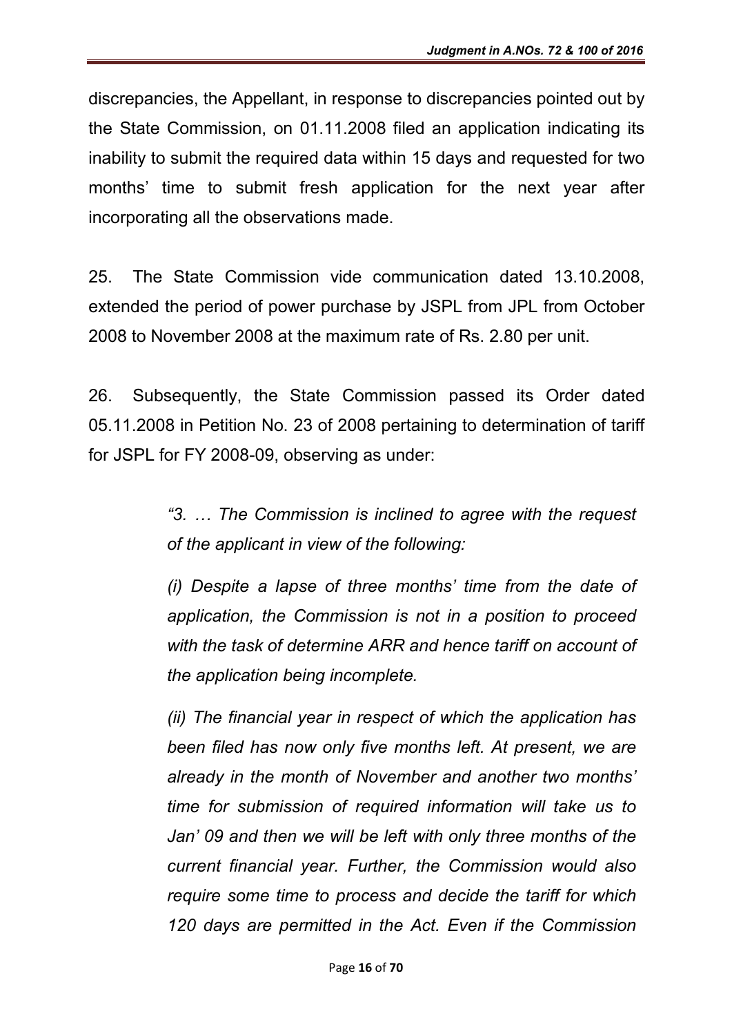discrepancies, the Appellant, in response to discrepancies pointed out by the State Commission, on 01.11.2008 filed an application indicating its inability to submit the required data within 15 days and requested for two months' time to submit fresh application for the next year after incorporating all the observations made.

25. The State Commission vide communication dated 13.10.2008, extended the period of power purchase by JSPL from JPL from October 2008 to November 2008 at the maximum rate of Rs. 2.80 per unit.

26. Subsequently, the State Commission passed its Order dated 05.11.2008 in Petition No. 23 of 2008 pertaining to determination of tariff for JSPL for FY 2008-09, observing as under:

> *"3. … The Commission is inclined to agree with the request of the applicant in view of the following:*
>
> *(i) Despite a lapse of three months' time from the date of application, the Commission is not in a position to proceed with the task of determine ARR and hence tariff on account of the application being incomplete.*
>
> *(ii) The financial year in respect of which the application has been filed has now only five months left. At present, we are already in the month of November and another two months' time for submission of required information will take us to Jan' 09 and then we will be left with only three months of the current financial year. Further, the Commission would also require some time to process and decide the tariff for which 120 days are permitted in the Act. Even if the Commission*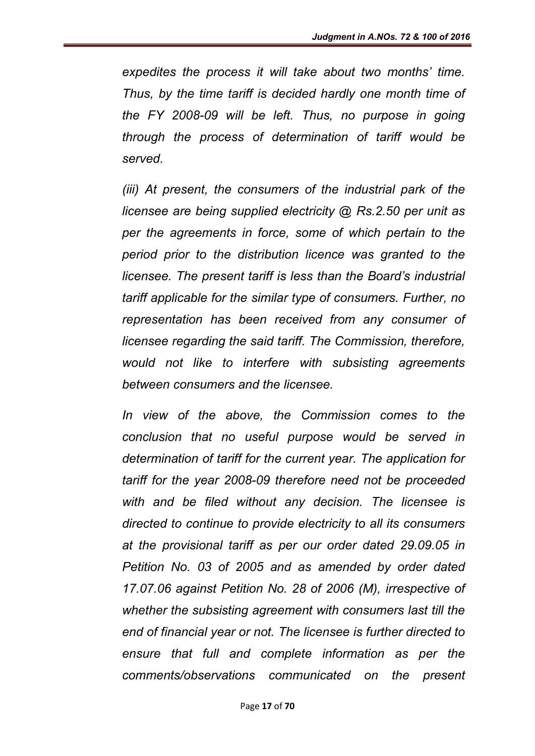*expedites the process it will take about two months' time. Thus, by the time tariff is decided hardly one month time of the FY 2008-09 will be left. Thus, no purpose in going through the process of determination of tariff would be served.*

*(iii) At present, the consumers of the industrial park of the licensee are being supplied electricity @ Rs.2.50 per unit as per the agreements in force, some of which pertain to the period prior to the distribution licence was granted to the licensee. The present tariff is less than the Board's industrial tariff applicable for the similar type of consumers. Further, no representation has been received from any consumer of licensee regarding the said tariff. The Commission, therefore, would not like to interfere with subsisting agreements between consumers and the licensee.*

*In view of the above, the Commission comes to the conclusion that no useful purpose would be served in determination of tariff for the current year. The application for tariff for the year 2008-09 therefore need not be proceeded with and be filed without any decision. The licensee is directed to continue to provide electricity to all its consumers at the provisional tariff as per our order dated 29.09.05 in Petition No. 03 of 2005 and as amended by order dated 17.07.06 against Petition No. 28 of 2006 (M), irrespective of whether the subsisting agreement with consumers last till the end of financial year or not. The licensee is further directed to ensure that full and complete information as per the comments/observations communicated on the present*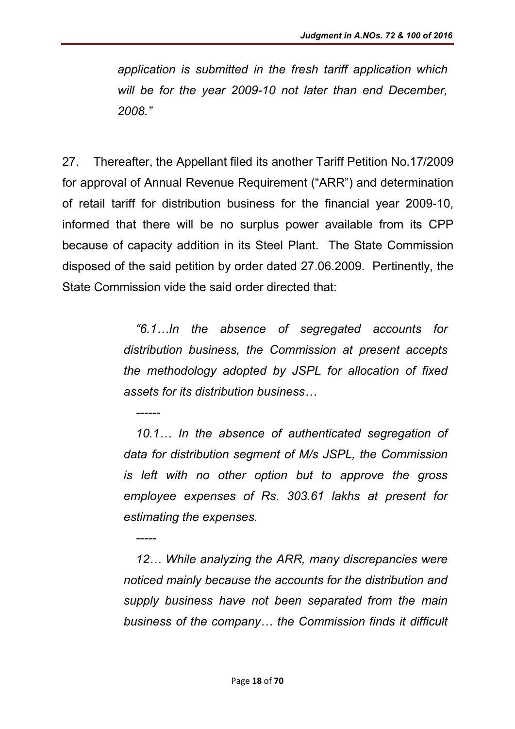*application is submitted in the fresh tariff application which will be for the year 2009-10 not later than end December, 2008."*

27. Thereafter, the Appellant filed its another Tariff Petition No.17/2009 for approval of Annual Revenue Requirement ("ARR") and determination of retail tariff for distribution business for the financial year 2009-10, informed that there will be no surplus power available from its CPP because of capacity addition in its Steel Plant. The State Commission disposed of the said petition by order dated 27.06.2009. Pertinently, the State Commission vide the said order directed that:

> *"6.1…In the absence of segregated accounts for distribution business, the Commission at present accepts the methodology adopted by JSPL for allocation of fixed assets for its distribution business…*
>
> *------*
>
> *10.1… In the absence of authenticated segregation of data for distribution segment of M/s JSPL, the Commission is left with no other option but to approve the gross employee expenses of Rs. 303.61 lakhs at present for estimating the expenses.*
>
> *-----*
>
> *12… While analyzing the ARR, many discrepancies were noticed mainly because the accounts for the distribution and supply business have not been separated from the main business of the company… the Commission finds it difficult*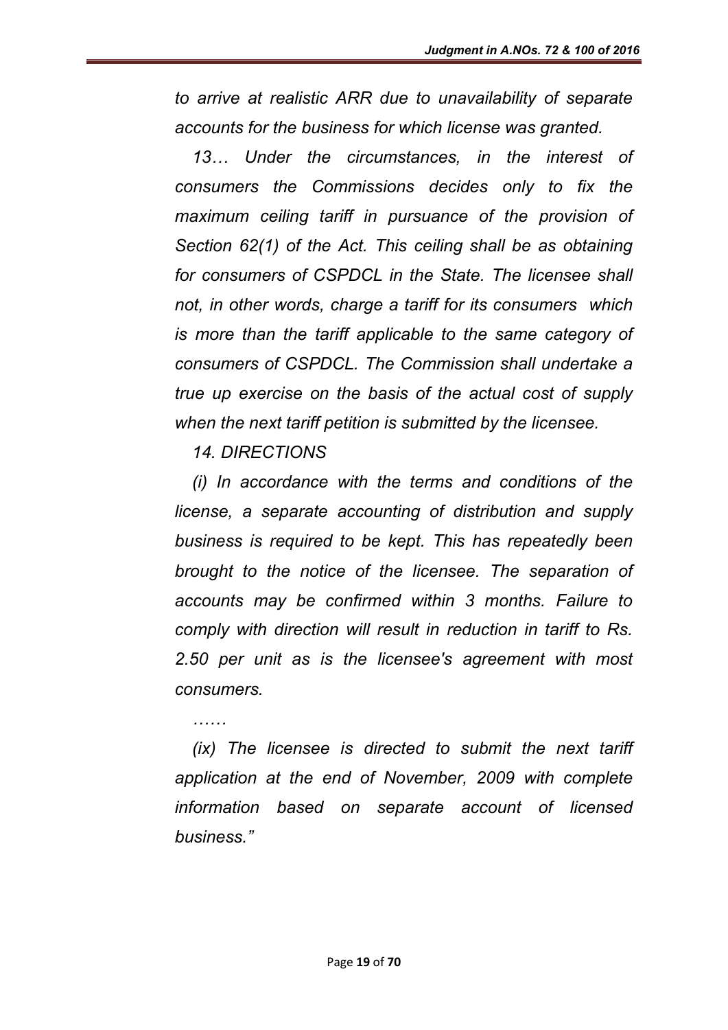*to arrive at realistic ARR due to unavailability of separate accounts for the business for which license was granted.*

*13… Under the circumstances, in the interest of consumers the Commissions decides only to fix the maximum ceiling tariff in pursuance of the provision of Section 62(1) of the Act. This ceiling shall be as obtaining for consumers of CSPDCL in the State. The licensee shall not, in other words, charge a tariff for its consumers which is more than the tariff applicable to the same category of consumers of CSPDCL. The Commission shall undertake a true up exercise on the basis of the actual cost of supply when the next tariff petition is submitted by the licensee.*

*14. DIRECTIONS*

*(i) In accordance with the terms and conditions of the license, a separate accounting of distribution and supply business is required to be kept. This has repeatedly been brought to the notice of the licensee. The separation of accounts may be confirmed within 3 months. Failure to comply with direction will result in reduction in tariff to Rs. 2.50 per unit as is the licensee's agreement with most consumers.*

*……*

*(ix) The licensee is directed to submit the next tariff application at the end of November, 2009 with complete information based on separate account of licensed business."*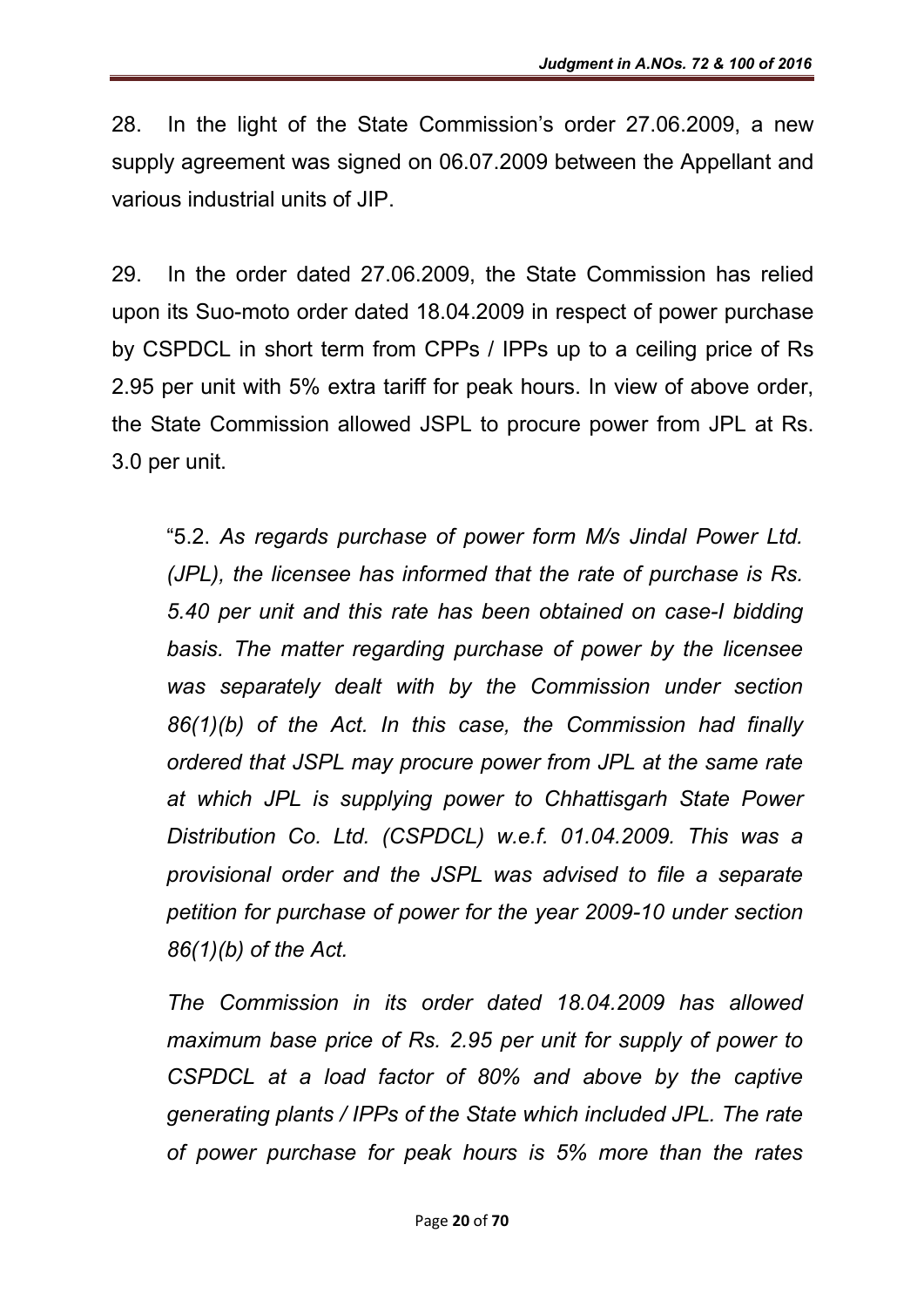28. In the light of the State Commission's order 27.06.2009, a new supply agreement was signed on 06.07.2009 between the Appellant and various industrial units of JIP.

29. In the order dated 27.06.2009, the State Commission has relied upon its Suo-moto order dated 18.04.2009 in respect of power purchase by CSPDCL in short term from CPPs / IPPs up to a ceiling price of Rs 2.95 per unit with 5% extra tariff for peak hours. In view of above order, the State Commission allowed JSPL to procure power from JPL at Rs. 3.0 per unit.

> "5.2. *As regards purchase of power form M/s Jindal Power Ltd. (JPL), the licensee has informed that the rate of purchase is Rs. 5.40 per unit and this rate has been obtained on case-I bidding basis. The matter regarding purchase of power by the licensee was separately dealt with by the Commission under section 86(1)(b) of the Act. In this case, the Commission had finally ordered that JSPL may procure power from JPL at the same rate at which JPL is supplying power to Chhattisgarh State Power Distribution Co. Ltd. (CSPDCL) w.e.f. 01.04.2009. This was a provisional order and the JSPL was advised to file a separate petition for purchase of power for the year 2009-10 under section 86(1)(b) of the Act.*
>
> *The Commission in its order dated 18.04.2009 has allowed maximum base price of Rs. 2.95 per unit for supply of power to CSPDCL at a load factor of 80% and above by the captive generating plants / IPPs of the State which included JPL. The rate of power purchase for peak hours is 5% more than the rates*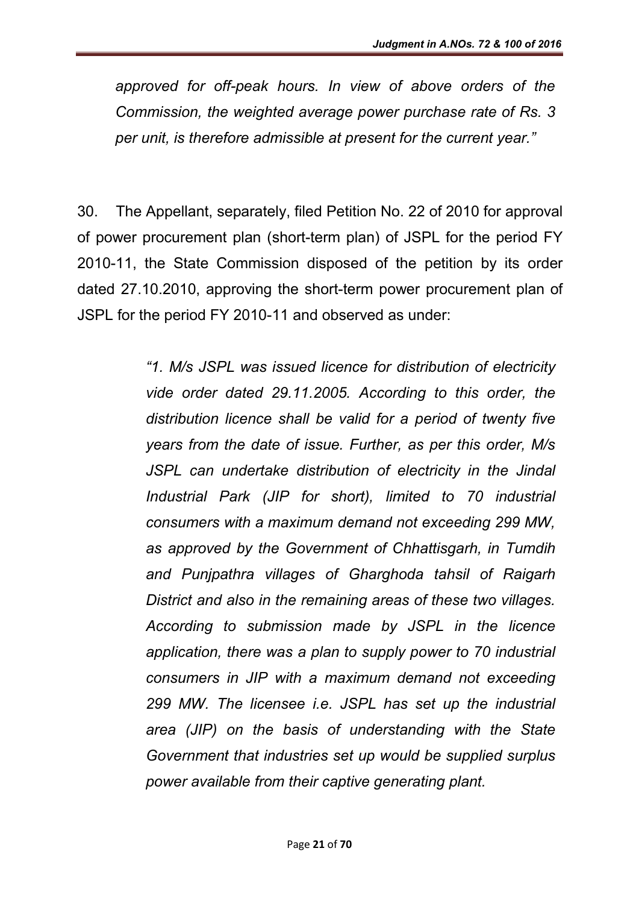*approved for off-peak hours. In view of above orders of the Commission, the weighted average power purchase rate of Rs. 3 per unit, is therefore admissible at present for the current year."*

30. The Appellant, separately, filed Petition No. 22 of 2010 for approval of power procurement plan (short-term plan) of JSPL for the period FY 2010-11, the State Commission disposed of the petition by its order dated 27.10.2010, approving the short-term power procurement plan of JSPL for the period FY 2010-11 and observed as under:

> *"1. M/s JSPL was issued licence for distribution of electricity vide order dated 29.11.2005. According to this order, the distribution licence shall be valid for a period of twenty five years from the date of issue. Further, as per this order, M/s JSPL can undertake distribution of electricity in the Jindal Industrial Park (JIP for short), limited to 70 industrial consumers with a maximum demand not exceeding 299 MW, as approved by the Government of Chhattisgarh, in Tumdih and Punjpathra villages of Gharghoda tahsil of Raigarh District and also in the remaining areas of these two villages. According to submission made by JSPL in the licence application, there was a plan to supply power to 70 industrial consumers in JIP with a maximum demand not exceeding 299 MW. The licensee i.e. JSPL has set up the industrial area (JIP) on the basis of understanding with the State Government that industries set up would be supplied surplus power available from their captive generating plant.*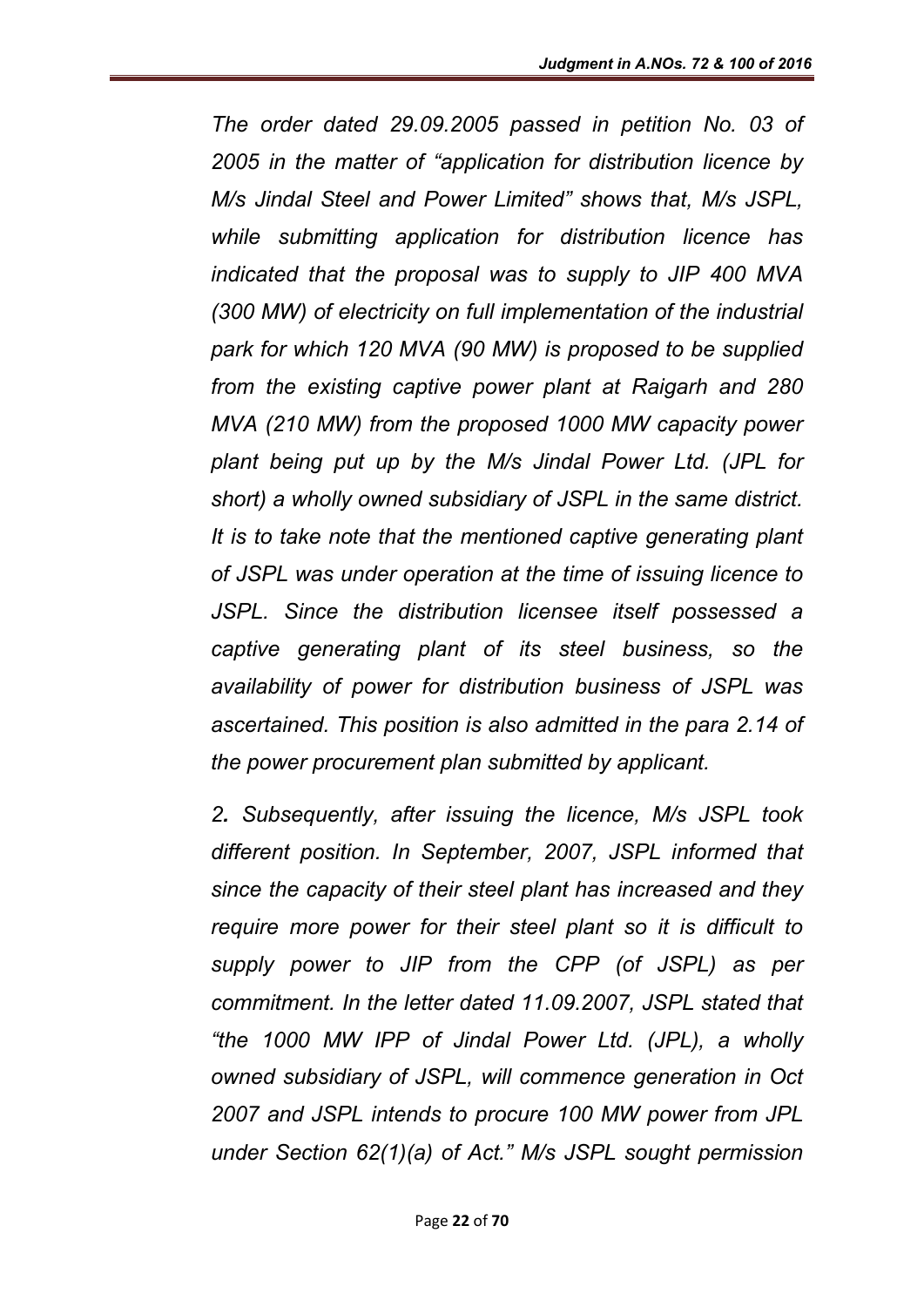*The order dated 29.09.2005 passed in petition No. 03 of 2005 in the matter of "application for distribution licence by M/s Jindal Steel and Power Limited" shows that, M/s JSPL, while submitting application for distribution licence has indicated that the proposal was to supply to JIP 400 MVA (300 MW) of electricity on full implementation of the industrial park for which 120 MVA (90 MW) is proposed to be supplied from the existing captive power plant at Raigarh and 280 MVA (210 MW) from the proposed 1000 MW capacity power plant being put up by the M/s Jindal Power Ltd. (JPL for short) a wholly owned subsidiary of JSPL in the same district. It is to take note that the mentioned captive generating plant of JSPL was under operation at the time of issuing licence to JSPL. Since the distribution licensee itself possessed a captive generating plant of its steel business, so the availability of power for distribution business of JSPL was ascertained. This position is also admitted in the para 2.14 of the power procurement plan submitted by applicant.*

*2. Subsequently, after issuing the licence, M/s JSPL took different position. In September, 2007, JSPL informed that since the capacity of their steel plant has increased and they require more power for their steel plant so it is difficult to supply power to JIP from the CPP (of JSPL) as per commitment. In the letter dated 11.09.2007, JSPL stated that "the 1000 MW IPP of Jindal Power Ltd. (JPL), a wholly owned subsidiary of JSPL, will commence generation in Oct 2007 and JSPL intends to procure 100 MW power from JPL under Section 62(1)(a) of Act." M/s JSPL sought permission*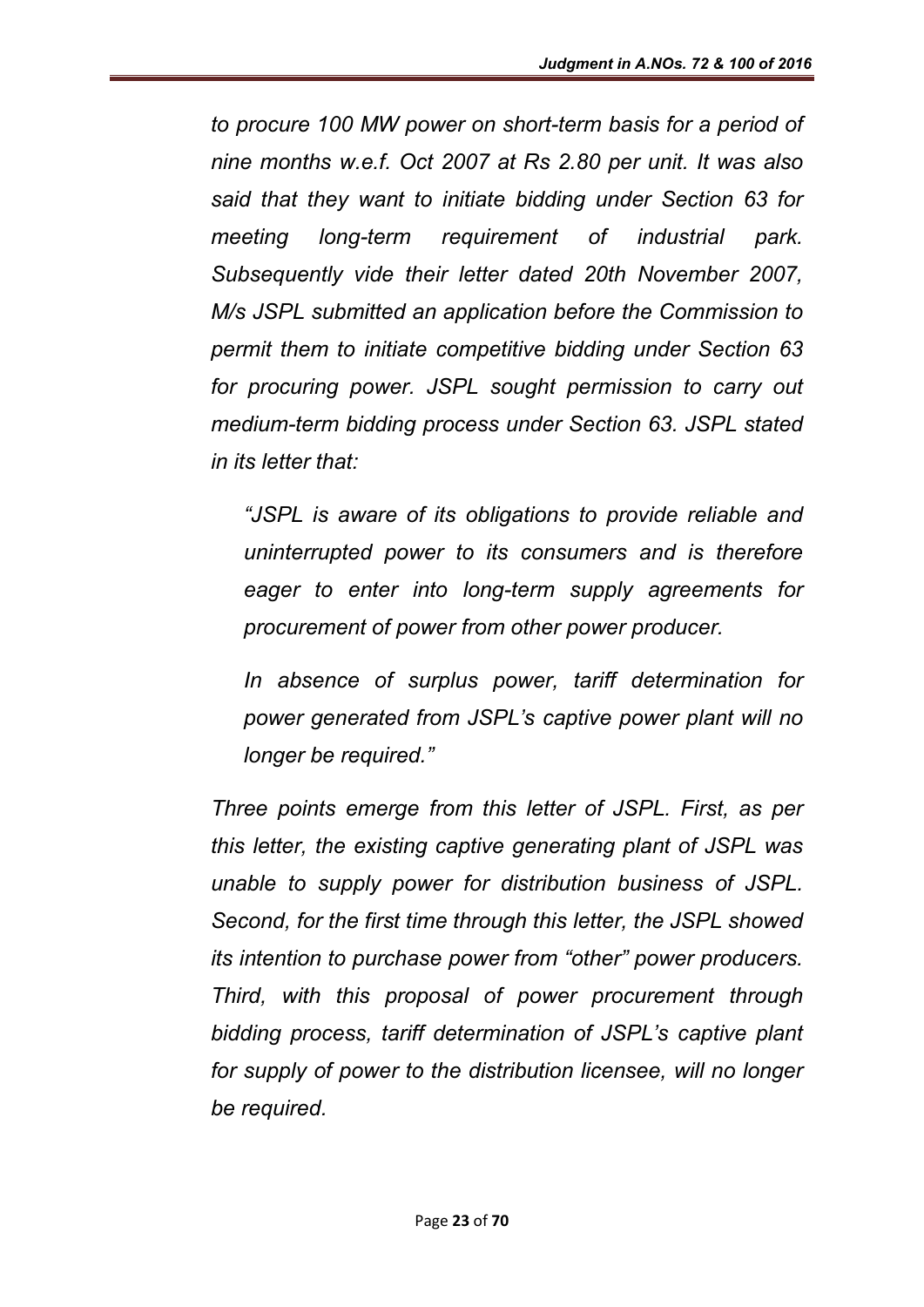*to procure 100 MW power on short-term basis for a period of nine months w.e.f. Oct 2007 at Rs 2.80 per unit. It was also said that they want to initiate bidding under Section 63 for meeting long-term requirement of industrial park. Subsequently vide their letter dated 20th November 2007, M/s JSPL submitted an application before the Commission to permit them to initiate competitive bidding under Section 63 for procuring power. JSPL sought permission to carry out medium-term bidding process under Section 63. JSPL stated in its letter that:*

> *"JSPL is aware of its obligations to provide reliable and uninterrupted power to its consumers and is therefore eager to enter into long-term supply agreements for procurement of power from other power producer.*
>
> *In absence of surplus power, tariff determination for power generated from JSPL's captive power plant will no longer be required."*

*Three points emerge from this letter of JSPL. First, as per this letter, the existing captive generating plant of JSPL was unable to supply power for distribution business of JSPL. Second, for the first time through this letter, the JSPL showed its intention to purchase power from "other" power producers. Third, with this proposal of power procurement through bidding process, tariff determination of JSPL's captive plant for supply of power to the distribution licensee, will no longer be required.*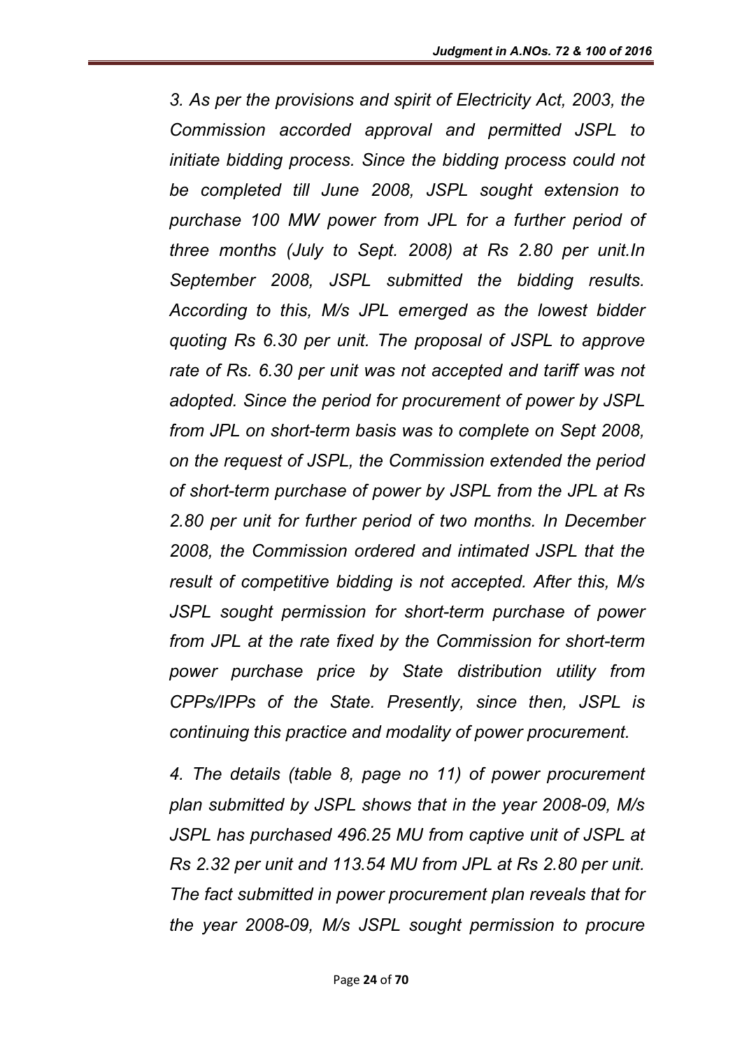*3. As per the provisions and spirit of Electricity Act, 2003, the Commission accorded approval and permitted JSPL to initiate bidding process. Since the bidding process could not be completed till June 2008, JSPL sought extension to purchase 100 MW power from JPL for a further period of three months (July to Sept. 2008) at Rs 2.80 per unit.In September 2008, JSPL submitted the bidding results. According to this, M/s JPL emerged as the lowest bidder quoting Rs 6.30 per unit. The proposal of JSPL to approve rate of Rs. 6.30 per unit was not accepted and tariff was not adopted. Since the period for procurement of power by JSPL from JPL on short-term basis was to complete on Sept 2008, on the request of JSPL, the Commission extended the period of short-term purchase of power by JSPL from the JPL at Rs 2.80 per unit for further period of two months. In December 2008, the Commission ordered and intimated JSPL that the result of competitive bidding is not accepted. After this, M/s JSPL sought permission for short-term purchase of power from JPL at the rate fixed by the Commission for short-term power purchase price by State distribution utility from CPPs/IPPs of the State. Presently, since then, JSPL is continuing this practice and modality of power procurement.*

*4. The details (table 8, page no 11) of power procurement plan submitted by JSPL shows that in the year 2008-09, M/s JSPL has purchased 496.25 MU from captive unit of JSPL at Rs 2.32 per unit and 113.54 MU from JPL at Rs 2.80 per unit. The fact submitted in power procurement plan reveals that for the year 2008-09, M/s JSPL sought permission to procure*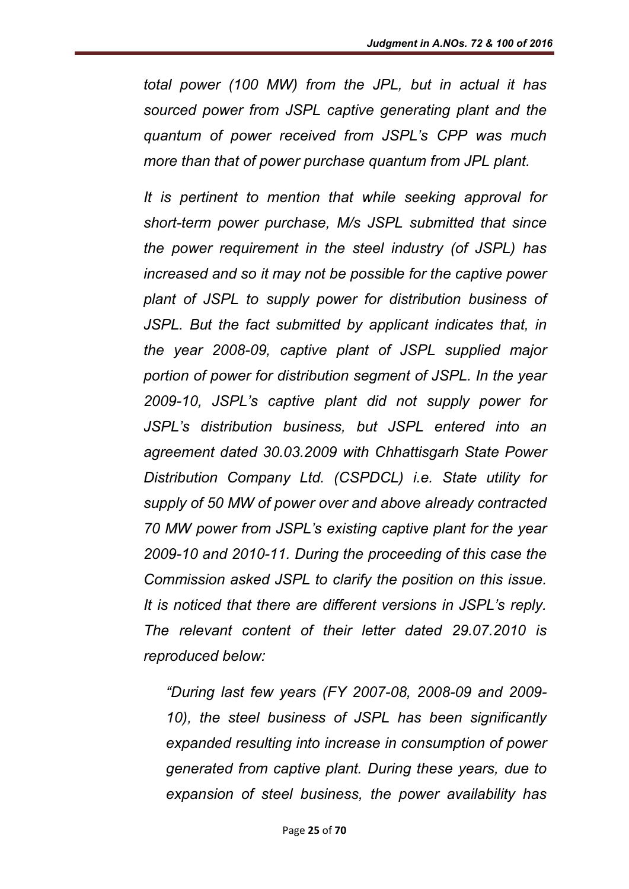*total power (100 MW) from the JPL, but in actual it has sourced power from JSPL captive generating plant and the quantum of power received from JSPL's CPP was much more than that of power purchase quantum from JPL plant.*

*It is pertinent to mention that while seeking approval for short-term power purchase, M/s JSPL submitted that since the power requirement in the steel industry (of JSPL) has increased and so it may not be possible for the captive power plant of JSPL to supply power for distribution business of JSPL. But the fact submitted by applicant indicates that, in the year 2008-09, captive plant of JSPL supplied major portion of power for distribution segment of JSPL. In the year 2009-10, JSPL's captive plant did not supply power for JSPL's distribution business, but JSPL entered into an agreement dated 30.03.2009 with Chhattisgarh State Power Distribution Company Ltd. (CSPDCL) i.e. State utility for supply of 50 MW of power over and above already contracted 70 MW power from JSPL's existing captive plant for the year 2009-10 and 2010-11. During the proceeding of this case the Commission asked JSPL to clarify the position on this issue. It is noticed that there are different versions in JSPL's reply. The relevant content of their letter dated 29.07.2010 is reproduced below:*

> *"During last few years (FY 2007-08, 2008-09 and 2009-10), the steel business of JSPL has been significantly expanded resulting into increase in consumption of power generated from captive plant. During these years, due to expansion of steel business, the power availability has*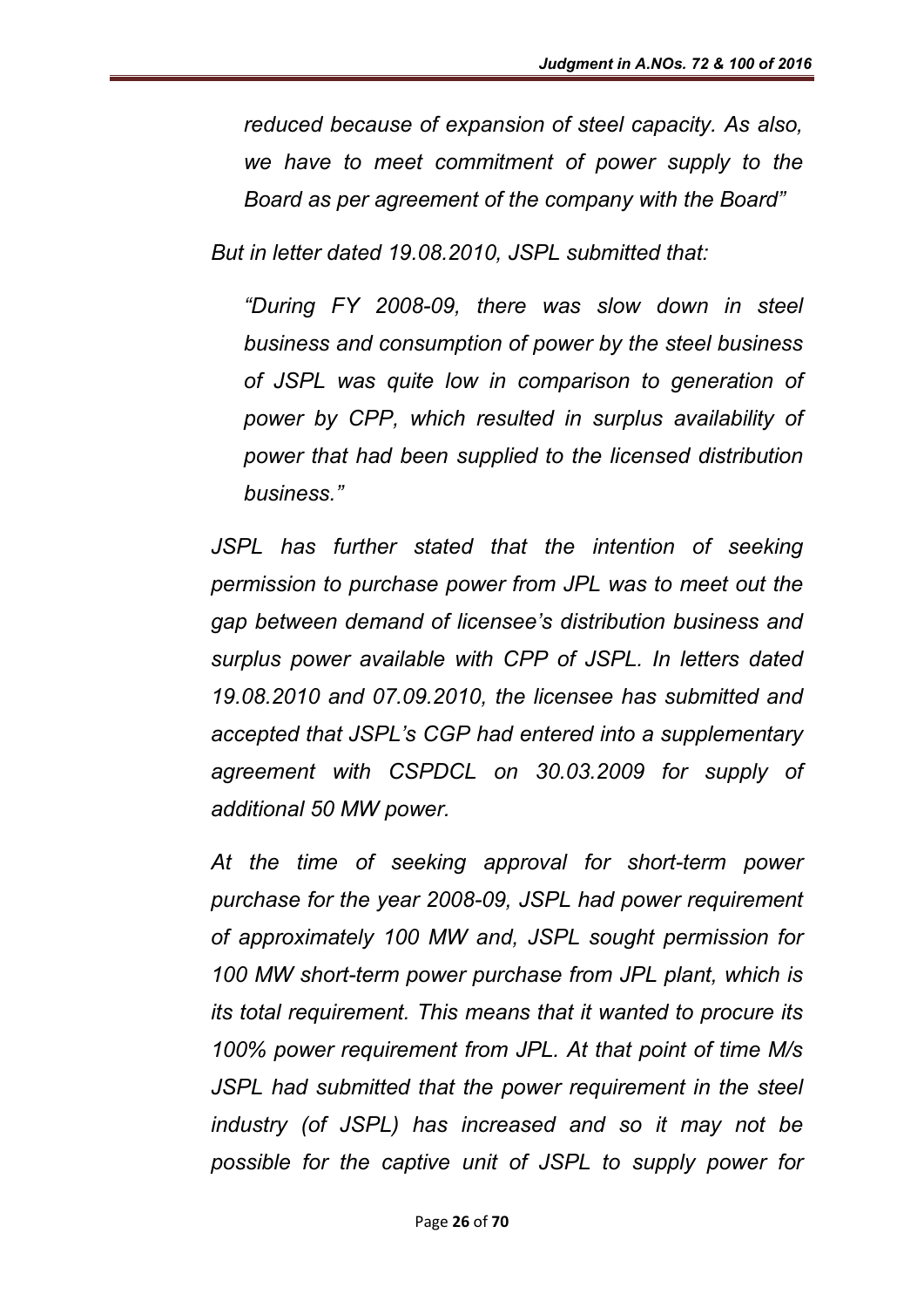*reduced because of expansion of steel capacity. As also, we have to meet commitment of power supply to the Board as per agreement of the company with the Board"*

*But in letter dated 19.08.2010, JSPL submitted that:*

> *"During FY 2008-09, there was slow down in steel business and consumption of power by the steel business of JSPL was quite low in comparison to generation of power by CPP, which resulted in surplus availability of power that had been supplied to the licensed distribution business."*

*JSPL has further stated that the intention of seeking permission to purchase power from JPL was to meet out the gap between demand of licensee's distribution business and surplus power available with CPP of JSPL. In letters dated 19.08.2010 and 07.09.2010, the licensee has submitted and accepted that JSPL's CGP had entered into a supplementary agreement with CSPDCL on 30.03.2009 for supply of additional 50 MW power.*

*At the time of seeking approval for short-term power purchase for the year 2008-09, JSPL had power requirement of approximately 100 MW and, JSPL sought permission for 100 MW short-term power purchase from JPL plant, which is its total requirement. This means that it wanted to procure its 100% power requirement from JPL. At that point of time M/s JSPL had submitted that the power requirement in the steel industry (of JSPL) has increased and so it may not be possible for the captive unit of JSPL to supply power for*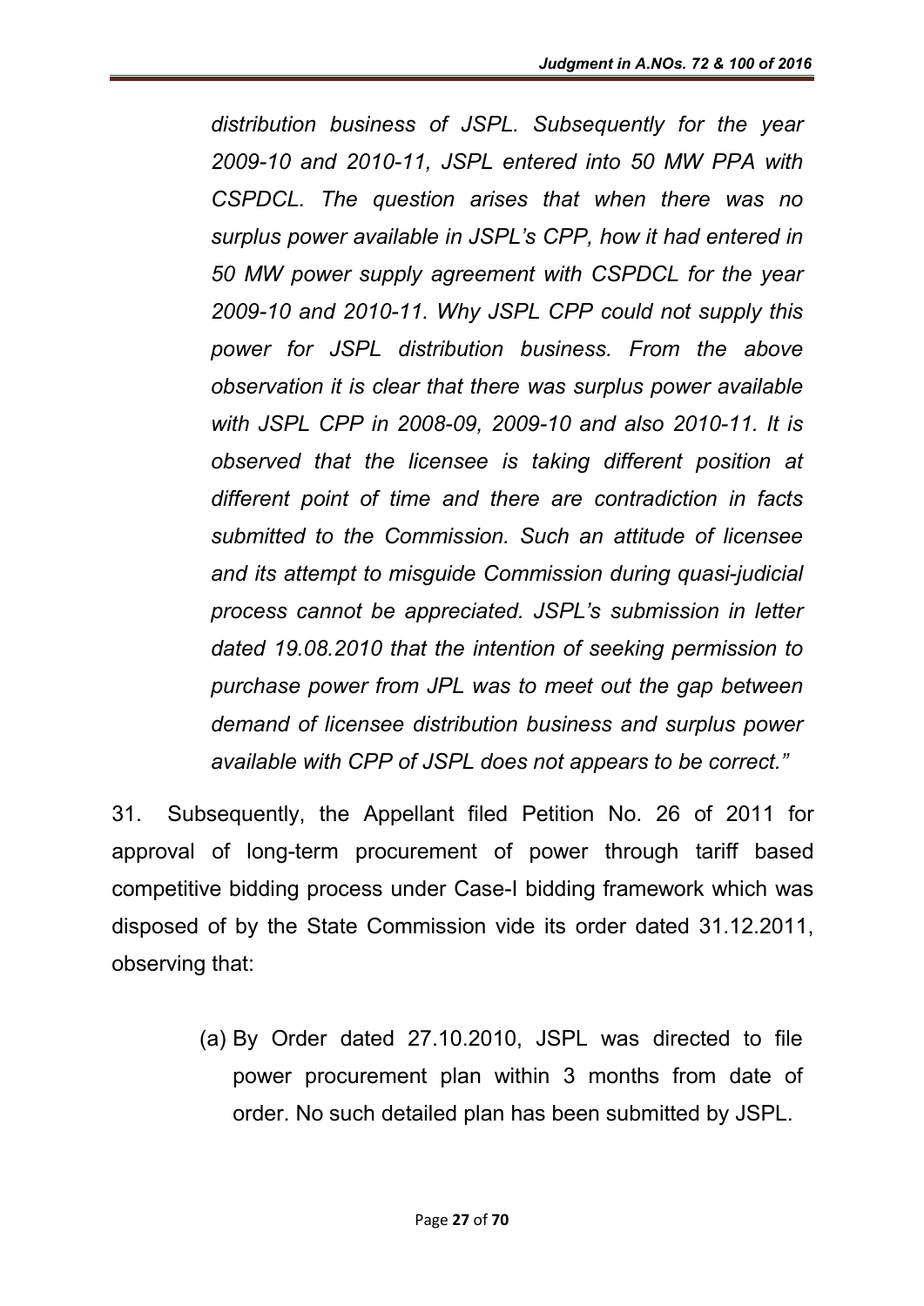*distribution business of JSPL. Subsequently for the year 2009-10 and 2010-11, JSPL entered into 50 MW PPA with CSPDCL. The question arises that when there was no surplus power available in JSPL's CPP, how it had entered in 50 MW power supply agreement with CSPDCL for the year 2009-10 and 2010-11. Why JSPL CPP could not supply this power for JSPL distribution business. From the above observation it is clear that there was surplus power available with JSPL CPP in 2008-09, 2009-10 and also 2010-11. It is observed that the licensee is taking different position at different point of time and there are contradiction in facts submitted to the Commission. Such an attitude of licensee and its attempt to misguide Commission during quasi-judicial process cannot be appreciated. JSPL's submission in letter dated 19.08.2010 that the intention of seeking permission to purchase power from JPL was to meet out the gap between demand of licensee distribution business and surplus power available with CPP of JSPL does not appears to be correct."*

31. Subsequently, the Appellant filed Petition No. 26 of 2011 for approval of long-term procurement of power through tariff based competitive bidding process under Case-I bidding framework which was disposed of by the State Commission vide its order dated 31.12.2011, observing that:

(a) By Order dated 27.10.2010, JSPL was directed to file power procurement plan within 3 months from date of order. No such detailed plan has been submitted by JSPL.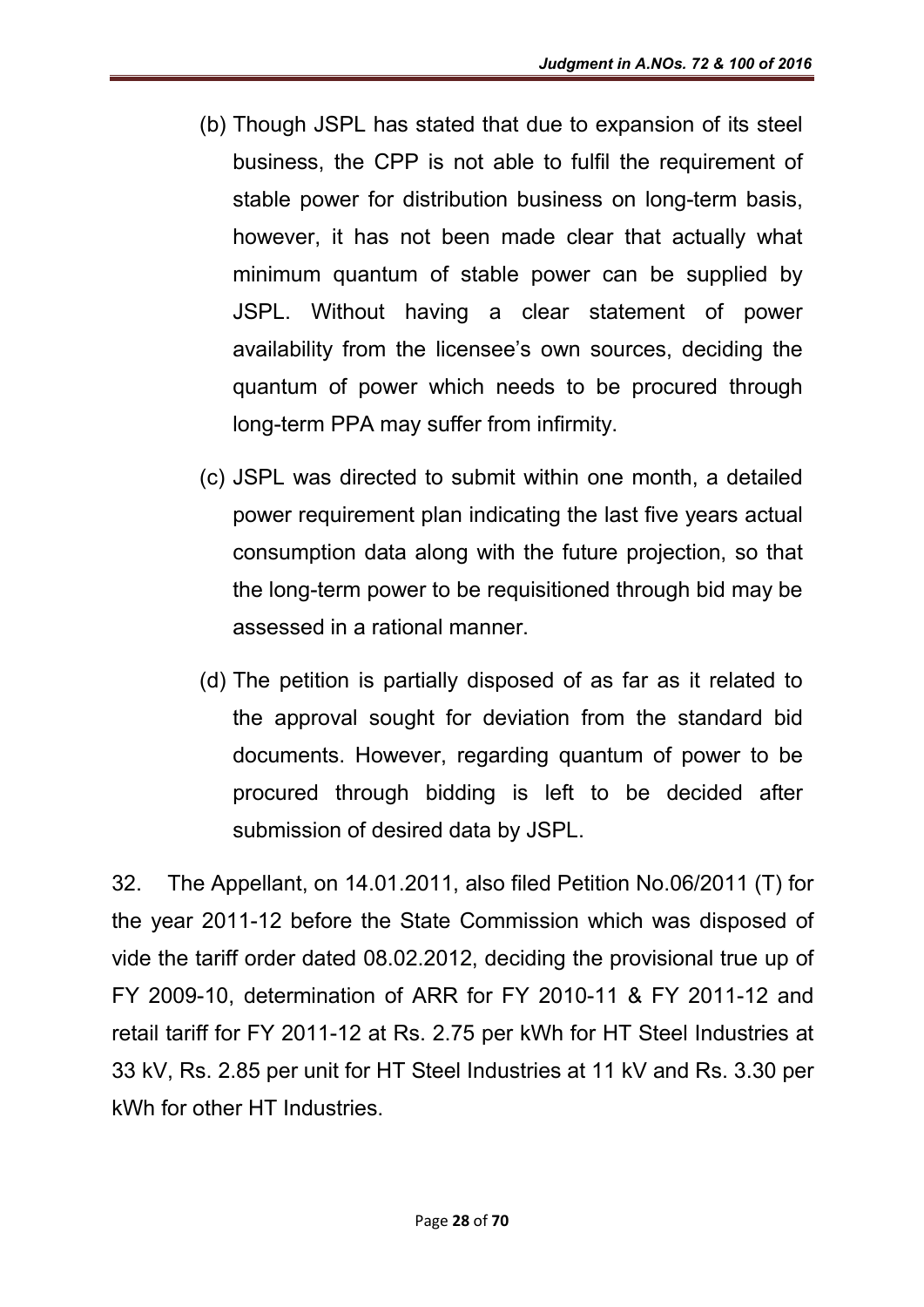(b) Though JSPL has stated that due to expansion of its steel business, the CPP is not able to fulfil the requirement of stable power for distribution business on long-term basis, however, it has not been made clear that actually what minimum quantum of stable power can be supplied by JSPL. Without having a clear statement of power availability from the licensee's own sources, deciding the quantum of power which needs to be procured through long-term PPA may suffer from infirmity.

(c) JSPL was directed to submit within one month, a detailed power requirement plan indicating the last five years actual consumption data along with the future projection, so that the long-term power to be requisitioned through bid may be assessed in a rational manner.

(d) The petition is partially disposed of as far as it related to the approval sought for deviation from the standard bid documents. However, regarding quantum of power to be procured through bidding is left to be decided after submission of desired data by JSPL.

32. The Appellant, on 14.01.2011, also filed Petition No.06/2011 (T) for the year 2011-12 before the State Commission which was disposed of vide the tariff order dated 08.02.2012, deciding the provisional true up of FY 2009-10, determination of ARR for FY 2010-11 & FY 2011-12 and retail tariff for FY 2011-12 at Rs. 2.75 per kWh for HT Steel Industries at 33 kV, Rs. 2.85 per unit for HT Steel Industries at 11 kV and Rs. 3.30 per kWh for other HT Industries.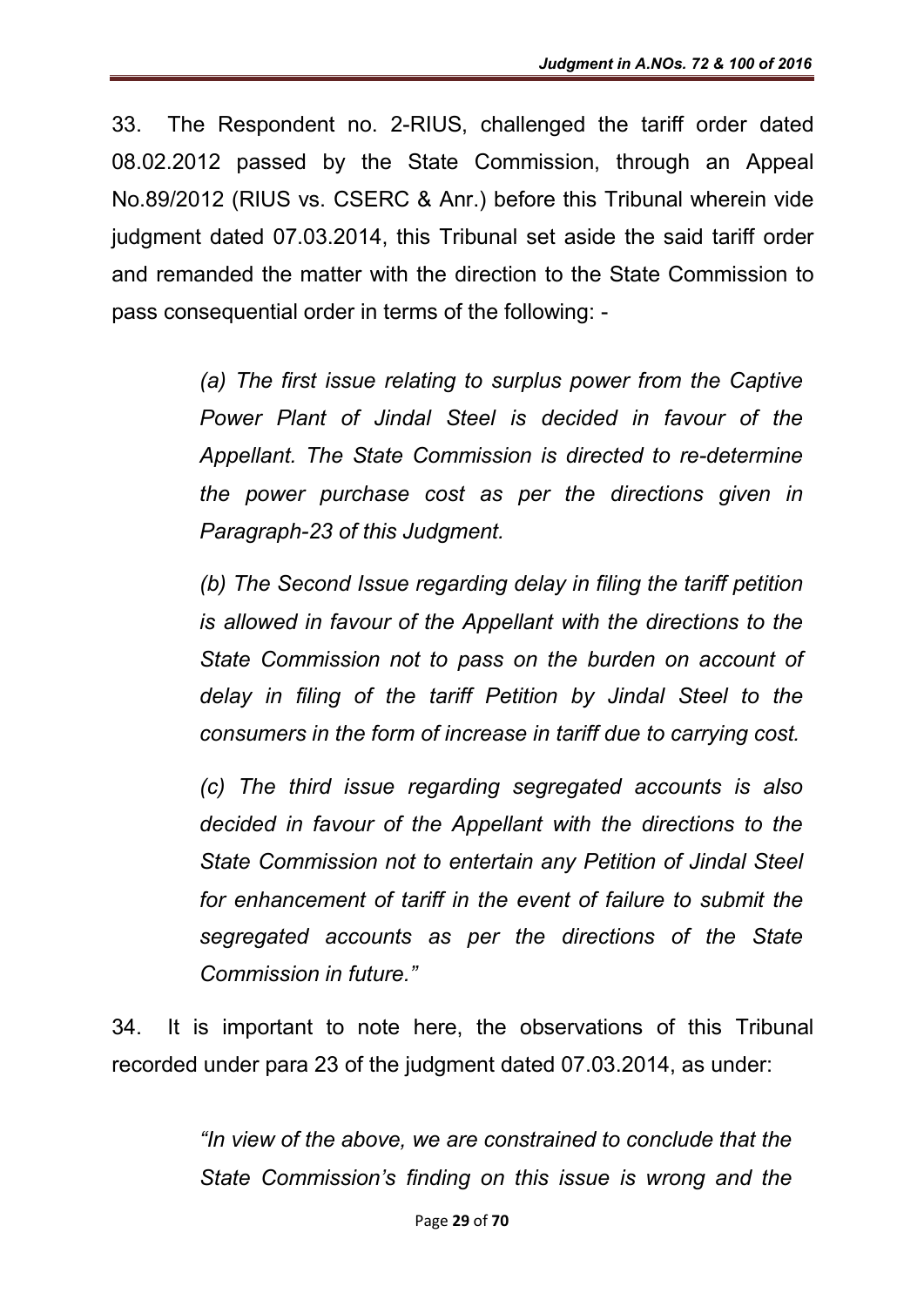33. The Respondent no. 2-RIUS, challenged the tariff order dated 08.02.2012 passed by the State Commission, through an Appeal No.89/2012 (RIUS vs. CSERC & Anr.) before this Tribunal wherein vide judgment dated 07.03.2014, this Tribunal set aside the said tariff order and remanded the matter with the direction to the State Commission to pass consequential order in terms of the following: -

> *(a) The first issue relating to surplus power from the Captive Power Plant of Jindal Steel is decided in favour of the Appellant. The State Commission is directed to re-determine the power purchase cost as per the directions given in Paragraph-23 of this Judgment.*
>
> *(b) The Second Issue regarding delay in filing the tariff petition is allowed in favour of the Appellant with the directions to the State Commission not to pass on the burden on account of delay in filing of the tariff Petition by Jindal Steel to the consumers in the form of increase in tariff due to carrying cost.*
>
> *(c) The third issue regarding segregated accounts is also decided in favour of the Appellant with the directions to the State Commission not to entertain any Petition of Jindal Steel for enhancement of tariff in the event of failure to submit the segregated accounts as per the directions of the State Commission in future."*

34. It is important to note here, the observations of this Tribunal recorded under para 23 of the judgment dated 07.03.2014, as under:

> *"In view of the above, we are constrained to conclude that the State Commission's finding on this issue is wrong and the*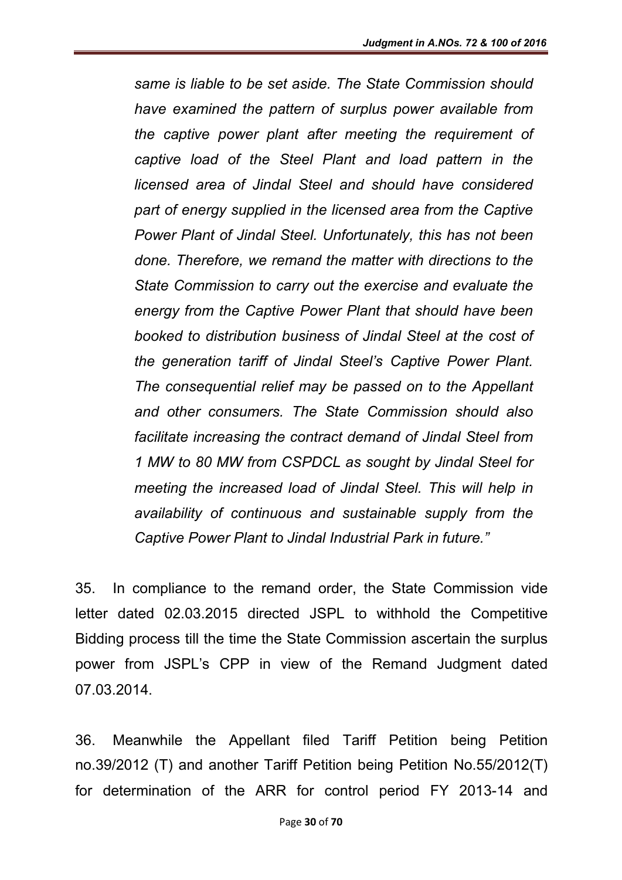*same is liable to be set aside. The State Commission should have examined the pattern of surplus power available from the captive power plant after meeting the requirement of captive load of the Steel Plant and load pattern in the licensed area of Jindal Steel and should have considered part of energy supplied in the licensed area from the Captive Power Plant of Jindal Steel. Unfortunately, this has not been done. Therefore, we remand the matter with directions to the State Commission to carry out the exercise and evaluate the energy from the Captive Power Plant that should have been booked to distribution business of Jindal Steel at the cost of the generation tariff of Jindal Steel's Captive Power Plant. The consequential relief may be passed on to the Appellant and other consumers. The State Commission should also facilitate increasing the contract demand of Jindal Steel from 1 MW to 80 MW from CSPDCL as sought by Jindal Steel for meeting the increased load of Jindal Steel. This will help in availability of continuous and sustainable supply from the Captive Power Plant to Jindal Industrial Park in future."*

35. In compliance to the remand order, the State Commission vide letter dated 02.03.2015 directed JSPL to withhold the Competitive Bidding process till the time the State Commission ascertain the surplus power from JSPL's CPP in view of the Remand Judgment dated 07.03.2014.

36. Meanwhile the Appellant filed Tariff Petition being Petition no.39/2012 (T) and another Tariff Petition being Petition No.55/2012(T) for determination of the ARR for control period FY 2013-14 and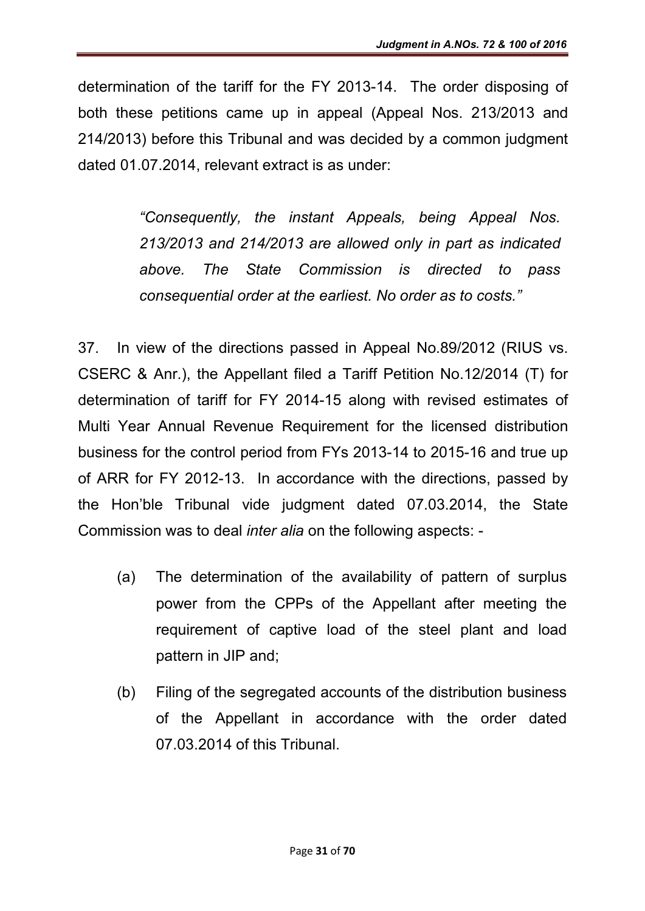determination of the tariff for the FY 2013-14. The order disposing of both these petitions came up in appeal (Appeal Nos. 213/2013 and 214/2013) before this Tribunal and was decided by a common judgment dated 01.07.2014, relevant extract is as under:

> *"Consequently, the instant Appeals, being Appeal Nos. 213/2013 and 214/2013 are allowed only in part as indicated above. The State Commission is directed to pass consequential order at the earliest. No order as to costs."*

37. In view of the directions passed in Appeal No.89/2012 (RIUS vs. CSERC & Anr.), the Appellant filed a Tariff Petition No.12/2014 (T) for determination of tariff for FY 2014-15 along with revised estimates of Multi Year Annual Revenue Requirement for the licensed distribution business for the control period from FYs 2013-14 to 2015-16 and true up of ARR for FY 2012-13. In accordance with the directions, passed by the Hon'ble Tribunal vide judgment dated 07.03.2014, the State Commission was to deal *inter alia* on the following aspects: -

(a) The determination of the availability of pattern of surplus power from the CPPs of the Appellant after meeting the requirement of captive load of the steel plant and load pattern in JIP and;

(b) Filing of the segregated accounts of the distribution business of the Appellant in accordance with the order dated 07.03.2014 of this Tribunal.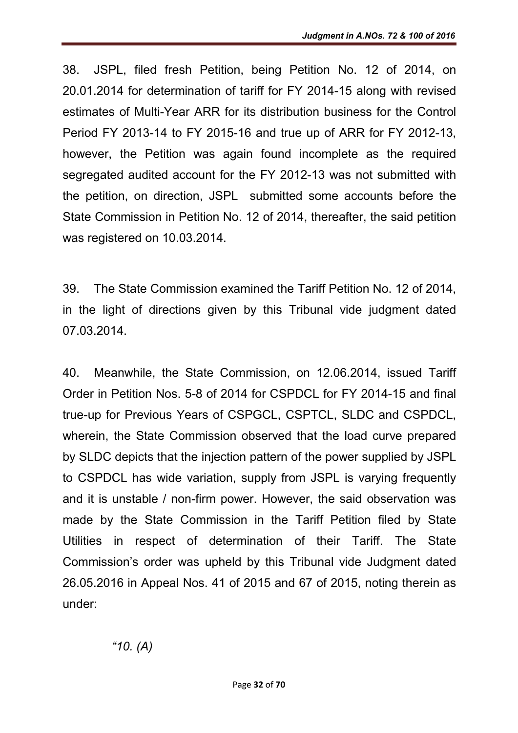38. JSPL, filed fresh Petition, being Petition No. 12 of 2014, on 20.01.2014 for determination of tariff for FY 2014-15 along with revised estimates of Multi-Year ARR for its distribution business for the Control Period FY 2013-14 to FY 2015-16 and true up of ARR for FY 2012-13, however, the Petition was again found incomplete as the required segregated audited account for the FY 2012-13 was not submitted with the petition, on direction, JSPL submitted some accounts before the State Commission in Petition No. 12 of 2014, thereafter, the said petition was registered on 10.03.2014.

39. The State Commission examined the Tariff Petition No. 12 of 2014, in the light of directions given by this Tribunal vide judgment dated 07.03.2014.

40. Meanwhile, the State Commission, on 12.06.2014, issued Tariff Order in Petition Nos. 5-8 of 2014 for CSPDCL for FY 2014-15 and final true-up for Previous Years of CSPGCL, CSPTCL, SLDC and CSPDCL, wherein, the State Commission observed that the load curve prepared by SLDC depicts that the injection pattern of the power supplied by JSPL to CSPDCL has wide variation, supply from JSPL is varying frequently and it is unstable / non-firm power. However, the said observation was made by the State Commission in the Tariff Petition filed by State Utilities in respect of determination of their Tariff. The State Commission's order was upheld by this Tribunal vide Judgment dated 26.05.2016 in Appeal Nos. 41 of 2015 and 67 of 2015, noting therein as under:

> *"10. (A)*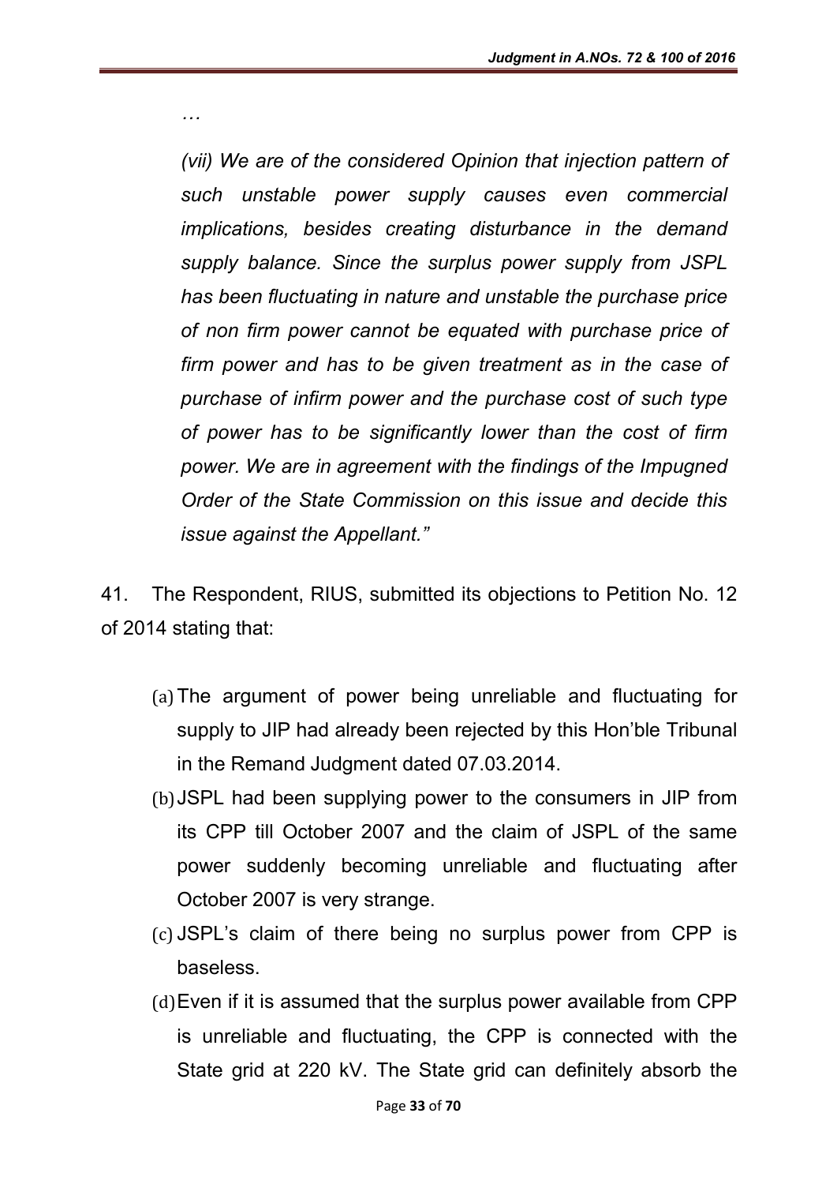*…*

*(vii) We are of the considered Opinion that injection pattern of such unstable power supply causes even commercial implications, besides creating disturbance in the demand supply balance. Since the surplus power supply from JSPL has been fluctuating in nature and unstable the purchase price of non firm power cannot be equated with purchase price of firm power and has to be given treatment as in the case of purchase of infirm power and the purchase cost of such type of power has to be significantly lower than the cost of firm power. We are in agreement with the findings of the Impugned Order of the State Commission on this issue and decide this issue against the Appellant."*

41. The Respondent, RIUS, submitted its objections to Petition No. 12 of 2014 stating that:

(a) The argument of power being unreliable and fluctuating for supply to JIP had already been rejected by this Hon'ble Tribunal in the Remand Judgment dated 07.03.2014.

(b) JSPL had been supplying power to the consumers in JIP from its CPP till October 2007 and the claim of JSPL of the same power suddenly becoming unreliable and fluctuating after October 2007 is very strange.

(c) JSPL's claim of there being no surplus power from CPP is baseless.

(d) Even if it is assumed that the surplus power available from CPP is unreliable and fluctuating, the CPP is connected with the State grid at 220 kV. The State grid can definitely absorb the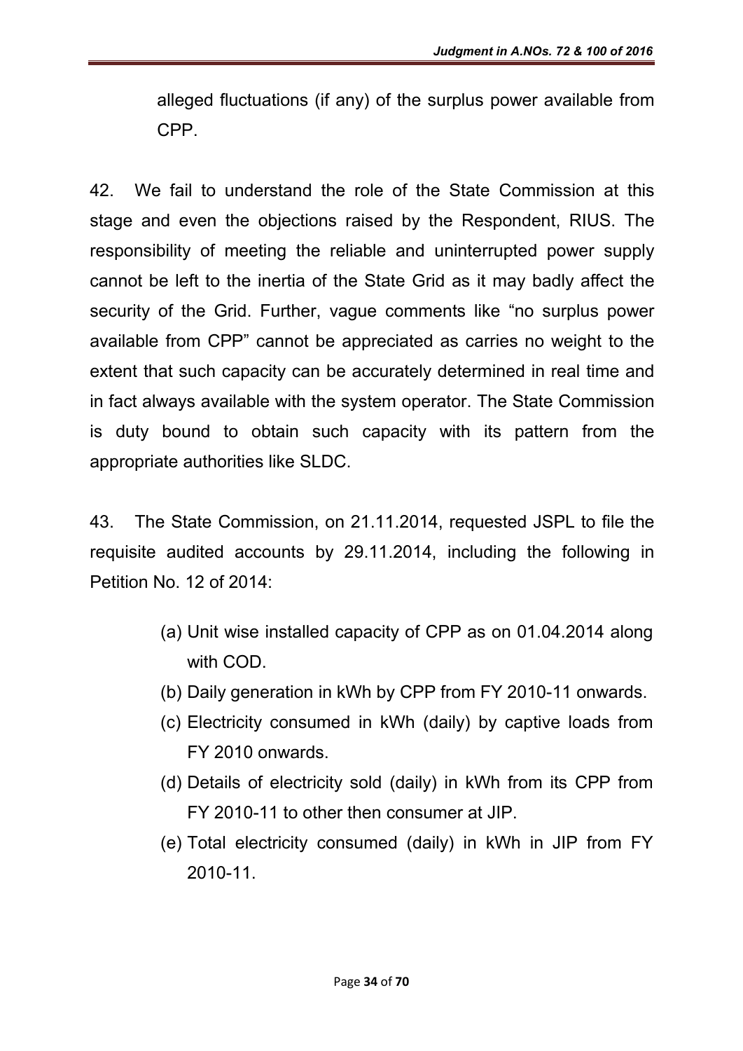alleged fluctuations (if any) of the surplus power available from CPP.

42. We fail to understand the role of the State Commission at this stage and even the objections raised by the Respondent, RIUS. The responsibility of meeting the reliable and uninterrupted power supply cannot be left to the inertia of the State Grid as it may badly affect the security of the Grid. Further, vague comments like "no surplus power available from CPP" cannot be appreciated as carries no weight to the extent that such capacity can be accurately determined in real time and in fact always available with the system operator. The State Commission is duty bound to obtain such capacity with its pattern from the appropriate authorities like SLDC.

43. The State Commission, on 21.11.2014, requested JSPL to file the requisite audited accounts by 29.11.2014, including the following in Petition No. 12 of 2014:

(a) Unit wise installed capacity of CPP as on 01.04.2014 along with COD.
(b) Daily generation in kWh by CPP from FY 2010-11 onwards.
(c) Electricity consumed in kWh (daily) by captive loads from FY 2010 onwards.
(d) Details of electricity sold (daily) in kWh from its CPP from FY 2010-11 to other then consumer at JIP.
(e) Total electricity consumed (daily) in kWh in JIP from FY 2010-11.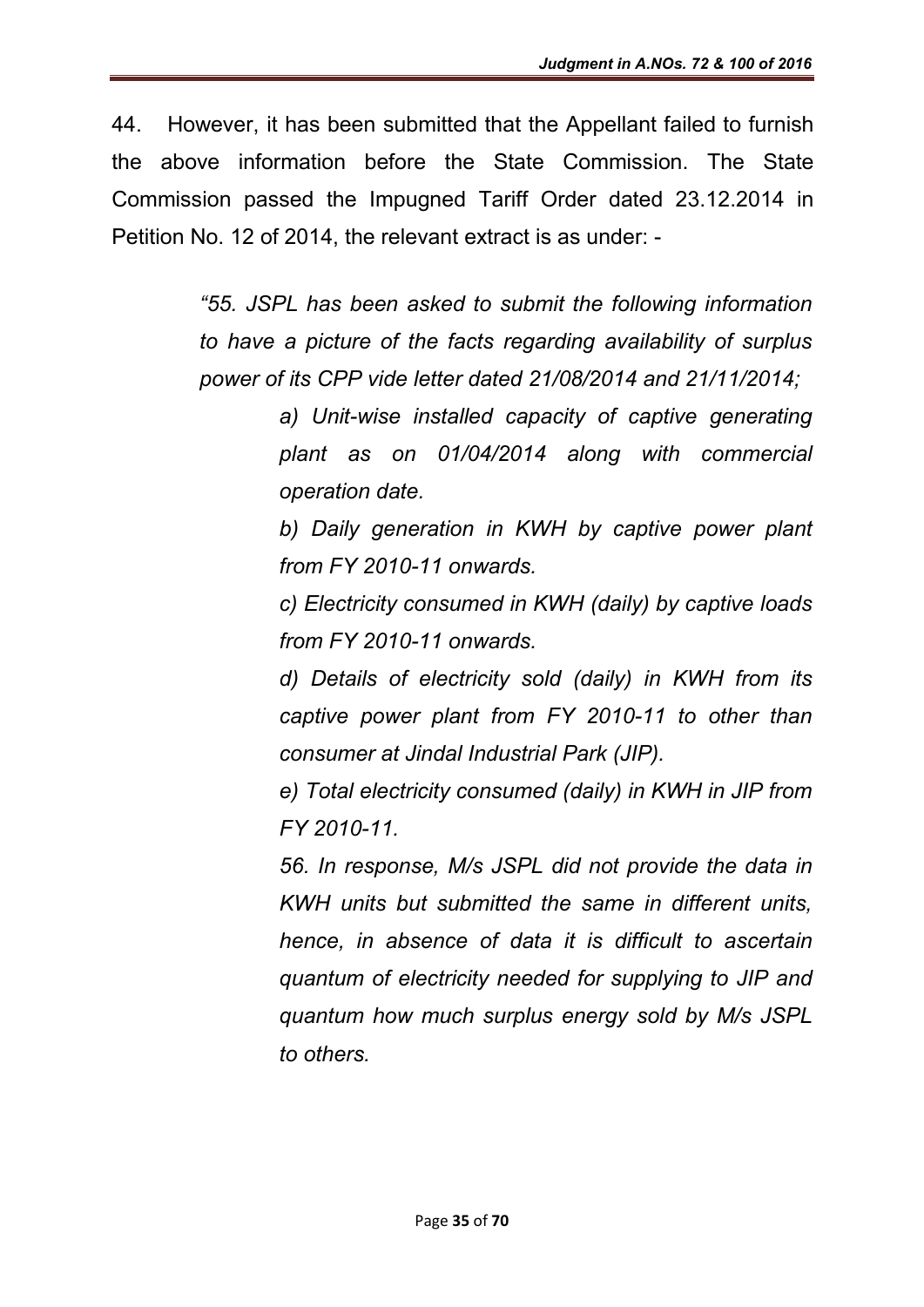44. However, it has been submitted that the Appellant failed to furnish the above information before the State Commission. The State Commission passed the Impugned Tariff Order dated 23.12.2014 in Petition No. 12 of 2014, the relevant extract is as under: -

> *"55. JSPL has been asked to submit the following information to have a picture of the facts regarding availability of surplus power of its CPP vide letter dated 21/08/2014 and 21/11/2014;*
>
> > *a) Unit-wise installed capacity of captive generating plant as on 01/04/2014 along with commercial operation date.*
> >
> > *b) Daily generation in KWH by captive power plant from FY 2010-11 onwards.*
> >
> > *c) Electricity consumed in KWH (daily) by captive loads from FY 2010-11 onwards.*
> >
> > *d) Details of electricity sold (daily) in KWH from its captive power plant from FY 2010-11 to other than consumer at Jindal Industrial Park (JIP).*
> >
> > *e) Total electricity consumed (daily) in KWH in JIP from FY 2010-11.*
> >
> > *56. In response, M/s JSPL did not provide the data in KWH units but submitted the same in different units, hence, in absence of data it is difficult to ascertain quantum of electricity needed for supplying to JIP and quantum how much surplus energy sold by M/s JSPL to others.*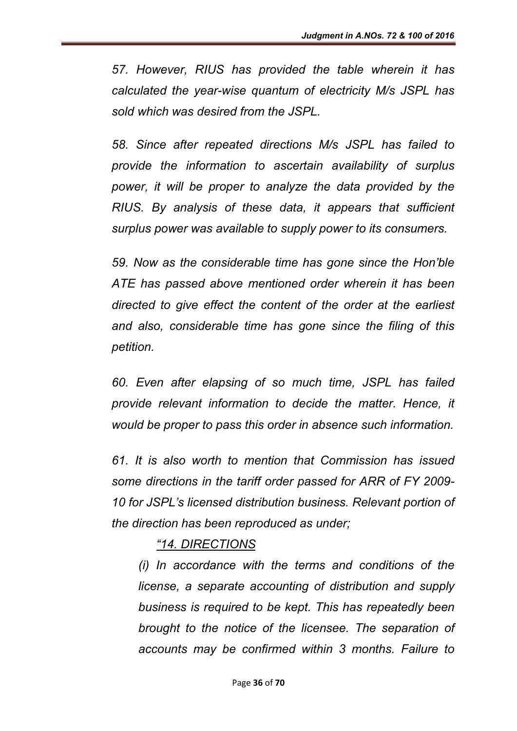*57. However, RIUS has provided the table wherein it has calculated the year-wise quantum of electricity M/s JSPL has sold which was desired from the JSPL.*

*58. Since after repeated directions M/s JSPL has failed to provide the information to ascertain availability of surplus power, it will be proper to analyze the data provided by the RIUS. By analysis of these data, it appears that sufficient surplus power was available to supply power to its consumers.*

*59. Now as the considerable time has gone since the Hon'ble ATE has passed above mentioned order wherein it has been directed to give effect the content of the order at the earliest and also, considerable time has gone since the filing of this petition.*

*60. Even after elapsing of so much time, JSPL has failed provide relevant information to decide the matter. Hence, it would be proper to pass this order in absence such information.*

*61. It is also worth to mention that Commission has issued some directions in the tariff order passed for ARR of FY 2009-10 for JSPL's licensed distribution business. Relevant portion of the direction has been reproduced as under;*

> *"14. DIRECTIONS*
>
> *(i) In accordance with the terms and conditions of the license, a separate accounting of distribution and supply business is required to be kept. This has repeatedly been brought to the notice of the licensee. The separation of accounts may be confirmed within 3 months. Failure to*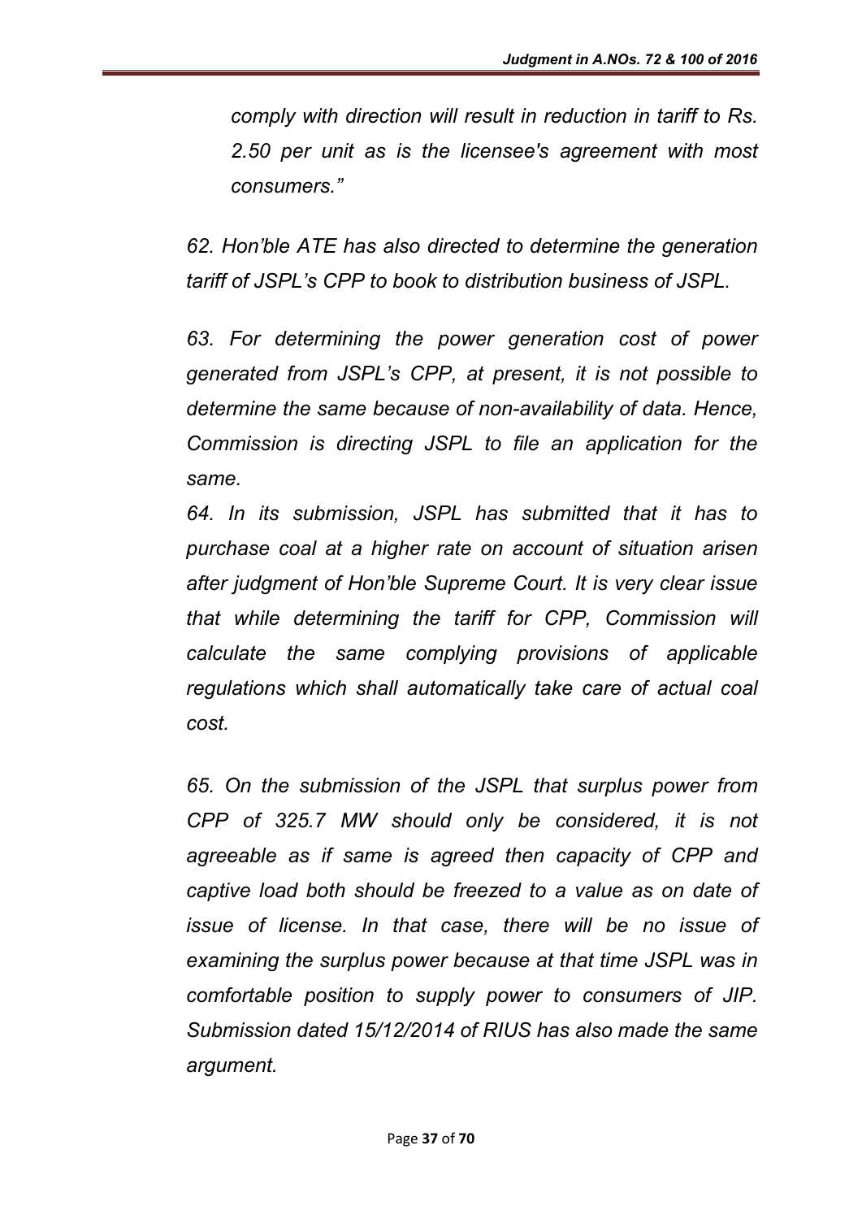*comply with direction will result in reduction in tariff to Rs. 2.50 per unit as is the licensee's agreement with most consumers."*

*62. Hon'ble ATE has also directed to determine the generation tariff of JSPL's CPP to book to distribution business of JSPL.*

*63. For determining the power generation cost of power generated from JSPL's CPP, at present, it is not possible to determine the same because of non-availability of data. Hence, Commission is directing JSPL to file an application for the same.*

*64. In its submission, JSPL has submitted that it has to purchase coal at a higher rate on account of situation arisen after judgment of Hon'ble Supreme Court. It is very clear issue that while determining the tariff for CPP, Commission will calculate the same complying provisions of applicable regulations which shall automatically take care of actual coal cost.*

*65. On the submission of the JSPL that surplus power from CPP of 325.7 MW should only be considered, it is not agreeable as if same is agreed then capacity of CPP and captive load both should be freezed to a value as on date of issue of license. In that case, there will be no issue of examining the surplus power because at that time JSPL was in comfortable position to supply power to consumers of JIP. Submission dated 15/12/2014 of RIUS has also made the same argument.*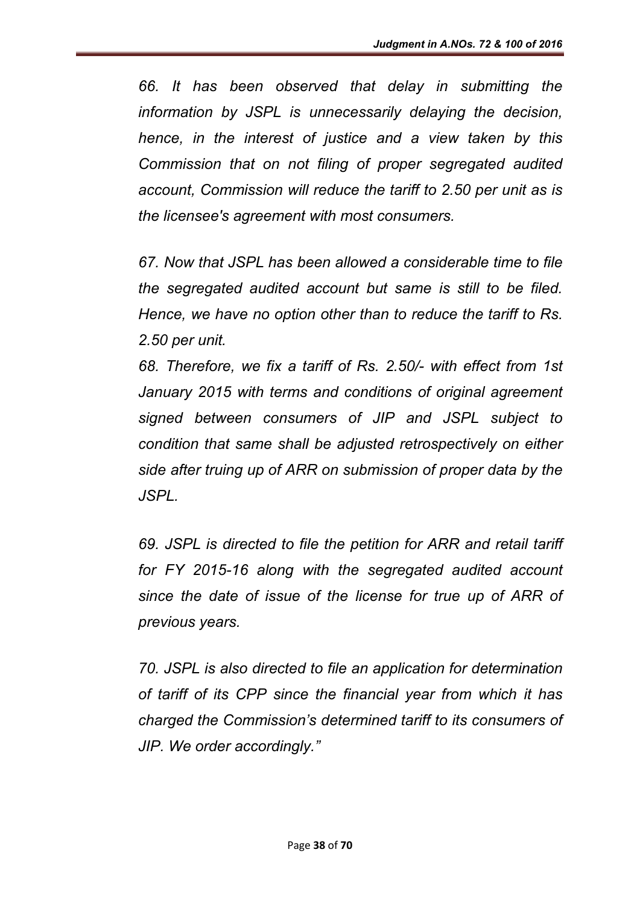*66. It has been observed that delay in submitting the information by JSPL is unnecessarily delaying the decision, hence, in the interest of justice and a view taken by this Commission that on not filing of proper segregated audited account, Commission will reduce the tariff to 2.50 per unit as is the licensee's agreement with most consumers.*

*67. Now that JSPL has been allowed a considerable time to file the segregated audited account but same is still to be filed. Hence, we have no option other than to reduce the tariff to Rs. 2.50 per unit.*

*68. Therefore, we fix a tariff of Rs. 2.50/- with effect from 1st January 2015 with terms and conditions of original agreement signed between consumers of JIP and JSPL subject to condition that same shall be adjusted retrospectively on either side after truing up of ARR on submission of proper data by the JSPL.*

*69. JSPL is directed to file the petition for ARR and retail tariff for FY 2015-16 along with the segregated audited account since the date of issue of the license for true up of ARR of previous years.*

*70. JSPL is also directed to file an application for determination of tariff of its CPP since the financial year from which it has charged the Commission's determined tariff to its consumers of JIP. We order accordingly."*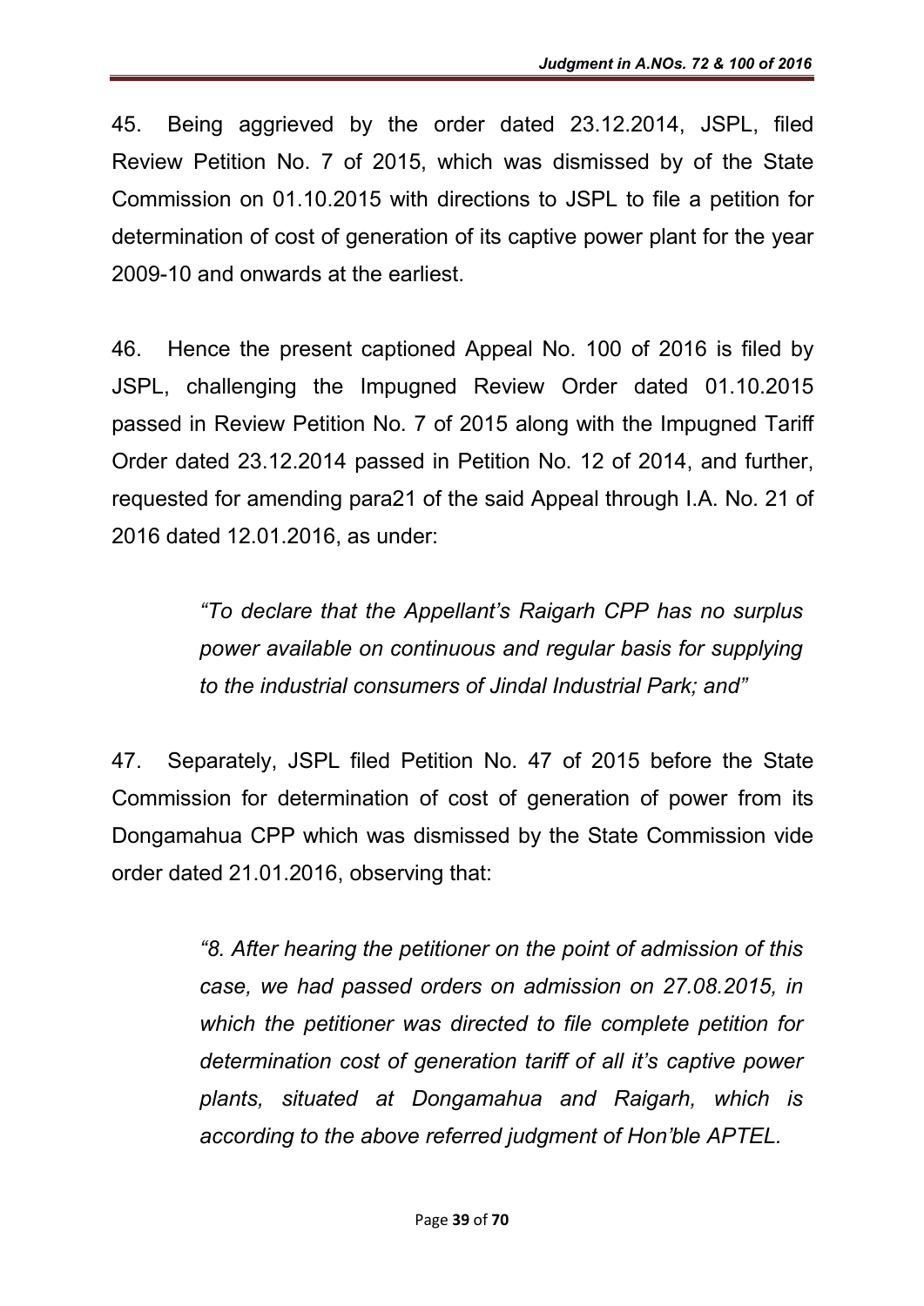45. Being aggrieved by the order dated 23.12.2014, JSPL, filed Review Petition No. 7 of 2015, which was dismissed by of the State Commission on 01.10.2015 with directions to JSPL to file a petition for determination of cost of generation of its captive power plant for the year 2009-10 and onwards at the earliest.

46. Hence the present captioned Appeal No. 100 of 2016 is filed by JSPL, challenging the Impugned Review Order dated 01.10.2015 passed in Review Petition No. 7 of 2015 along with the Impugned Tariff Order dated 23.12.2014 passed in Petition No. 12 of 2014, and further, requested for amending para21 of the said Appeal through I.A. No. 21 of 2016 dated 12.01.2016, as under:

> *"To declare that the Appellant's Raigarh CPP has no surplus power available on continuous and regular basis for supplying to the industrial consumers of Jindal Industrial Park; and"*

47. Separately, JSPL filed Petition No. 47 of 2015 before the State Commission for determination of cost of generation of power from its Dongamahua CPP which was dismissed by the State Commission vide order dated 21.01.2016, observing that:

> *"8. After hearing the petitioner on the point of admission of this case, we had passed orders on admission on 27.08.2015, in which the petitioner was directed to file complete petition for determination cost of generation tariff of all it's captive power plants, situated at Dongamahua and Raigarh, which is according to the above referred judgment of Hon'ble APTEL.*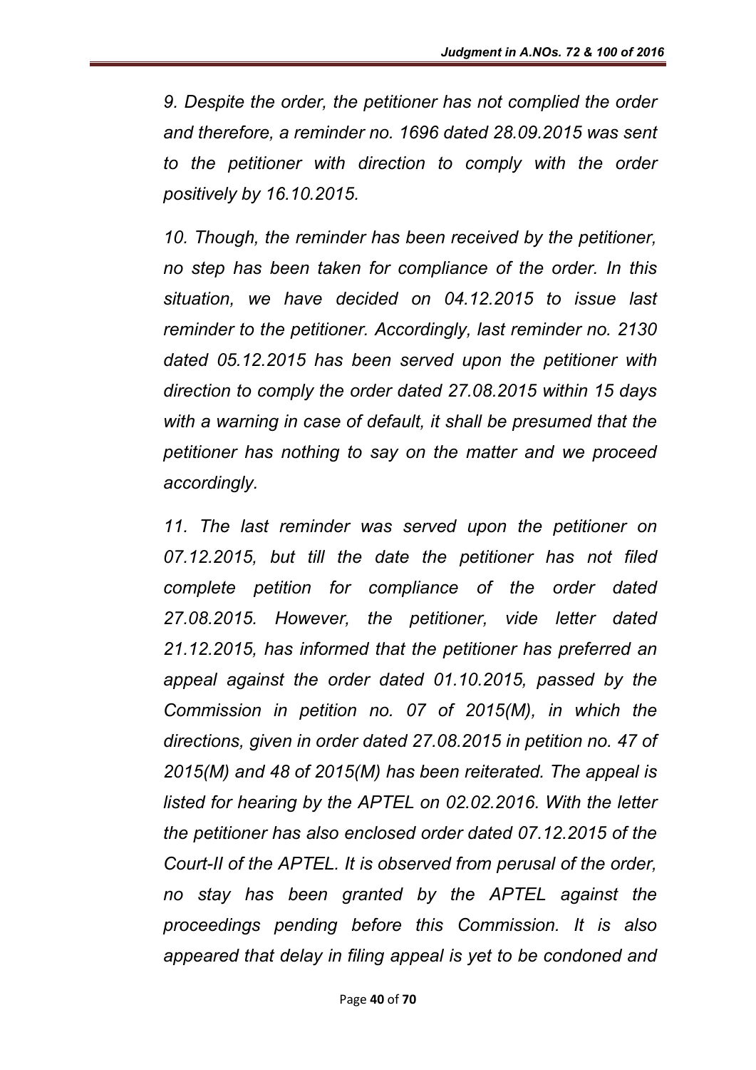*9. Despite the order, the petitioner has not complied the order and therefore, a reminder no. 1696 dated 28.09.2015 was sent to the petitioner with direction to comply with the order positively by 16.10.2015.*

*10. Though, the reminder has been received by the petitioner, no step has been taken for compliance of the order. In this situation, we have decided on 04.12.2015 to issue last reminder to the petitioner. Accordingly, last reminder no. 2130 dated 05.12.2015 has been served upon the petitioner with direction to comply the order dated 27.08.2015 within 15 days with a warning in case of default, it shall be presumed that the petitioner has nothing to say on the matter and we proceed accordingly.*

*11. The last reminder was served upon the petitioner on 07.12.2015, but till the date the petitioner has not filed complete petition for compliance of the order dated 27.08.2015. However, the petitioner, vide letter dated 21.12.2015, has informed that the petitioner has preferred an appeal against the order dated 01.10.2015, passed by the Commission in petition no. 07 of 2015(M), in which the directions, given in order dated 27.08.2015 in petition no. 47 of 2015(M) and 48 of 2015(M) has been reiterated. The appeal is listed for hearing by the APTEL on 02.02.2016. With the letter the petitioner has also enclosed order dated 07.12.2015 of the Court-II of the APTEL. It is observed from perusal of the order, no stay has been granted by the APTEL against the proceedings pending before this Commission. It is also appeared that delay in filing appeal is yet to be condoned and*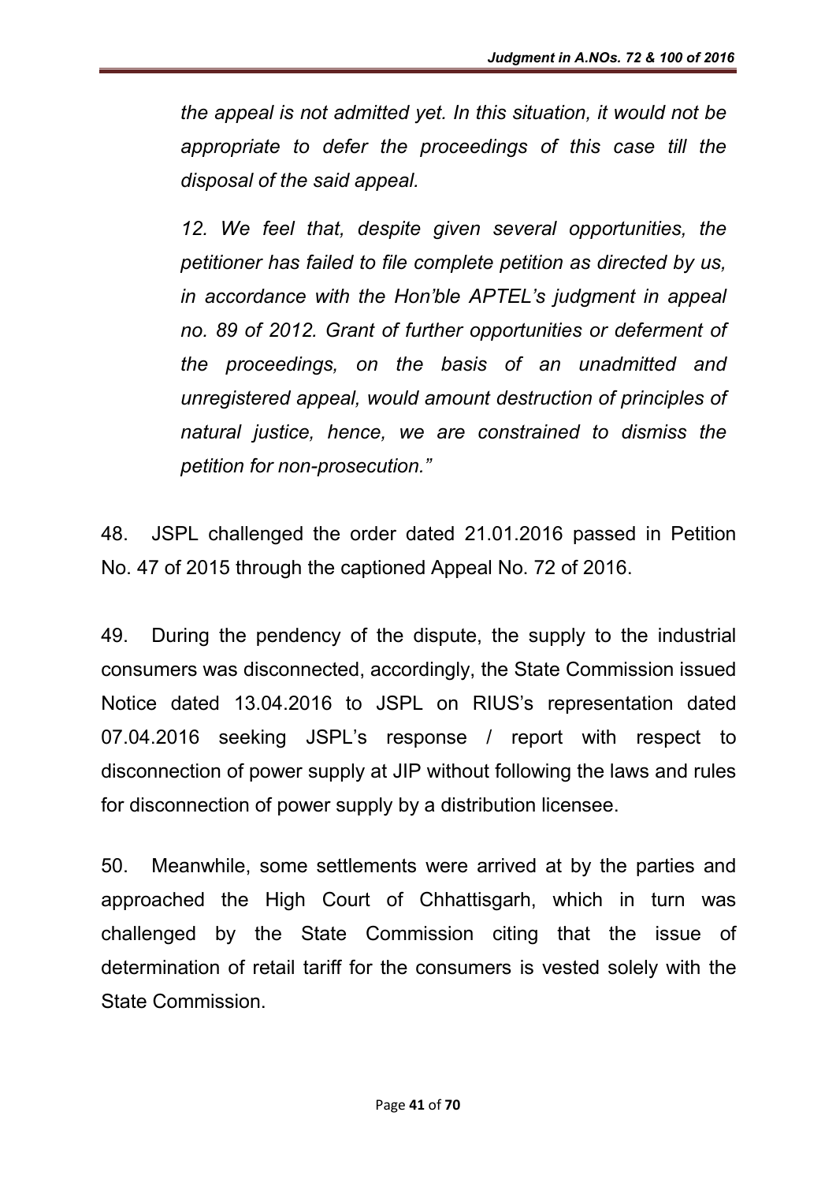*the appeal is not admitted yet. In this situation, it would not be appropriate to defer the proceedings of this case till the disposal of the said appeal.*

*12. We feel that, despite given several opportunities, the petitioner has failed to file complete petition as directed by us, in accordance with the Hon'ble APTEL's judgment in appeal no. 89 of 2012. Grant of further opportunities or deferment of the proceedings, on the basis of an unadmitted and unregistered appeal, would amount destruction of principles of natural justice, hence, we are constrained to dismiss the petition for non-prosecution."*

48. JSPL challenged the order dated 21.01.2016 passed in Petition No. 47 of 2015 through the captioned Appeal No. 72 of 2016.

49. During the pendency of the dispute, the supply to the industrial consumers was disconnected, accordingly, the State Commission issued Notice dated 13.04.2016 to JSPL on RIUS's representation dated 07.04.2016 seeking JSPL's response / report with respect to disconnection of power supply at JIP without following the laws and rules for disconnection of power supply by a distribution licensee.

50. Meanwhile, some settlements were arrived at by the parties and approached the High Court of Chhattisgarh, which in turn was challenged by the State Commission citing that the issue of determination of retail tariff for the consumers is vested solely with the State Commission.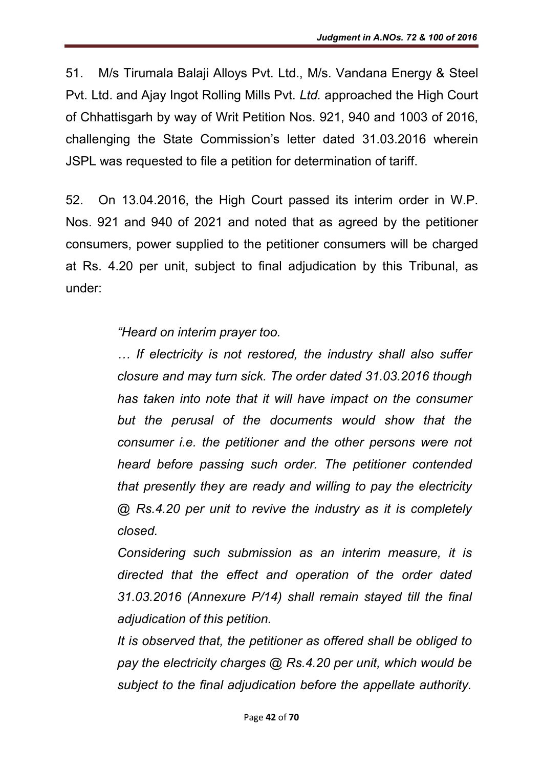51. M/s Tirumala Balaji Alloys Pvt. Ltd., M/s. Vandana Energy & Steel Pvt. Ltd. and Ajay Ingot Rolling Mills Pvt. *Ltd.* approached the High Court of Chhattisgarh by way of Writ Petition Nos. 921, 940 and 1003 of 2016, challenging the State Commission's letter dated 31.03.2016 wherein JSPL was requested to file a petition for determination of tariff.

52. On 13.04.2016, the High Court passed its interim order in W.P. Nos. 921 and 940 of 2021 and noted that as agreed by the petitioner consumers, power supplied to the petitioner consumers will be charged at Rs. 4.20 per unit, subject to final adjudication by this Tribunal, as under:

> *"Heard on interim prayer too.*
>
> *… If electricity is not restored, the industry shall also suffer closure and may turn sick. The order dated 31.03.2016 though has taken into note that it will have impact on the consumer but the perusal of the documents would show that the consumer i.e. the petitioner and the other persons were not heard before passing such order. The petitioner contended that presently they are ready and willing to pay the electricity @ Rs.4.20 per unit to revive the industry as it is completely closed.*
>
> *Considering such submission as an interim measure, it is directed that the effect and operation of the order dated 31.03.2016 (Annexure P/14) shall remain stayed till the final adjudication of this petition.*
>
> *It is observed that, the petitioner as offered shall be obliged to pay the electricity charges @ Rs.4.20 per unit, which would be subject to the final adjudication before the appellate authority.*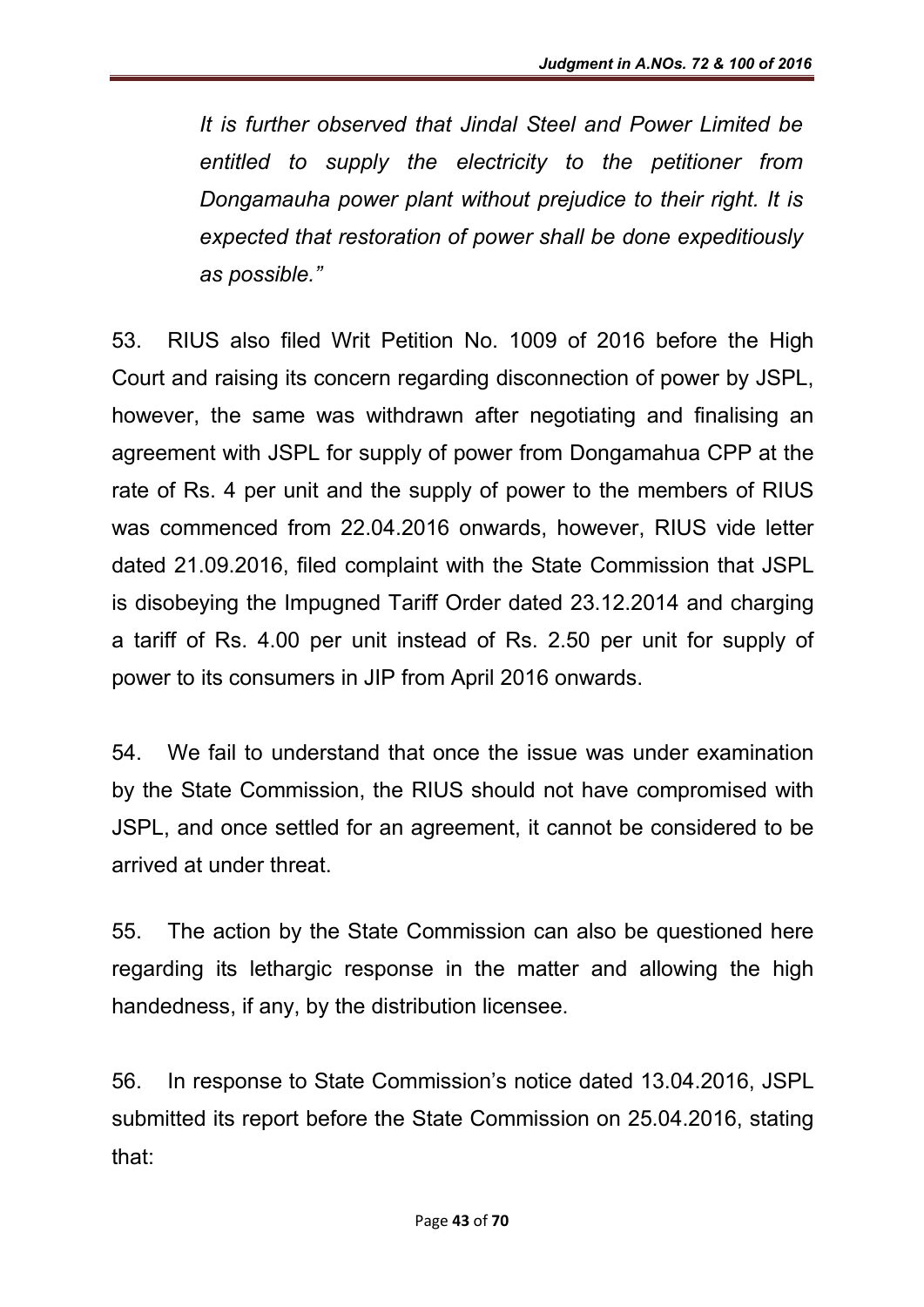*It is further observed that Jindal Steel and Power Limited be entitled to supply the electricity to the petitioner from Dongamauha power plant without prejudice to their right. It is expected that restoration of power shall be done expeditiously as possible."*

53. RIUS also filed Writ Petition No. 1009 of 2016 before the High Court and raising its concern regarding disconnection of power by JSPL, however, the same was withdrawn after negotiating and finalising an agreement with JSPL for supply of power from Dongamahua CPP at the rate of Rs. 4 per unit and the supply of power to the members of RIUS was commenced from 22.04.2016 onwards, however, RIUS vide letter dated 21.09.2016, filed complaint with the State Commission that JSPL is disobeying the Impugned Tariff Order dated 23.12.2014 and charging a tariff of Rs. 4.00 per unit instead of Rs. 2.50 per unit for supply of power to its consumers in JIP from April 2016 onwards.

54. We fail to understand that once the issue was under examination by the State Commission, the RIUS should not have compromised with JSPL, and once settled for an agreement, it cannot be considered to be arrived at under threat.

55. The action by the State Commission can also be questioned here regarding its lethargic response in the matter and allowing the high handedness, if any, by the distribution licensee.

56. In response to State Commission's notice dated 13.04.2016, JSPL submitted its report before the State Commission on 25.04.2016, stating that: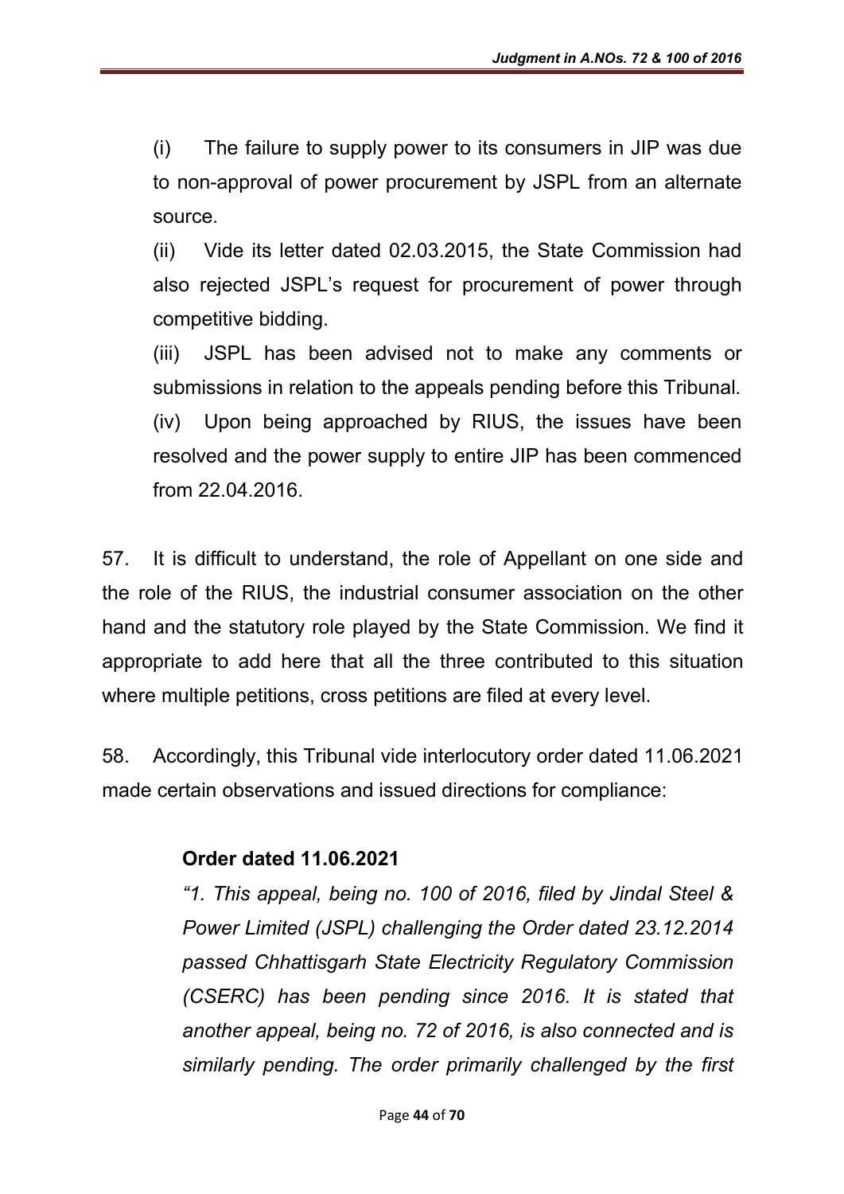(i) The failure to supply power to its consumers in JIP was due to non-approval of power procurement by JSPL from an alternate source.

(ii) Vide its letter dated 02.03.2015, the State Commission had also rejected JSPL's request for procurement of power through competitive bidding.

(iii) JSPL has been advised not to make any comments or submissions in relation to the appeals pending before this Tribunal.

(iv) Upon being approached by RIUS, the issues have been resolved and the power supply to entire JIP has been commenced from 22.04.2016.

57. It is difficult to understand, the role of Appellant on one side and the role of the RIUS, the industrial consumer association on the other hand and the statutory role played by the State Commission. We find it appropriate to add here that all the three contributed to this situation where multiple petitions, cross petitions are filed at every level.

58. Accordingly, this Tribunal vide interlocutory order dated 11.06.2021 made certain observations and issued directions for compliance:

**Order dated 11.06.2021**

*"1. This appeal, being no. 100 of 2016, filed by Jindal Steel & Power Limited (JSPL) challenging the Order dated 23.12.2014 passed Chhattisgarh State Electricity Regulatory Commission (CSERC) has been pending since 2016. It is stated that another appeal, being no. 72 of 2016, is also connected and is similarly pending. The order primarily challenged by the first*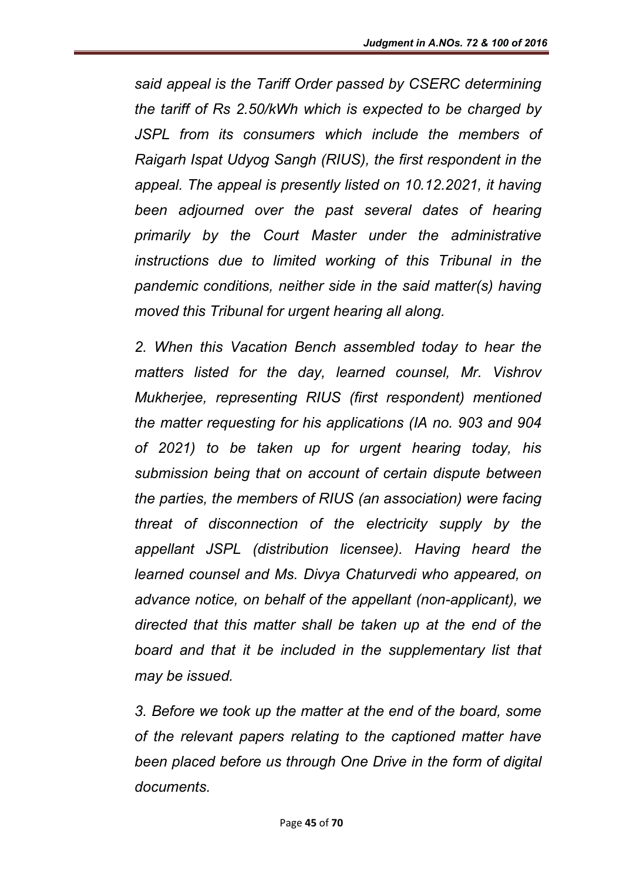*said appeal is the Tariff Order passed by CSERC determining the tariff of Rs 2.50/kWh which is expected to be charged by JSPL from its consumers which include the members of Raigarh Ispat Udyog Sangh (RIUS), the first respondent in the appeal. The appeal is presently listed on 10.12.2021, it having been adjourned over the past several dates of hearing primarily by the Court Master under the administrative instructions due to limited working of this Tribunal in the pandemic conditions, neither side in the said matter(s) having moved this Tribunal for urgent hearing all along.*

*2. When this Vacation Bench assembled today to hear the matters listed for the day, learned counsel, Mr. Vishrov Mukherjee, representing RIUS (first respondent) mentioned the matter requesting for his applications (IA no. 903 and 904 of 2021) to be taken up for urgent hearing today, his submission being that on account of certain dispute between the parties, the members of RIUS (an association) were facing threat of disconnection of the electricity supply by the appellant JSPL (distribution licensee). Having heard the learned counsel and Ms. Divya Chaturvedi who appeared, on advance notice, on behalf of the appellant (non-applicant), we directed that this matter shall be taken up at the end of the board and that it be included in the supplementary list that may be issued.*

*3. Before we took up the matter at the end of the board, some of the relevant papers relating to the captioned matter have been placed before us through One Drive in the form of digital documents.*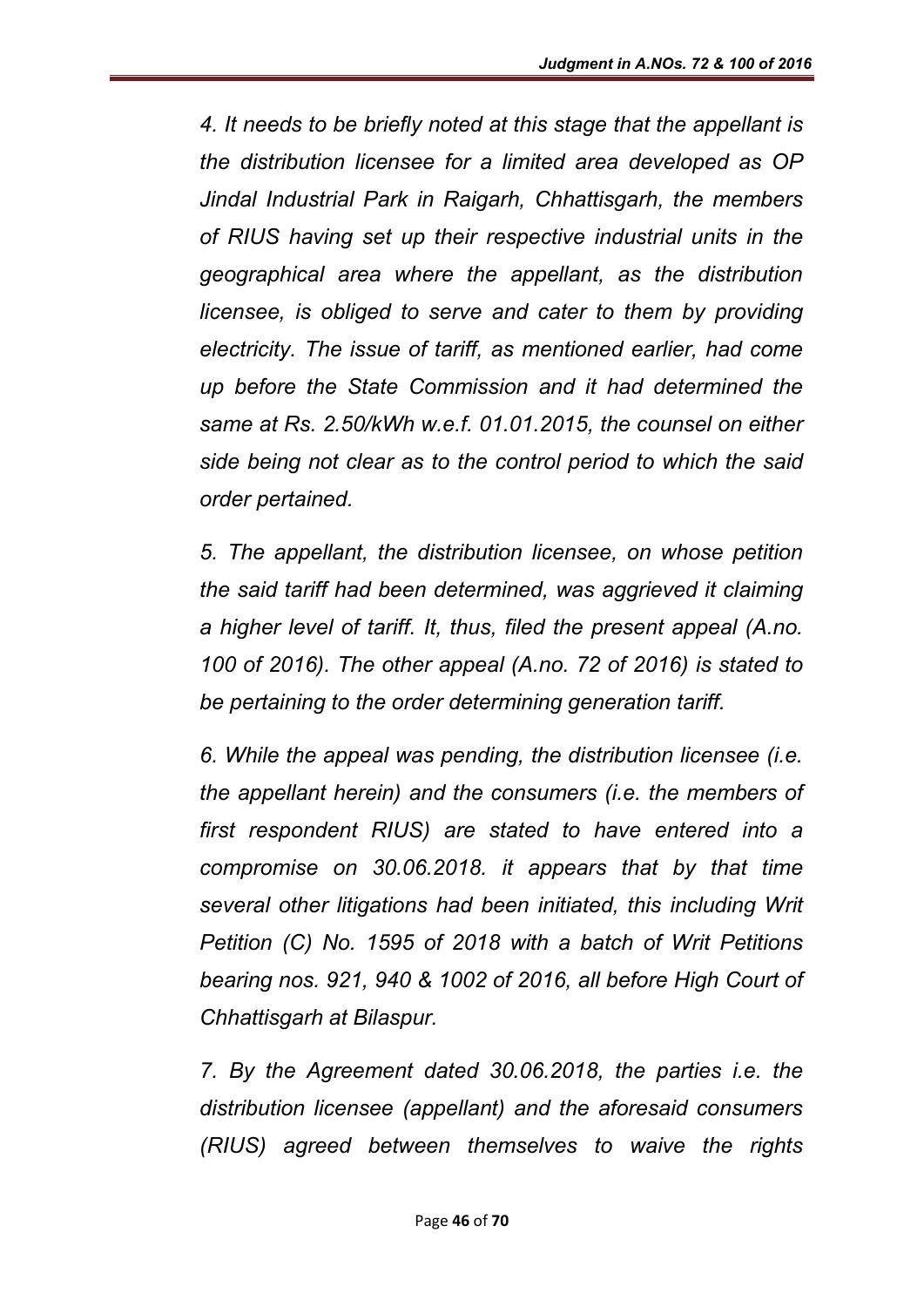*4. It needs to be briefly noted at this stage that the appellant is the distribution licensee for a limited area developed as OP Jindal Industrial Park in Raigarh, Chhattisgarh, the members of RIUS having set up their respective industrial units in the geographical area where the appellant, as the distribution licensee, is obliged to serve and cater to them by providing electricity. The issue of tariff, as mentioned earlier, had come up before the State Commission and it had determined the same at Rs. 2.50/kWh w.e.f. 01.01.2015, the counsel on either side being not clear as to the control period to which the said order pertained.*

*5. The appellant, the distribution licensee, on whose petition the said tariff had been determined, was aggrieved it claiming a higher level of tariff. It, thus, filed the present appeal (A.no. 100 of 2016). The other appeal (A.no. 72 of 2016) is stated to be pertaining to the order determining generation tariff.*

*6. While the appeal was pending, the distribution licensee (i.e. the appellant herein) and the consumers (i.e. the members of first respondent RIUS) are stated to have entered into a compromise on 30.06.2018. it appears that by that time several other litigations had been initiated, this including Writ Petition (C) No. 1595 of 2018 with a batch of Writ Petitions bearing nos. 921, 940 & 1002 of 2016, all before High Court of Chhattisgarh at Bilaspur.*

*7. By the Agreement dated 30.06.2018, the parties i.e. the distribution licensee (appellant) and the aforesaid consumers (RIUS) agreed between themselves to waive the rights*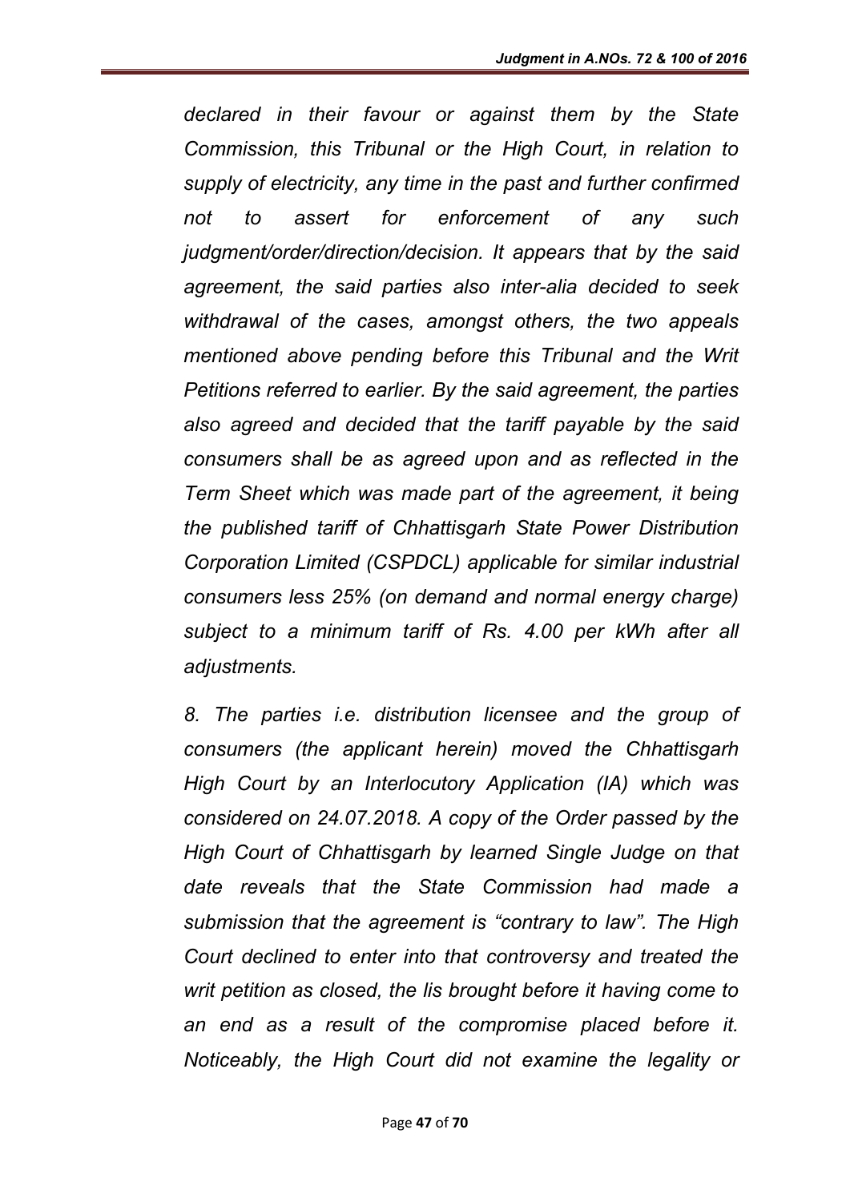*declared in their favour or against them by the State Commission, this Tribunal or the High Court, in relation to supply of electricity, any time in the past and further confirmed not to assert for enforcement of any such judgment/order/direction/decision. It appears that by the said agreement, the said parties also inter-alia decided to seek withdrawal of the cases, amongst others, the two appeals mentioned above pending before this Tribunal and the Writ Petitions referred to earlier. By the said agreement, the parties also agreed and decided that the tariff payable by the said consumers shall be as agreed upon and as reflected in the Term Sheet which was made part of the agreement, it being the published tariff of Chhattisgarh State Power Distribution Corporation Limited (CSPDCL) applicable for similar industrial consumers less 25% (on demand and normal energy charge) subject to a minimum tariff of Rs. 4.00 per kWh after all adjustments.*

*8. The parties i.e. distribution licensee and the group of consumers (the applicant herein) moved the Chhattisgarh High Court by an Interlocutory Application (IA) which was considered on 24.07.2018. A copy of the Order passed by the High Court of Chhattisgarh by learned Single Judge on that date reveals that the State Commission had made a submission that the agreement is "contrary to law". The High Court declined to enter into that controversy and treated the writ petition as closed, the lis brought before it having come to an end as a result of the compromise placed before it. Noticeably, the High Court did not examine the legality or*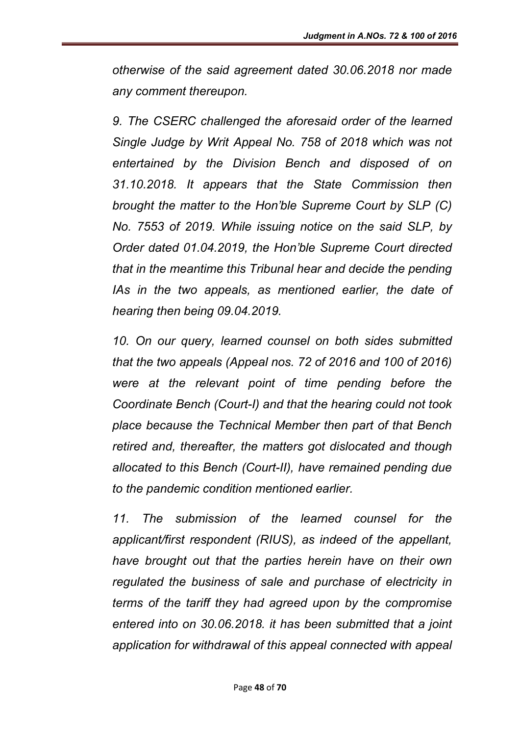*otherwise of the said agreement dated 30.06.2018 nor made any comment thereupon.*

*9. The CSERC challenged the aforesaid order of the learned Single Judge by Writ Appeal No. 758 of 2018 which was not entertained by the Division Bench and disposed of on 31.10.2018. It appears that the State Commission then brought the matter to the Hon'ble Supreme Court by SLP (C) No. 7553 of 2019. While issuing notice on the said SLP, by Order dated 01.04.2019, the Hon'ble Supreme Court directed that in the meantime this Tribunal hear and decide the pending IAs in the two appeals, as mentioned earlier, the date of hearing then being 09.04.2019.*

*10. On our query, learned counsel on both sides submitted that the two appeals (Appeal nos. 72 of 2016 and 100 of 2016) were at the relevant point of time pending before the Coordinate Bench (Court-I) and that the hearing could not took place because the Technical Member then part of that Bench retired and, thereafter, the matters got dislocated and though allocated to this Bench (Court-II), have remained pending due to the pandemic condition mentioned earlier.*

*11. The submission of the learned counsel for the applicant/first respondent (RIUS), as indeed of the appellant, have brought out that the parties herein have on their own regulated the business of sale and purchase of electricity in terms of the tariff they had agreed upon by the compromise entered into on 30.06.2018. it has been submitted that a joint application for withdrawal of this appeal connected with appeal*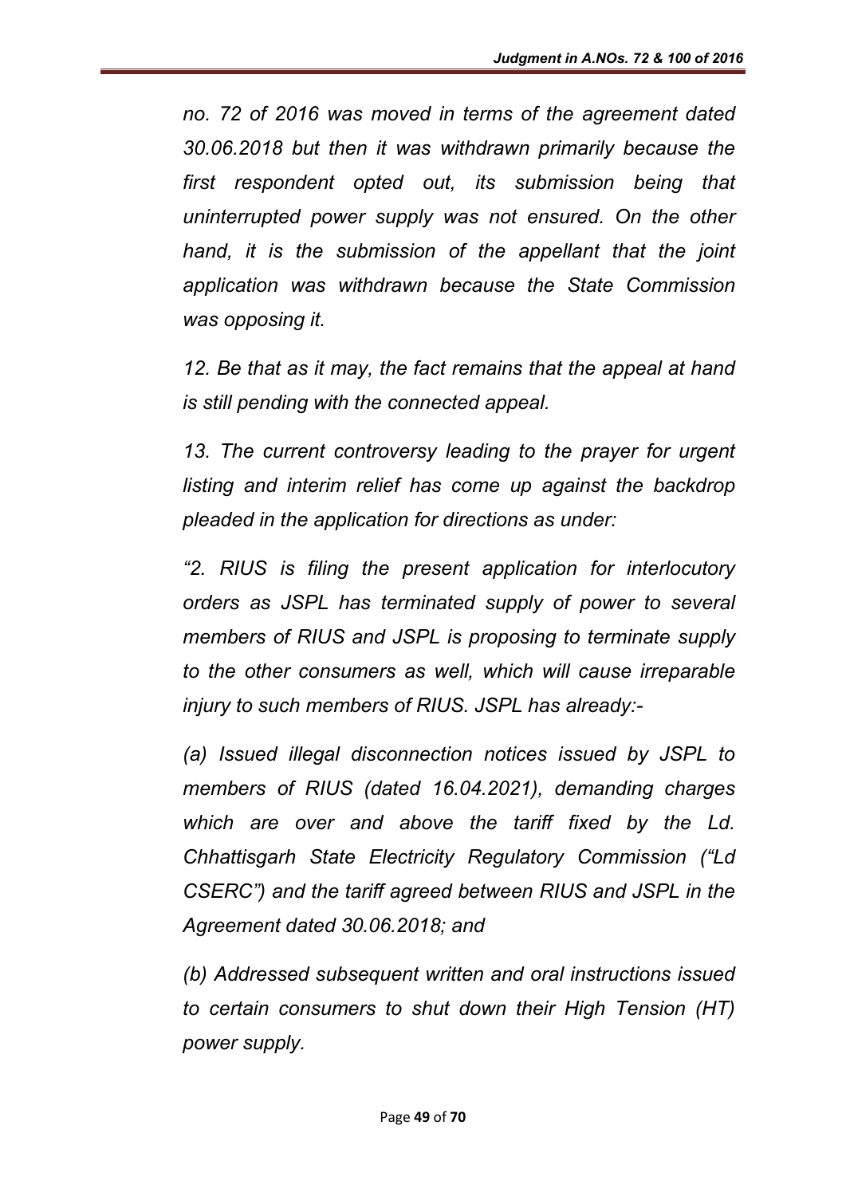*no. 72 of 2016 was moved in terms of the agreement dated 30.06.2018 but then it was withdrawn primarily because the first respondent opted out, its submission being that uninterrupted power supply was not ensured. On the other hand, it is the submission of the appellant that the joint application was withdrawn because the State Commission was opposing it.*

*12. Be that as it may, the fact remains that the appeal at hand is still pending with the connected appeal.*

*13. The current controversy leading to the prayer for urgent listing and interim relief has come up against the backdrop pleaded in the application for directions as under:*

*"2. RIUS is filing the present application for interlocutory orders as JSPL has terminated supply of power to several members of RIUS and JSPL is proposing to terminate supply to the other consumers as well, which will cause irreparable injury to such members of RIUS. JSPL has already:-*

*(a) Issued illegal disconnection notices issued by JSPL to members of RIUS (dated 16.04.2021), demanding charges which are over and above the tariff fixed by the Ld. Chhattisgarh State Electricity Regulatory Commission ("Ld CSERC") and the tariff agreed between RIUS and JSPL in the Agreement dated 30.06.2018; and*

*(b) Addressed subsequent written and oral instructions issued to certain consumers to shut down their High Tension (HT) power supply.*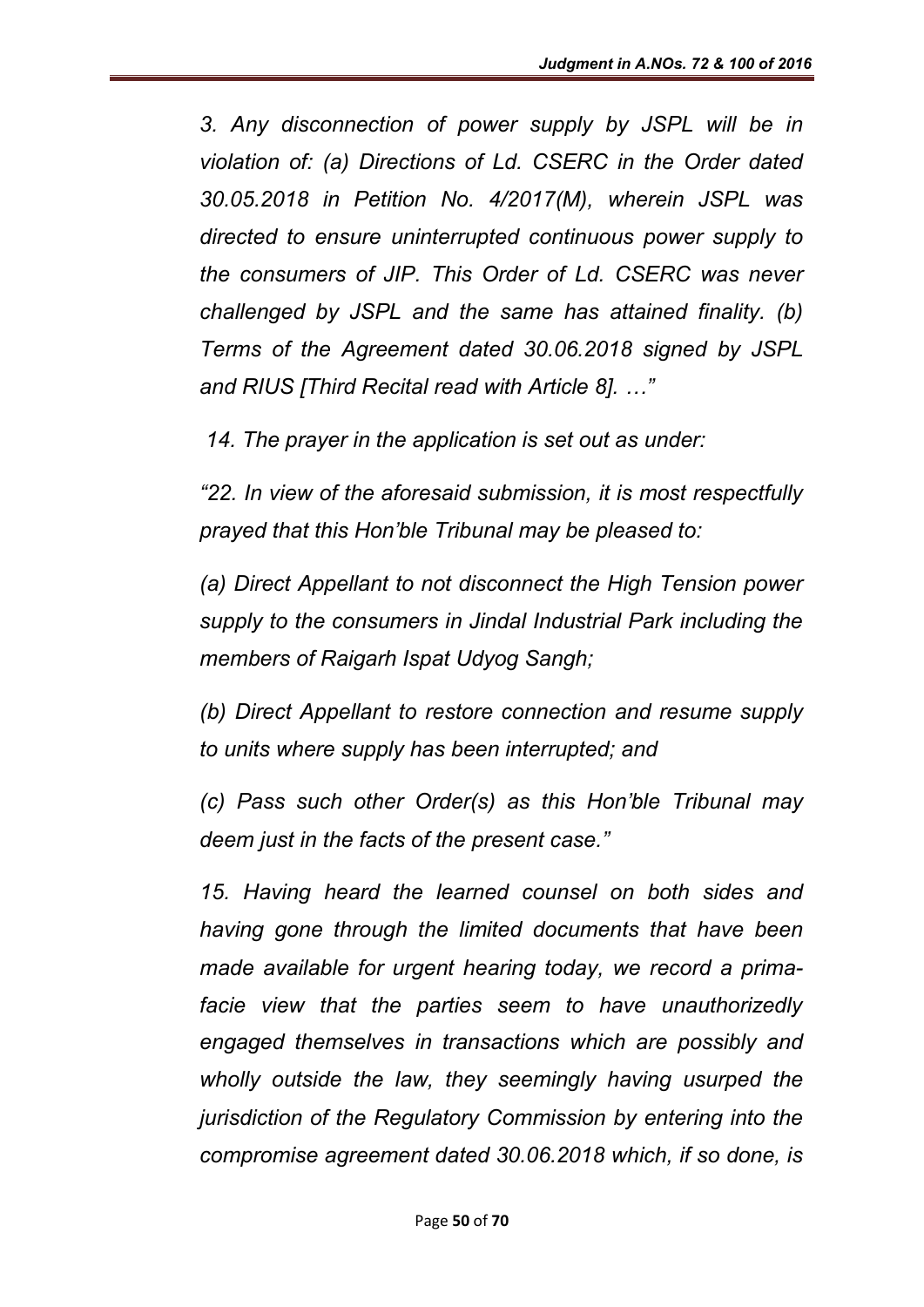*3. Any disconnection of power supply by JSPL will be in violation of: (a) Directions of Ld. CSERC in the Order dated 30.05.2018 in Petition No. 4/2017(M), wherein JSPL was directed to ensure uninterrupted continuous power supply to the consumers of JIP. This Order of Ld. CSERC was never challenged by JSPL and the same has attained finality. (b) Terms of the Agreement dated 30.06.2018 signed by JSPL and RIUS [Third Recital read with Article 8]. …"*

*14. The prayer in the application is set out as under:*

*"22. In view of the aforesaid submission, it is most respectfully prayed that this Hon'ble Tribunal may be pleased to:*

*(a) Direct Appellant to not disconnect the High Tension power supply to the consumers in Jindal Industrial Park including the members of Raigarh Ispat Udyog Sangh;*

*(b) Direct Appellant to restore connection and resume supply to units where supply has been interrupted; and*

*(c) Pass such other Order(s) as this Hon'ble Tribunal may deem just in the facts of the present case."*

*15. Having heard the learned counsel on both sides and having gone through the limited documents that have been made available for urgent hearing today, we record a prima-facie view that the parties seem to have unauthorizedly engaged themselves in transactions which are possibly and wholly outside the law, they seemingly having usurped the jurisdiction of the Regulatory Commission by entering into the compromise agreement dated 30.06.2018 which, if so done, is*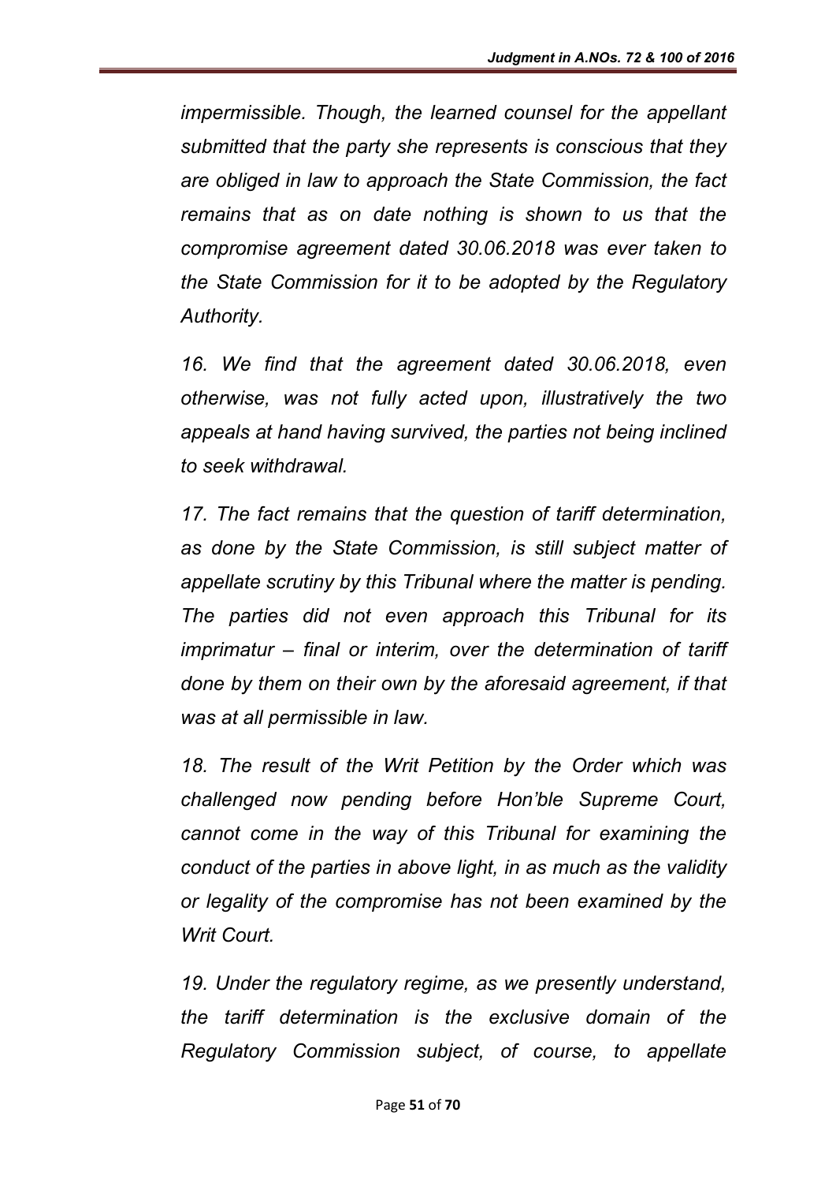*impermissible. Though, the learned counsel for the appellant submitted that the party she represents is conscious that they are obliged in law to approach the State Commission, the fact remains that as on date nothing is shown to us that the compromise agreement dated 30.06.2018 was ever taken to the State Commission for it to be adopted by the Regulatory Authority.*

*16. We find that the agreement dated 30.06.2018, even otherwise, was not fully acted upon, illustratively the two appeals at hand having survived, the parties not being inclined to seek withdrawal.*

*17. The fact remains that the question of tariff determination, as done by the State Commission, is still subject matter of appellate scrutiny by this Tribunal where the matter is pending. The parties did not even approach this Tribunal for its imprimatur – final or interim, over the determination of tariff done by them on their own by the aforesaid agreement, if that was at all permissible in law.*

*18. The result of the Writ Petition by the Order which was challenged now pending before Hon'ble Supreme Court, cannot come in the way of this Tribunal for examining the conduct of the parties in above light, in as much as the validity or legality of the compromise has not been examined by the Writ Court.*

*19. Under the regulatory regime, as we presently understand, the tariff determination is the exclusive domain of the Regulatory Commission subject, of course, to appellate*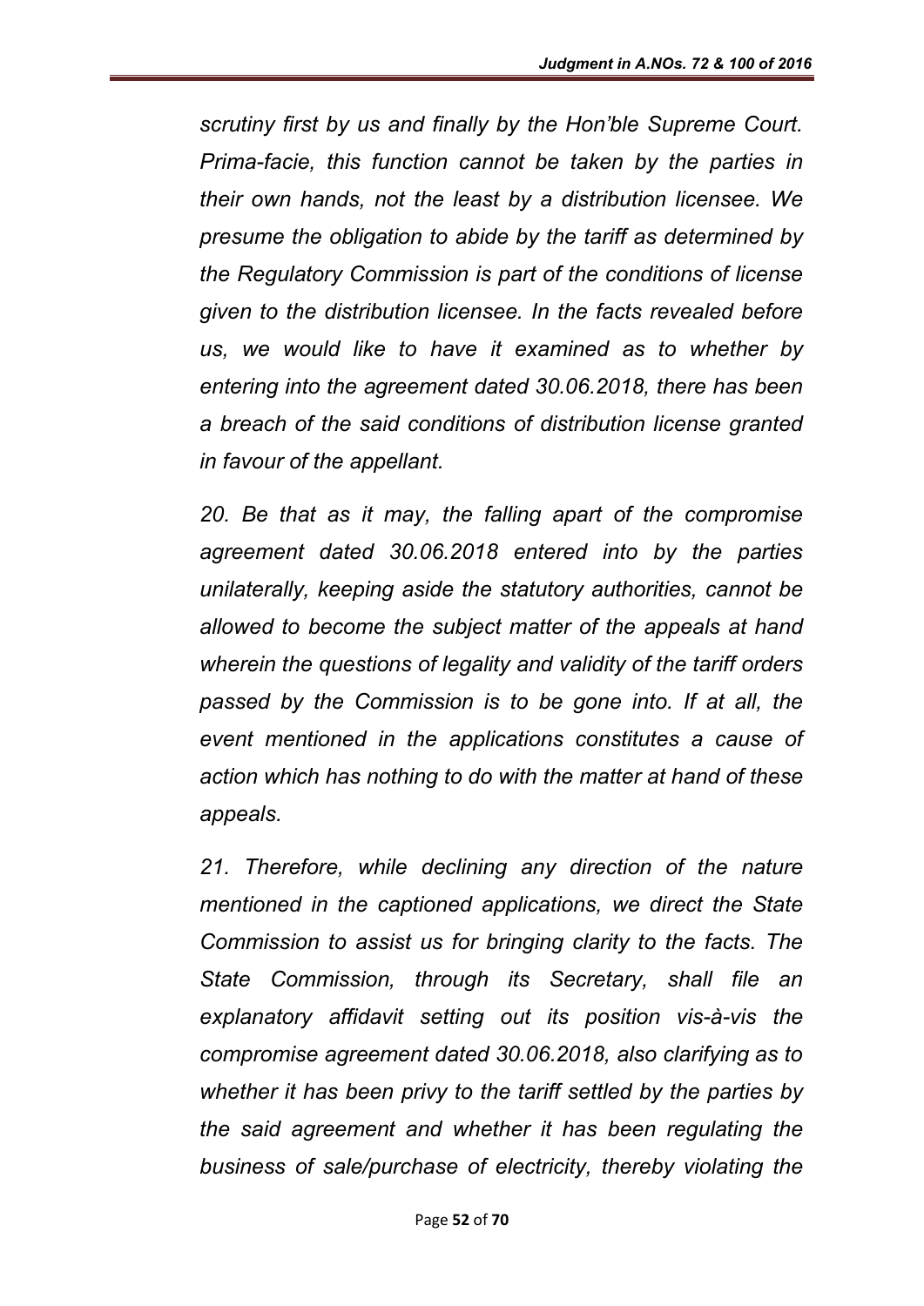*scrutiny first by us and finally by the Hon'ble Supreme Court. Prima-facie, this function cannot be taken by the parties in their own hands, not the least by a distribution licensee. We presume the obligation to abide by the tariff as determined by the Regulatory Commission is part of the conditions of license given to the distribution licensee. In the facts revealed before us, we would like to have it examined as to whether by entering into the agreement dated 30.06.2018, there has been a breach of the said conditions of distribution license granted in favour of the appellant.*

*20. Be that as it may, the falling apart of the compromise agreement dated 30.06.2018 entered into by the parties unilaterally, keeping aside the statutory authorities, cannot be allowed to become the subject matter of the appeals at hand wherein the questions of legality and validity of the tariff orders passed by the Commission is to be gone into. If at all, the event mentioned in the applications constitutes a cause of action which has nothing to do with the matter at hand of these appeals.*

*21. Therefore, while declining any direction of the nature mentioned in the captioned applications, we direct the State Commission to assist us for bringing clarity to the facts. The State Commission, through its Secretary, shall file an explanatory affidavit setting out its position vis-à-vis the compromise agreement dated 30.06.2018, also clarifying as to whether it has been privy to the tariff settled by the parties by the said agreement and whether it has been regulating the business of sale/purchase of electricity, thereby violating the*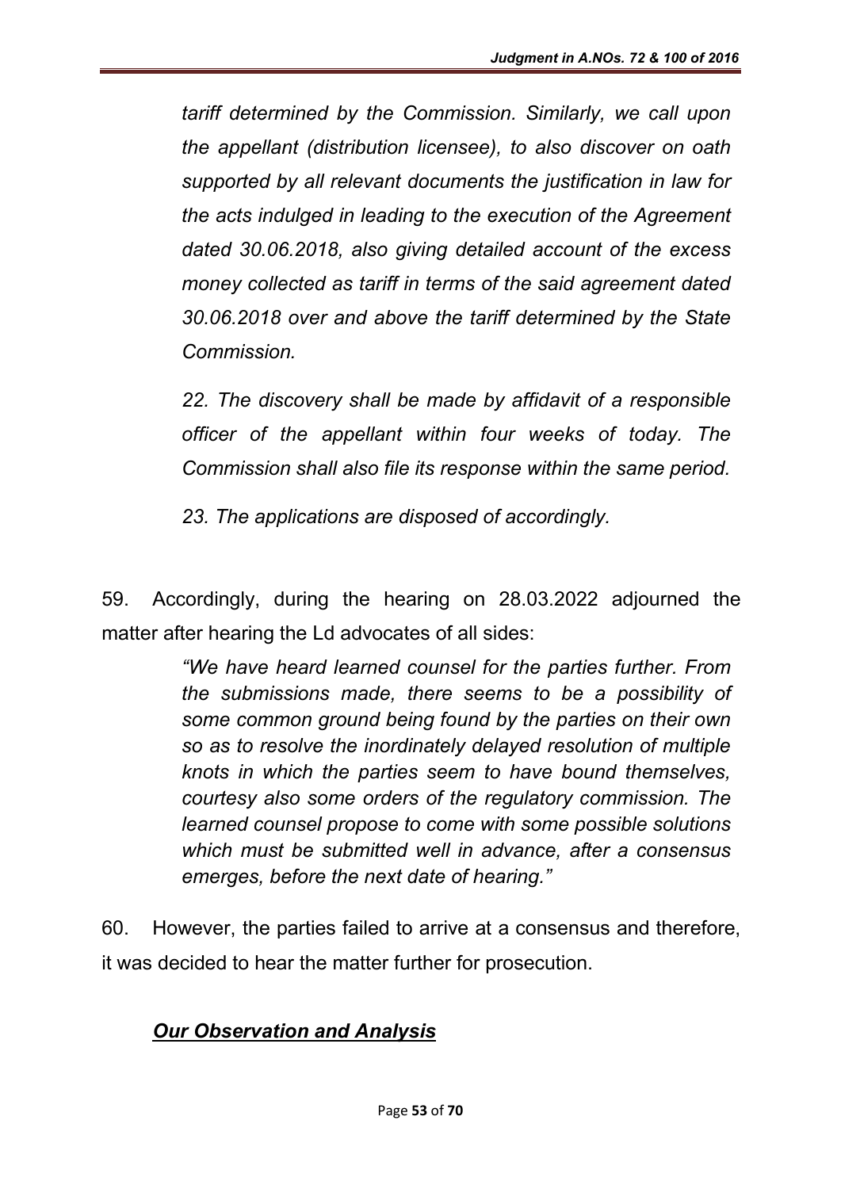*tariff determined by the Commission. Similarly, we call upon the appellant (distribution licensee), to also discover on oath supported by all relevant documents the justification in law for the acts indulged in leading to the execution of the Agreement dated 30.06.2018, also giving detailed account of the excess money collected as tariff in terms of the said agreement dated 30.06.2018 over and above the tariff determined by the State Commission.*

*22. The discovery shall be made by affidavit of a responsible officer of the appellant within four weeks of today. The Commission shall also file its response within the same period.*

*23. The applications are disposed of accordingly.*

59. Accordingly, during the hearing on 28.03.2022 adjourned the matter after hearing the Ld advocates of all sides:

> *"We have heard learned counsel for the parties further. From the submissions made, there seems to be a possibility of some common ground being found by the parties on their own so as to resolve the inordinately delayed resolution of multiple knots in which the parties seem to have bound themselves, courtesy also some orders of the regulatory commission. The learned counsel propose to come with some possible solutions which must be submitted well in advance, after a consensus emerges, before the next date of hearing."*

60. However, the parties failed to arrive at a consensus and therefore, it was decided to hear the matter further for prosecution.

## ***Our Observation and Analysis***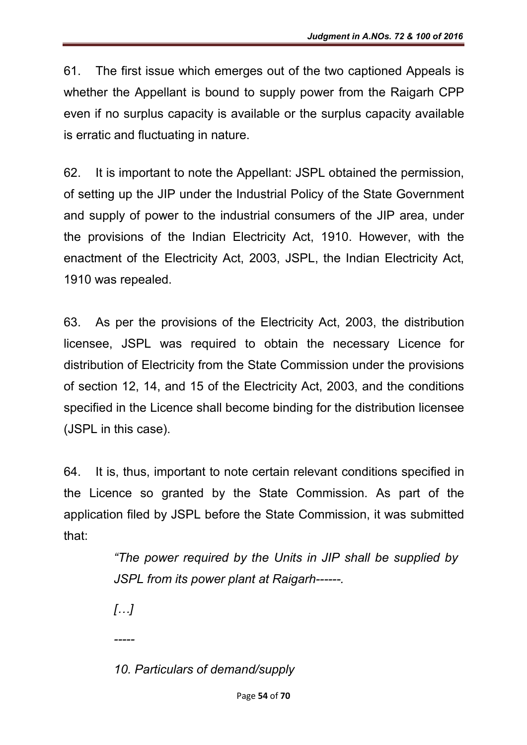61. The first issue which emerges out of the two captioned Appeals is whether the Appellant is bound to supply power from the Raigarh CPP even if no surplus capacity is available or the surplus capacity available is erratic and fluctuating in nature.

62. It is important to note the Appellant: JSPL obtained the permission, of setting up the JIP under the Industrial Policy of the State Government and supply of power to the industrial consumers of the JIP area, under the provisions of the Indian Electricity Act, 1910. However, with the enactment of the Electricity Act, 2003, JSPL, the Indian Electricity Act, 1910 was repealed.

63. As per the provisions of the Electricity Act, 2003, the distribution licensee, JSPL was required to obtain the necessary Licence for distribution of Electricity from the State Commission under the provisions of section 12, 14, and 15 of the Electricity Act, 2003, and the conditions specified in the Licence shall become binding for the distribution licensee (JSPL in this case).

64. It is, thus, important to note certain relevant conditions specified in the Licence so granted by the State Commission. As part of the application filed by JSPL before the State Commission, it was submitted that:

> *"The power required by the Units in JIP shall be supplied by JSPL from its power plant at Raigarh------.*
>
> *[…]*
>
> *-----*
>
> *10. Particulars of demand/supply*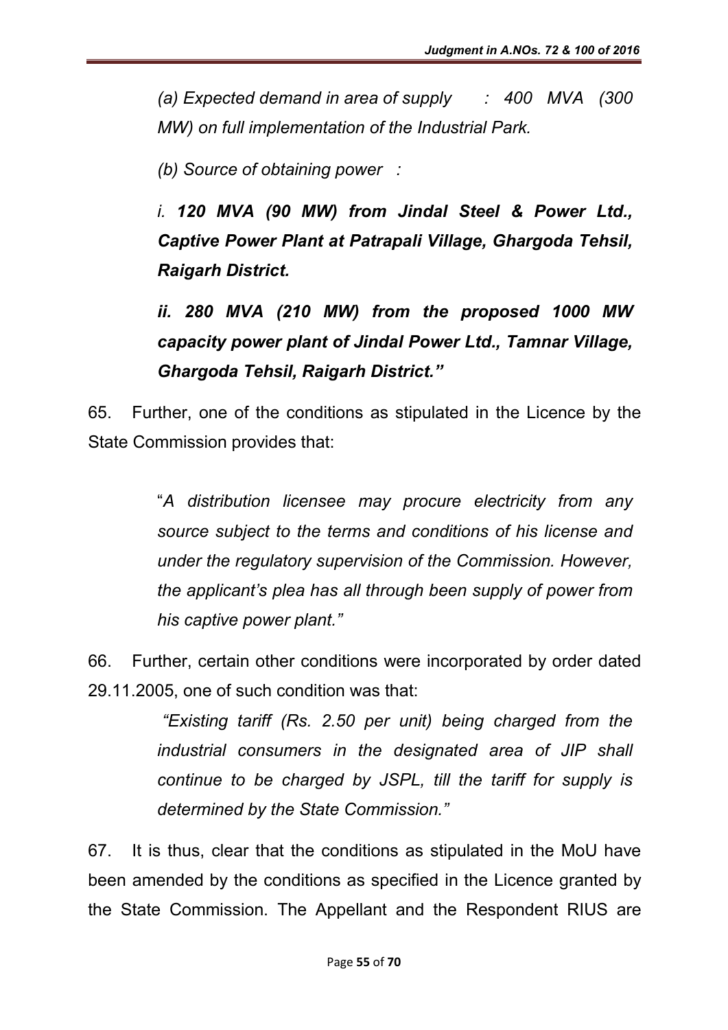*(a) Expected demand in area of supply : 400 MVA (300 MW) on full implementation of the Industrial Park.*

*(b) Source of obtaining power :*

*i.* ***120 MVA (90 MW) from Jindal Steel & Power Ltd., Captive Power Plant at Patrapali Village, Ghargoda Tehsil, Raigarh District.***

***ii. 280 MVA (210 MW) from the proposed 1000 MW capacity power plant of Jindal Power Ltd., Tamnar Village, Ghargoda Tehsil, Raigarh District."***

65. Further, one of the conditions as stipulated in the Licence by the State Commission provides that:

> "*A distribution licensee may procure electricity from any source subject to the terms and conditions of his license and under the regulatory supervision of the Commission. However, the applicant's plea has all through been supply of power from his captive power plant."*

66. Further, certain other conditions were incorporated by order dated 29.11.2005, one of such condition was that:

> *"Existing tariff (Rs. 2.50 per unit) being charged from the industrial consumers in the designated area of JIP shall continue to be charged by JSPL, till the tariff for supply is determined by the State Commission."*

67. It is thus, clear that the conditions as stipulated in the MoU have been amended by the conditions as specified in the Licence granted by the State Commission. The Appellant and the Respondent RIUS are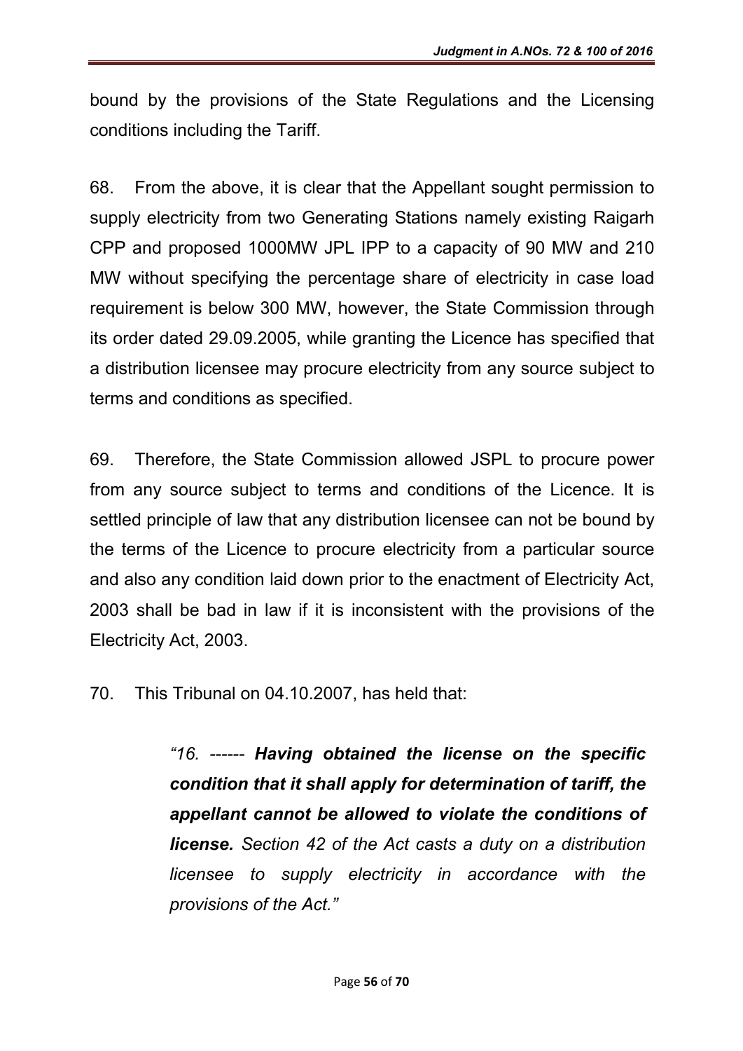bound by the provisions of the State Regulations and the Licensing conditions including the Tariff.

68. From the above, it is clear that the Appellant sought permission to supply electricity from two Generating Stations namely existing Raigarh CPP and proposed 1000MW JPL IPP to a capacity of 90 MW and 210 MW without specifying the percentage share of electricity in case load requirement is below 300 MW, however, the State Commission through its order dated 29.09.2005, while granting the Licence has specified that a distribution licensee may procure electricity from any source subject to terms and conditions as specified.

69. Therefore, the State Commission allowed JSPL to procure power from any source subject to terms and conditions of the Licence. It is settled principle of law that any distribution licensee can not be bound by the terms of the Licence to procure electricity from a particular source and also any condition laid down prior to the enactment of Electricity Act, 2003 shall be bad in law if it is inconsistent with the provisions of the Electricity Act, 2003.

70. This Tribunal on 04.10.2007, has held that:

> *"16. ------ **Having obtained the license on the specific condition that it shall apply for determination of tariff, the appellant cannot be allowed to violate the conditions of license.** Section 42 of the Act casts a duty on a distribution licensee to supply electricity in accordance with the provisions of the Act."*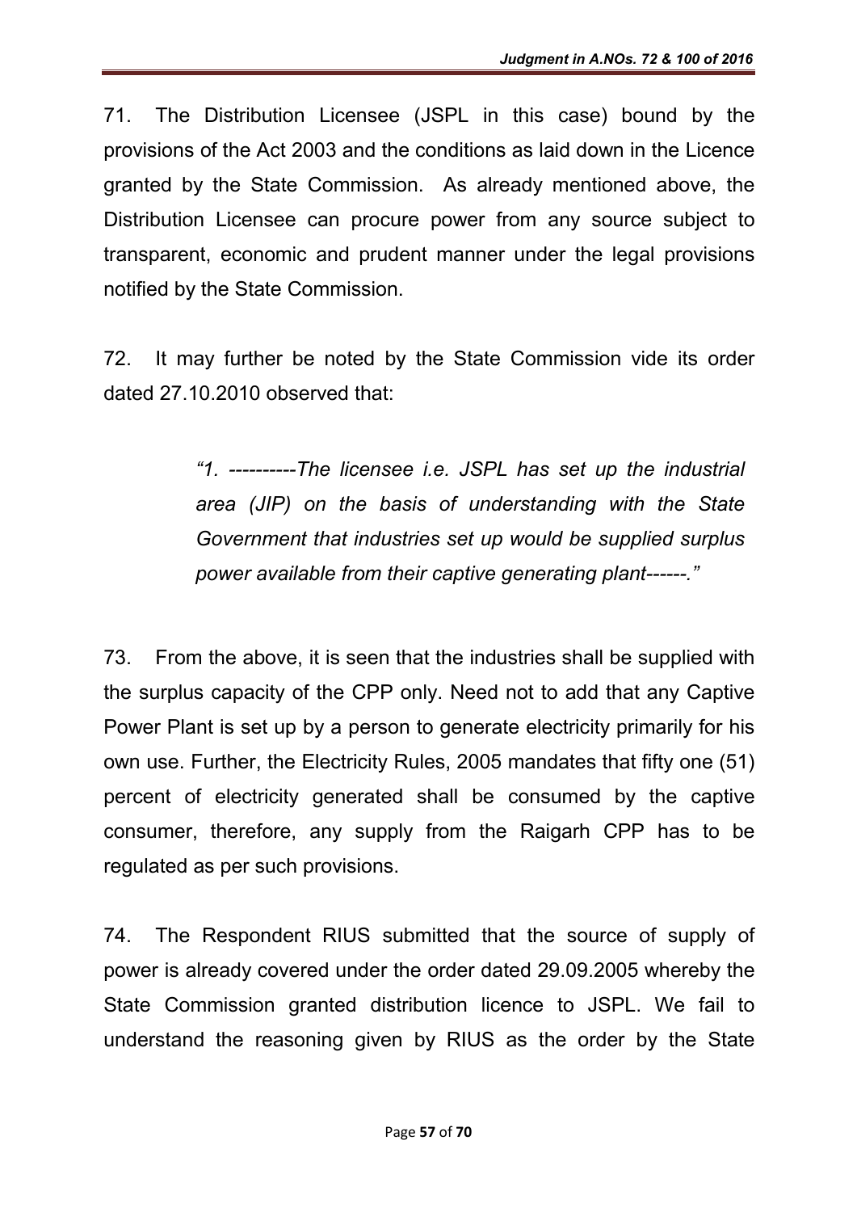71. The Distribution Licensee (JSPL in this case) bound by the provisions of the Act 2003 and the conditions as laid down in the Licence granted by the State Commission. As already mentioned above, the Distribution Licensee can procure power from any source subject to transparent, economic and prudent manner under the legal provisions notified by the State Commission.

72. It may further be noted by the State Commission vide its order dated 27.10.2010 observed that:

> *"1. ----------The licensee i.e. JSPL has set up the industrial area (JIP) on the basis of understanding with the State Government that industries set up would be supplied surplus power available from their captive generating plant------."*

73. From the above, it is seen that the industries shall be supplied with the surplus capacity of the CPP only. Need not to add that any Captive Power Plant is set up by a person to generate electricity primarily for his own use. Further, the Electricity Rules, 2005 mandates that fifty one (51) percent of electricity generated shall be consumed by the captive consumer, therefore, any supply from the Raigarh CPP has to be regulated as per such provisions.

74. The Respondent RIUS submitted that the source of supply of power is already covered under the order dated 29.09.2005 whereby the State Commission granted distribution licence to JSPL. We fail to understand the reasoning given by RIUS as the order by the State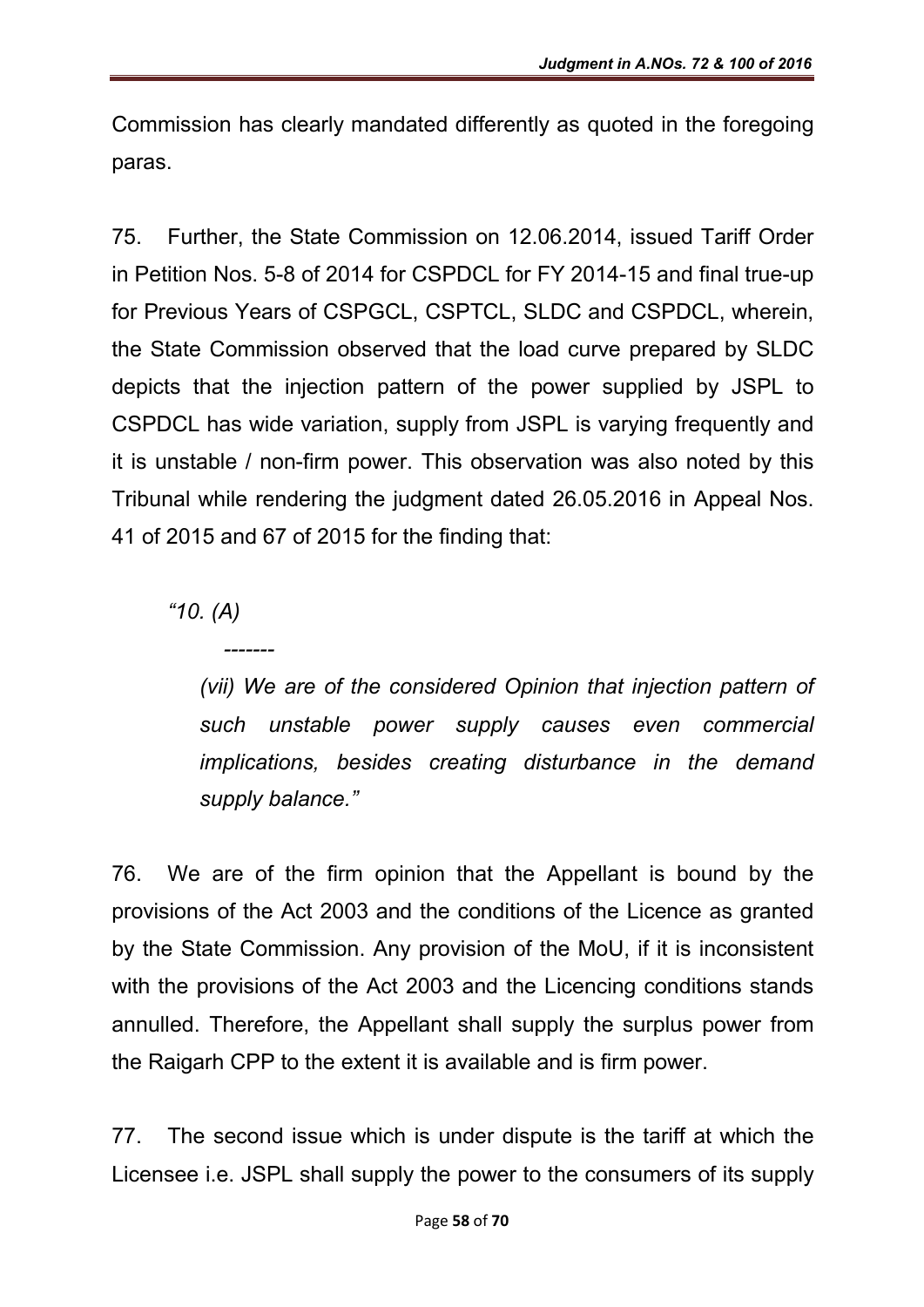Commission has clearly mandated differently as quoted in the foregoing paras.

75. Further, the State Commission on 12.06.2014, issued Tariff Order in Petition Nos. 5-8 of 2014 for CSPDCL for FY 2014-15 and final true-up for Previous Years of CSPGCL, CSPTCL, SLDC and CSPDCL, wherein, the State Commission observed that the load curve prepared by SLDC depicts that the injection pattern of the power supplied by JSPL to CSPDCL has wide variation, supply from JSPL is varying frequently and it is unstable / non-firm power. This observation was also noted by this Tribunal while rendering the judgment dated 26.05.2016 in Appeal Nos. 41 of 2015 and 67 of 2015 for the finding that:

> *"10. (A)*
>
> *-------*
>
> *(vii) We are of the considered Opinion that injection pattern of such unstable power supply causes even commercial implications, besides creating disturbance in the demand supply balance."*

76. We are of the firm opinion that the Appellant is bound by the provisions of the Act 2003 and the conditions of the Licence as granted by the State Commission. Any provision of the MoU, if it is inconsistent with the provisions of the Act 2003 and the Licencing conditions stands annulled. Therefore, the Appellant shall supply the surplus power from the Raigarh CPP to the extent it is available and is firm power.

77. The second issue which is under dispute is the tariff at which the Licensee i.e. JSPL shall supply the power to the consumers of its supply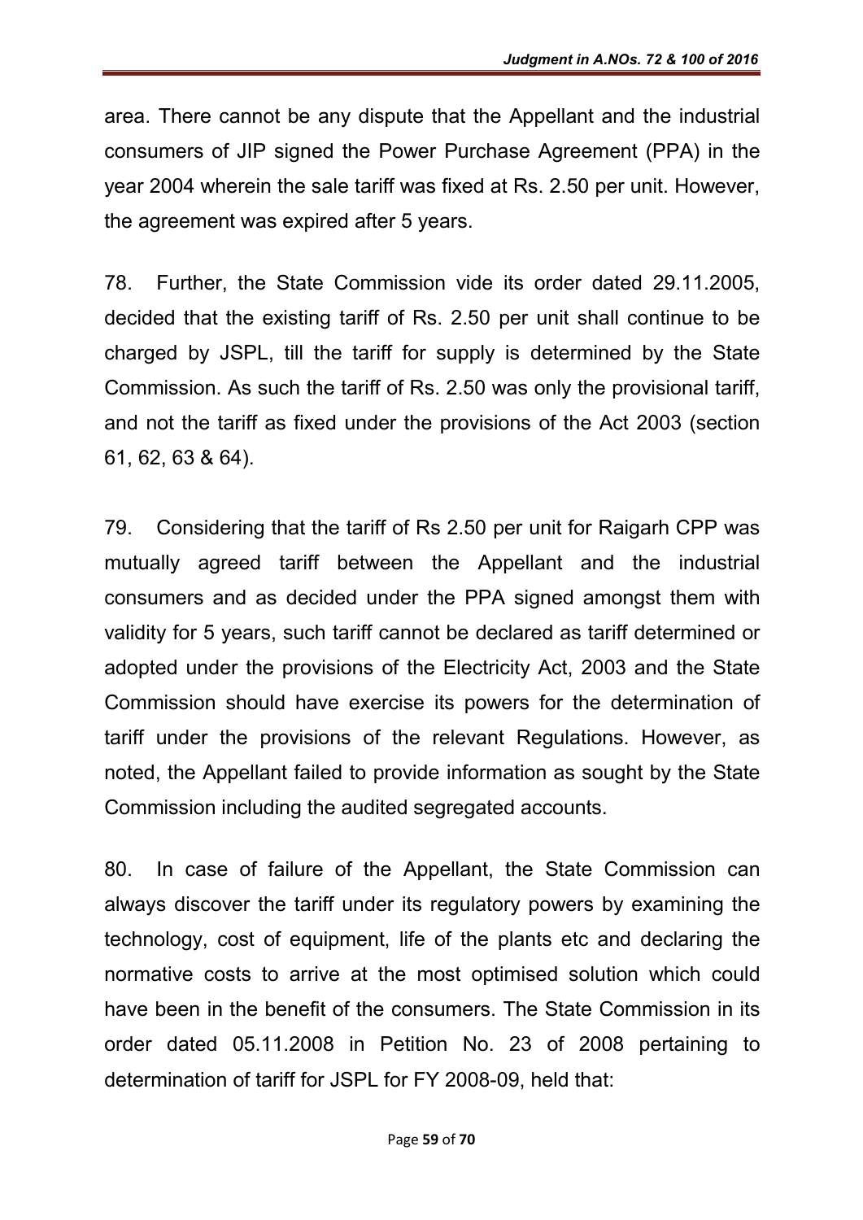area. There cannot be any dispute that the Appellant and the industrial consumers of JIP signed the Power Purchase Agreement (PPA) in the year 2004 wherein the sale tariff was fixed at Rs. 2.50 per unit. However, the agreement was expired after 5 years.

78. Further, the State Commission vide its order dated 29.11.2005, decided that the existing tariff of Rs. 2.50 per unit shall continue to be charged by JSPL, till the tariff for supply is determined by the State Commission. As such the tariff of Rs. 2.50 was only the provisional tariff, and not the tariff as fixed under the provisions of the Act 2003 (section 61, 62, 63 & 64).

79. Considering that the tariff of Rs 2.50 per unit for Raigarh CPP was mutually agreed tariff between the Appellant and the industrial consumers and as decided under the PPA signed amongst them with validity for 5 years, such tariff cannot be declared as tariff determined or adopted under the provisions of the Electricity Act, 2003 and the State Commission should have exercise its powers for the determination of tariff under the provisions of the relevant Regulations. However, as noted, the Appellant failed to provide information as sought by the State Commission including the audited segregated accounts.

80. In case of failure of the Appellant, the State Commission can always discover the tariff under its regulatory powers by examining the technology, cost of equipment, life of the plants etc and declaring the normative costs to arrive at the most optimised solution which could have been in the benefit of the consumers. The State Commission in its order dated 05.11.2008 in Petition No. 23 of 2008 pertaining to determination of tariff for JSPL for FY 2008-09, held that: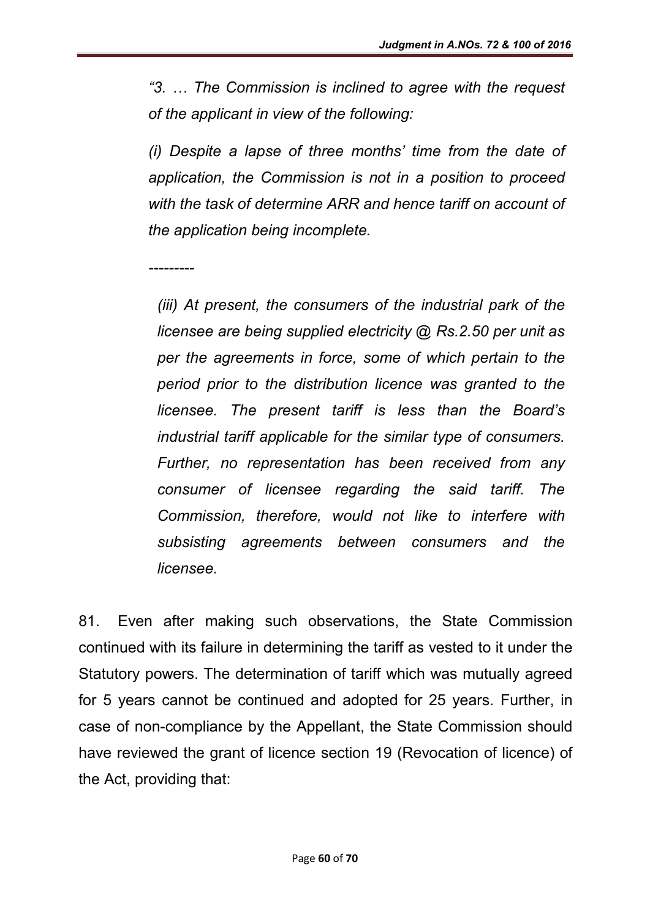*"3. … The Commission is inclined to agree with the request of the applicant in view of the following:*

*(i) Despite a lapse of three months' time from the date of application, the Commission is not in a position to proceed with the task of determine ARR and hence tariff on account of the application being incomplete.*

*---------*

*(iii) At present, the consumers of the industrial park of the licensee are being supplied electricity @ Rs.2.50 per unit as per the agreements in force, some of which pertain to the period prior to the distribution licence was granted to the licensee. The present tariff is less than the Board's industrial tariff applicable for the similar type of consumers. Further, no representation has been received from any consumer of licensee regarding the said tariff. The Commission, therefore, would not like to interfere with subsisting agreements between consumers and the licensee.*

81. Even after making such observations, the State Commission continued with its failure in determining the tariff as vested to it under the Statutory powers. The determination of tariff which was mutually agreed for 5 years cannot be continued and adopted for 25 years. Further, in case of non-compliance by the Appellant, the State Commission should have reviewed the grant of licence section 19 (Revocation of licence) of the Act, providing that: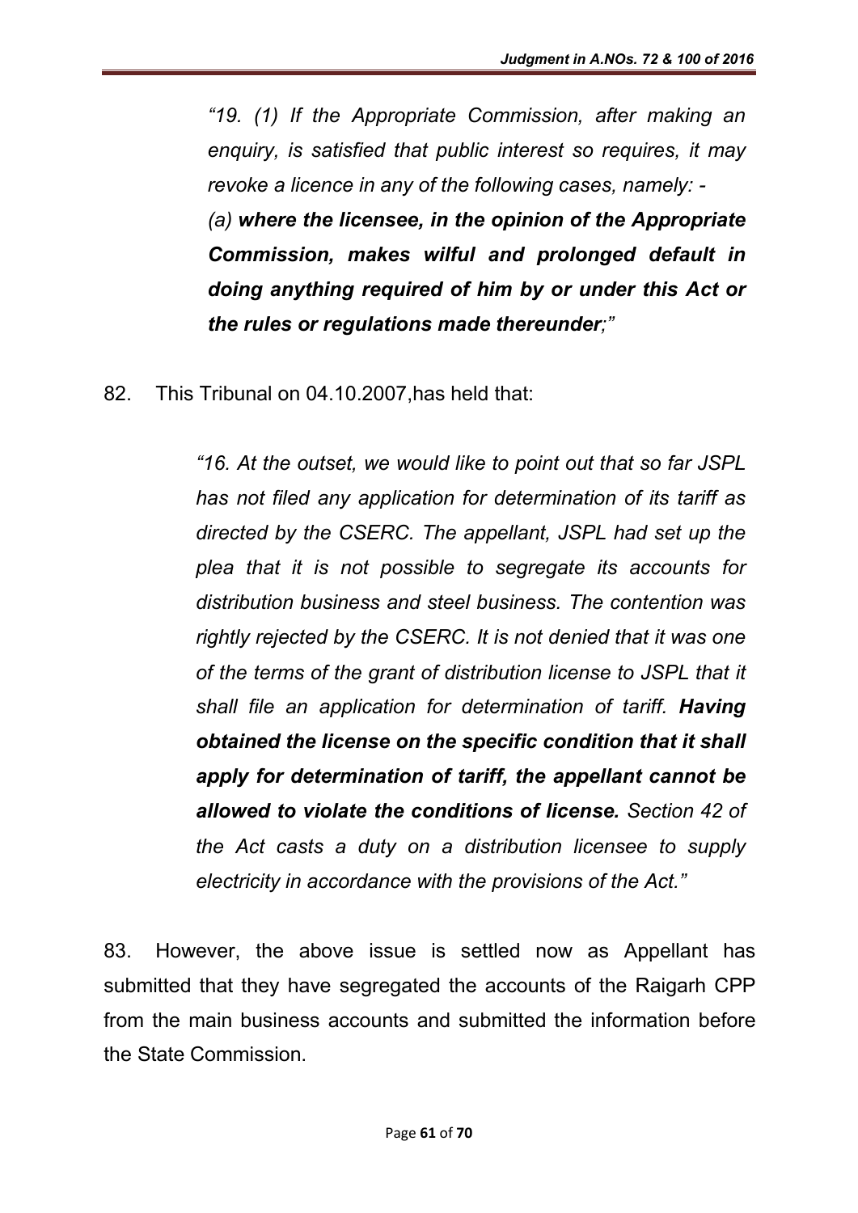> *"19. (1) If the Appropriate Commission, after making an enquiry, is satisfied that public interest so requires, it may revoke a licence in any of the following cases, namely: -*
>
> *(a)* ***where the licensee, in the opinion of the Appropriate Commission, makes wilful and prolonged default in doing anything required of him by or under this Act or the rules or regulations made thereunder****;"*

82. This Tribunal on 04.10.2007,has held that:

> *"16. At the outset, we would like to point out that so far JSPL has not filed any application for determination of its tariff as directed by the CSERC. The appellant, JSPL had set up the plea that it is not possible to segregate its accounts for distribution business and steel business. The contention was rightly rejected by the CSERC. It is not denied that it was one of the terms of the grant of distribution license to JSPL that it shall file an application for determination of tariff.* ***Having obtained the license on the specific condition that it shall apply for determination of tariff, the appellant cannot be allowed to violate the conditions of license.*** *Section 42 of the Act casts a duty on a distribution licensee to supply electricity in accordance with the provisions of the Act."*

83. However, the above issue is settled now as Appellant has submitted that they have segregated the accounts of the Raigarh CPP from the main business accounts and submitted the information before the State Commission.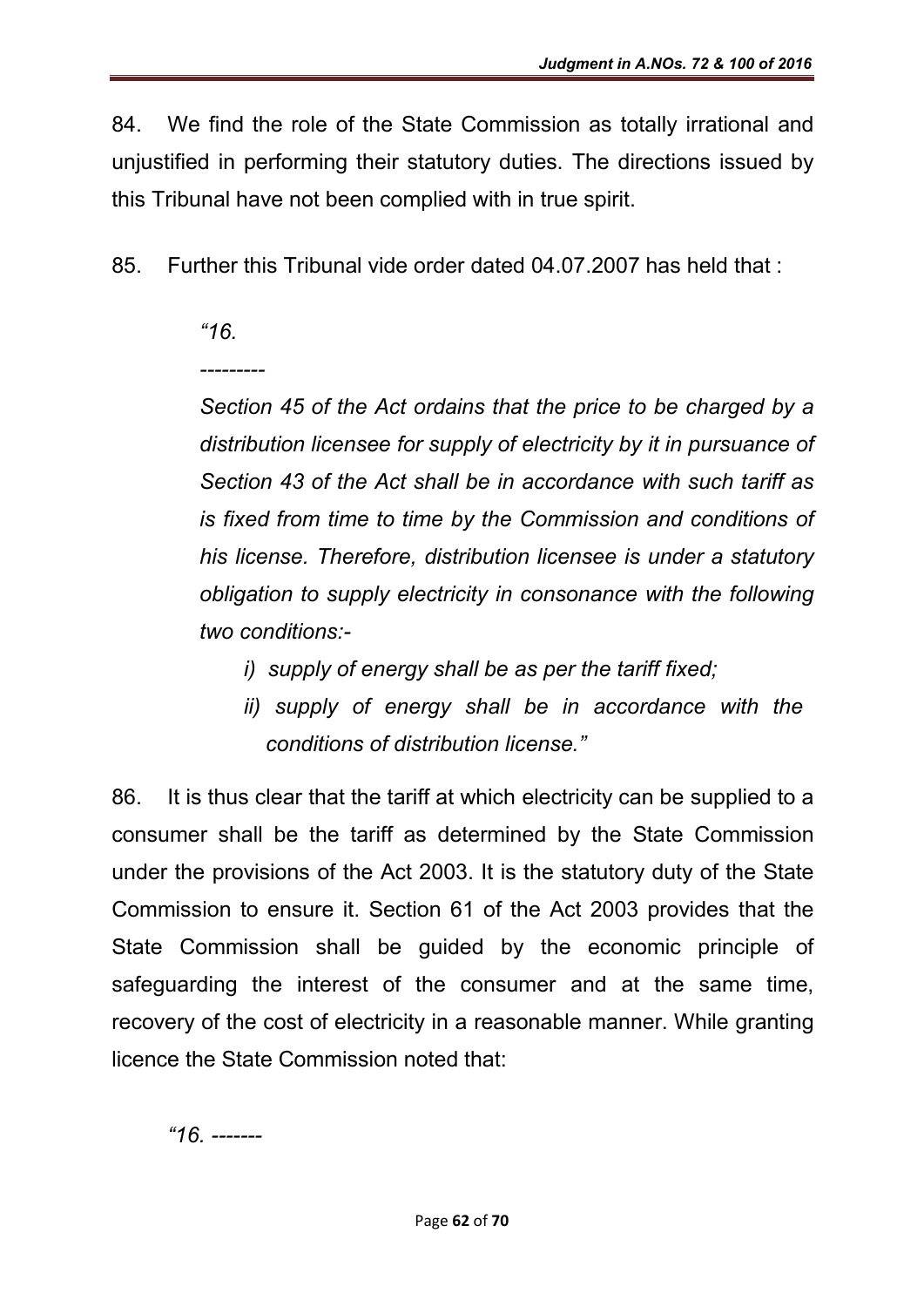84. We find the role of the State Commission as totally irrational and unjustified in performing their statutory duties. The directions issued by this Tribunal have not been complied with in true spirit.

85. Further this Tribunal vide order dated 04.07.2007 has held that :

> *"16.*
>
> *---------*
>
> *Section 45 of the Act ordains that the price to be charged by a distribution licensee for supply of electricity by it in pursuance of Section 43 of the Act shall be in accordance with such tariff as is fixed from time to time by the Commission and conditions of his license. Therefore, distribution licensee is under a statutory obligation to supply electricity in consonance with the following two conditions:-*
>
> *i) supply of energy shall be as per the tariff fixed;*
>
> *ii) supply of energy shall be in accordance with the conditions of distribution license."*

86. It is thus clear that the tariff at which electricity can be supplied to a consumer shall be the tariff as determined by the State Commission under the provisions of the Act 2003. It is the statutory duty of the State Commission to ensure it. Section 61 of the Act 2003 provides that the State Commission shall be guided by the economic principle of safeguarding the interest of the consumer and at the same time, recovery of the cost of electricity in a reasonable manner. While granting licence the State Commission noted that:

> *"16. -------*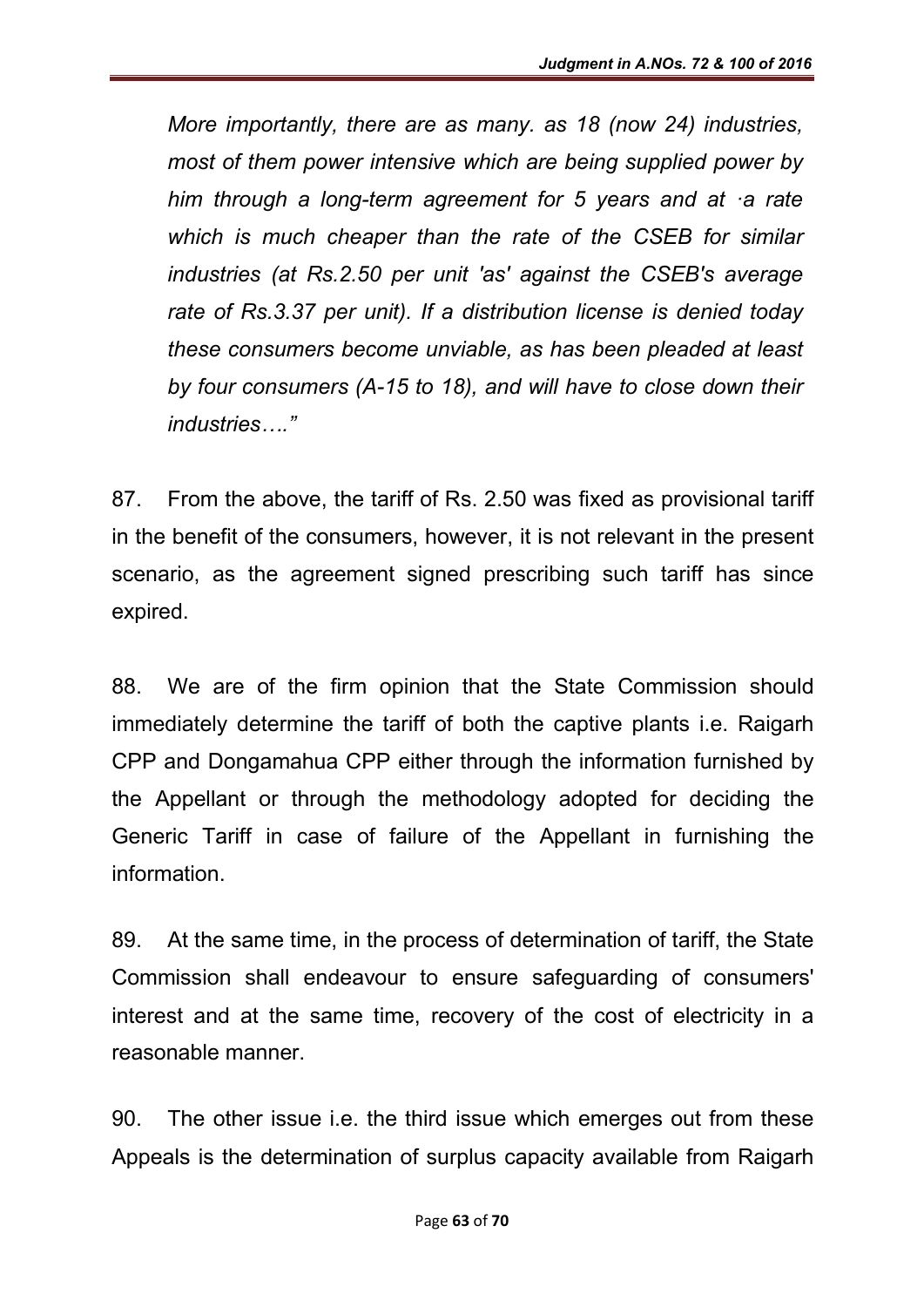*More importantly, there are as many. as 18 (now 24) industries, most of them power intensive which are being supplied power by him through a long-term agreement for 5 years and at ·a rate which is much cheaper than the rate of the CSEB for similar industries (at Rs.2.50 per unit 'as' against the CSEB's average rate of Rs.3.37 per unit). If a distribution license is denied today these consumers become unviable, as has been pleaded at least by four consumers (A-15 to 18), and will have to close down their industries…."*

87. From the above, the tariff of Rs. 2.50 was fixed as provisional tariff in the benefit of the consumers, however, it is not relevant in the present scenario, as the agreement signed prescribing such tariff has since expired.

88. We are of the firm opinion that the State Commission should immediately determine the tariff of both the captive plants i.e. Raigarh CPP and Dongamahua CPP either through the information furnished by the Appellant or through the methodology adopted for deciding the Generic Tariff in case of failure of the Appellant in furnishing the information.

89. At the same time, in the process of determination of tariff, the State Commission shall endeavour to ensure safeguarding of consumers' interest and at the same time, recovery of the cost of electricity in a reasonable manner.

90. The other issue i.e. the third issue which emerges out from these Appeals is the determination of surplus capacity available from Raigarh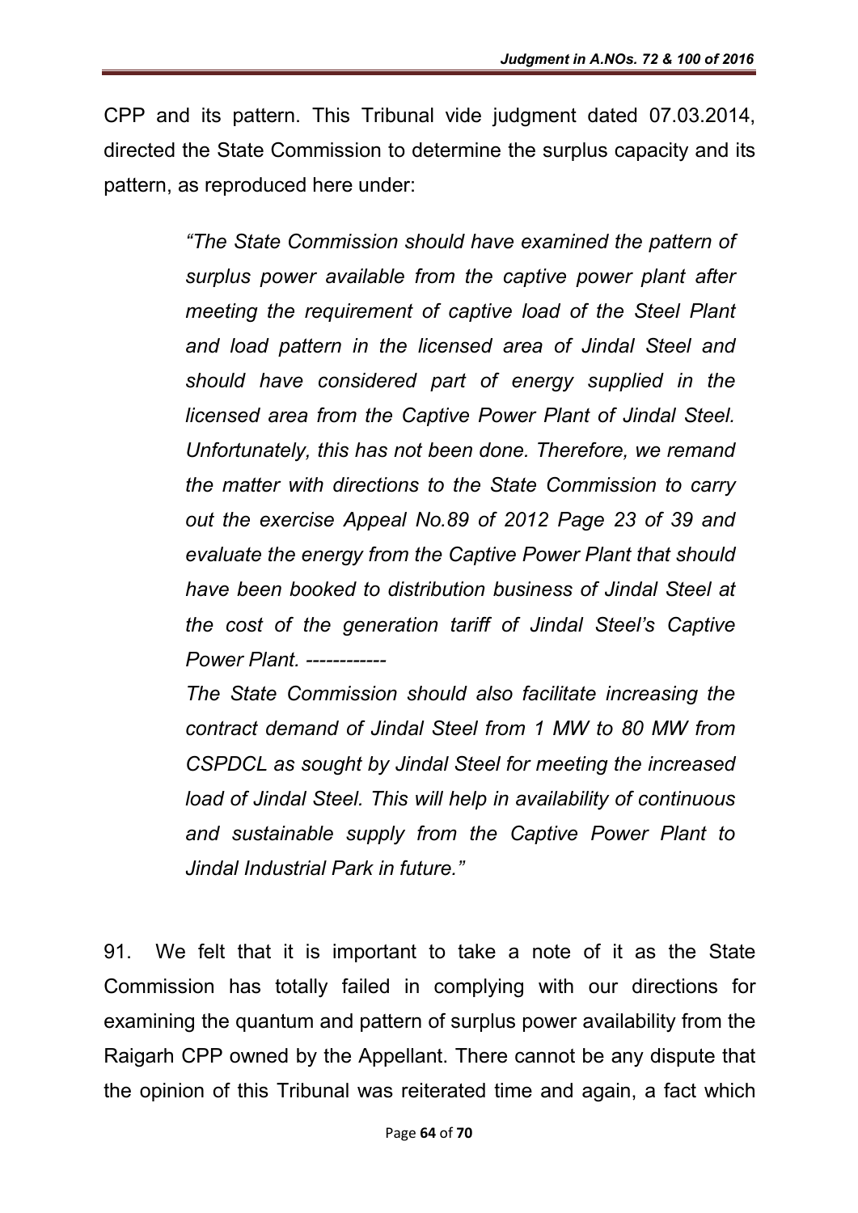CPP and its pattern. This Tribunal vide judgment dated 07.03.2014, directed the State Commission to determine the surplus capacity and its pattern, as reproduced here under:

> *"The State Commission should have examined the pattern of surplus power available from the captive power plant after meeting the requirement of captive load of the Steel Plant and load pattern in the licensed area of Jindal Steel and should have considered part of energy supplied in the licensed area from the Captive Power Plant of Jindal Steel. Unfortunately, this has not been done. Therefore, we remand the matter with directions to the State Commission to carry out the exercise Appeal No.89 of 2012 Page 23 of 39 and evaluate the energy from the Captive Power Plant that should have been booked to distribution business of Jindal Steel at the cost of the generation tariff of Jindal Steel's Captive Power Plant. ------------*
>
> *The State Commission should also facilitate increasing the contract demand of Jindal Steel from 1 MW to 80 MW from CSPDCL as sought by Jindal Steel for meeting the increased load of Jindal Steel. This will help in availability of continuous and sustainable supply from the Captive Power Plant to Jindal Industrial Park in future."*

91. We felt that it is important to take a note of it as the State Commission has totally failed in complying with our directions for examining the quantum and pattern of surplus power availability from the Raigarh CPP owned by the Appellant. There cannot be any dispute that the opinion of this Tribunal was reiterated time and again, a fact which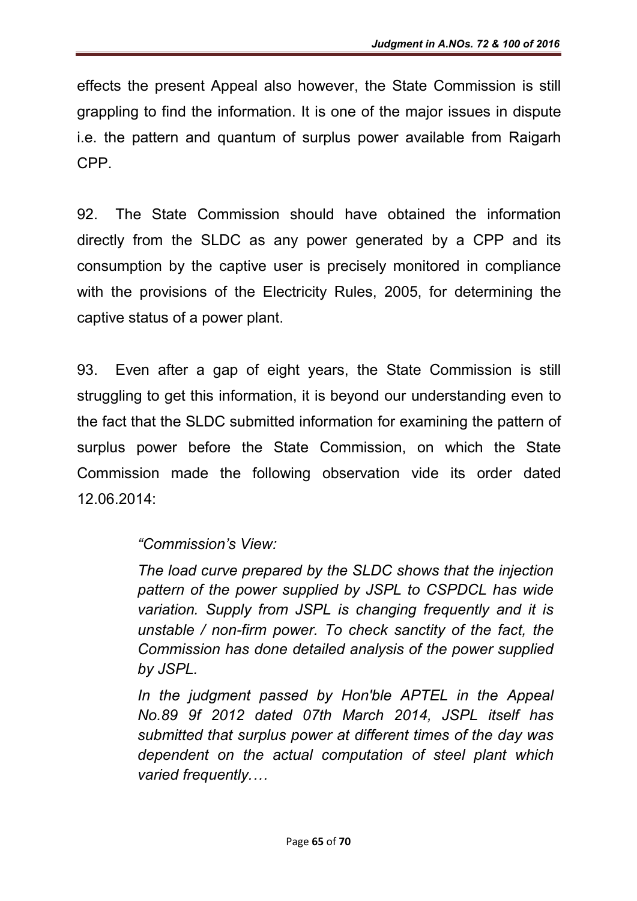effects the present Appeal also however, the State Commission is still grappling to find the information. It is one of the major issues in dispute i.e. the pattern and quantum of surplus power available from Raigarh CPP.

92. The State Commission should have obtained the information directly from the SLDC as any power generated by a CPP and its consumption by the captive user is precisely monitored in compliance with the provisions of the Electricity Rules, 2005, for determining the captive status of a power plant.

93. Even after a gap of eight years, the State Commission is still struggling to get this information, it is beyond our understanding even to the fact that the SLDC submitted information for examining the pattern of surplus power before the State Commission, on which the State Commission made the following observation vide its order dated 12.06.2014:

> *"Commission's View:*
>
> *The load curve prepared by the SLDC shows that the injection pattern of the power supplied by JSPL to CSPDCL has wide variation. Supply from JSPL is changing frequently and it is unstable / non-firm power. To check sanctity of the fact, the Commission has done detailed analysis of the power supplied by JSPL.*
>
> *In the judgment passed by Hon'ble APTEL in the Appeal No.89 9f 2012 dated 07th March 2014, JSPL itself has submitted that surplus power at different times of the day was dependent on the actual computation of steel plant which varied frequently.…*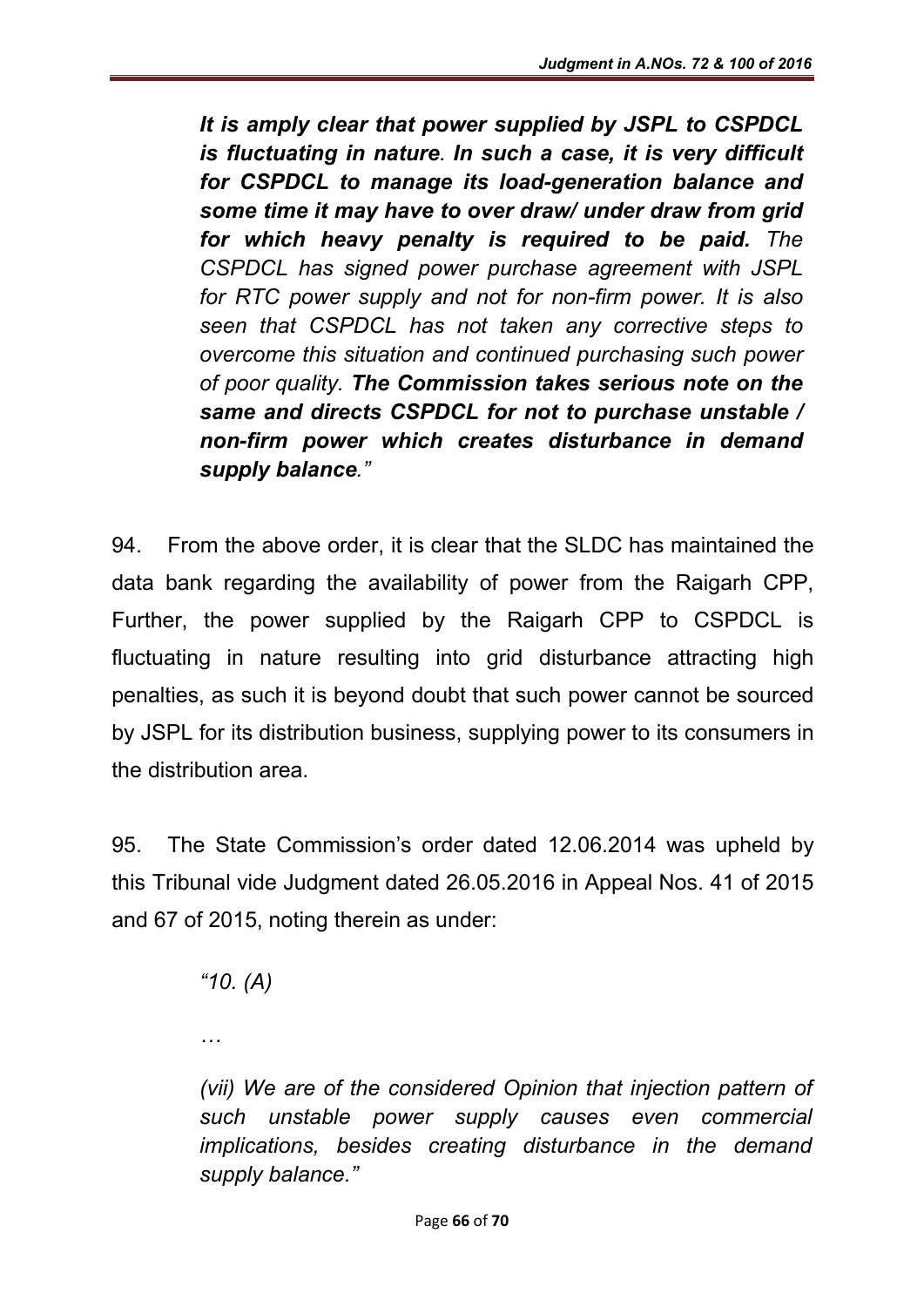***It is amply clear that power supplied by JSPL to CSPDCL is fluctuating in nature*. *In such a case, it is very difficult for CSPDCL to manage its load-generation balance and some time it may have to over draw/ under draw from grid for which heavy penalty is required to be paid.*** *The CSPDCL has signed power purchase agreement with JSPL for RTC power supply and not for non-firm power. It is also seen that CSPDCL has not taken any corrective steps to overcome this situation and continued purchasing such power of poor quality.* ***The Commission takes serious note on the same and directs CSPDCL for not to purchase unstable / non-firm power which creates disturbance in demand supply balance****."*

94. From the above order, it is clear that the SLDC has maintained the data bank regarding the availability of power from the Raigarh CPP, Further, the power supplied by the Raigarh CPP to CSPDCL is fluctuating in nature resulting into grid disturbance attracting high penalties, as such it is beyond doubt that such power cannot be sourced by JSPL for its distribution business, supplying power to its consumers in the distribution area.

95. The State Commission's order dated 12.06.2014 was upheld by this Tribunal vide Judgment dated 26.05.2016 in Appeal Nos. 41 of 2015 and 67 of 2015, noting therein as under:

> *"10. (A)*
>
> *…*
>
> *(vii) We are of the considered Opinion that injection pattern of such unstable power supply causes even commercial implications, besides creating disturbance in the demand supply balance."*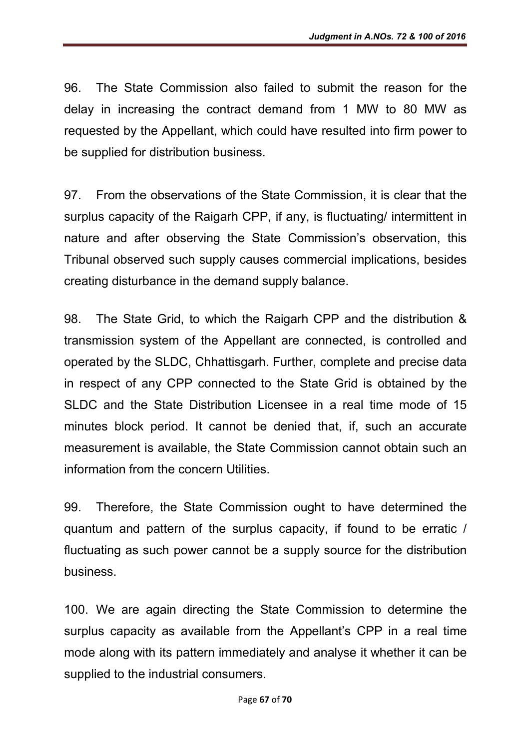96. The State Commission also failed to submit the reason for the delay in increasing the contract demand from 1 MW to 80 MW as requested by the Appellant, which could have resulted into firm power to be supplied for distribution business.

97. From the observations of the State Commission, it is clear that the surplus capacity of the Raigarh CPP, if any, is fluctuating/ intermittent in nature and after observing the State Commission's observation, this Tribunal observed such supply causes commercial implications, besides creating disturbance in the demand supply balance.

98. The State Grid, to which the Raigarh CPP and the distribution & transmission system of the Appellant are connected, is controlled and operated by the SLDC, Chhattisgarh. Further, complete and precise data in respect of any CPP connected to the State Grid is obtained by the SLDC and the State Distribution Licensee in a real time mode of 15 minutes block period. It cannot be denied that, if, such an accurate measurement is available, the State Commission cannot obtain such an information from the concern Utilities.

99. Therefore, the State Commission ought to have determined the quantum and pattern of the surplus capacity, if found to be erratic / fluctuating as such power cannot be a supply source for the distribution business.

100. We are again directing the State Commission to determine the surplus capacity as available from the Appellant's CPP in a real time mode along with its pattern immediately and analyse it whether it can be supplied to the industrial consumers.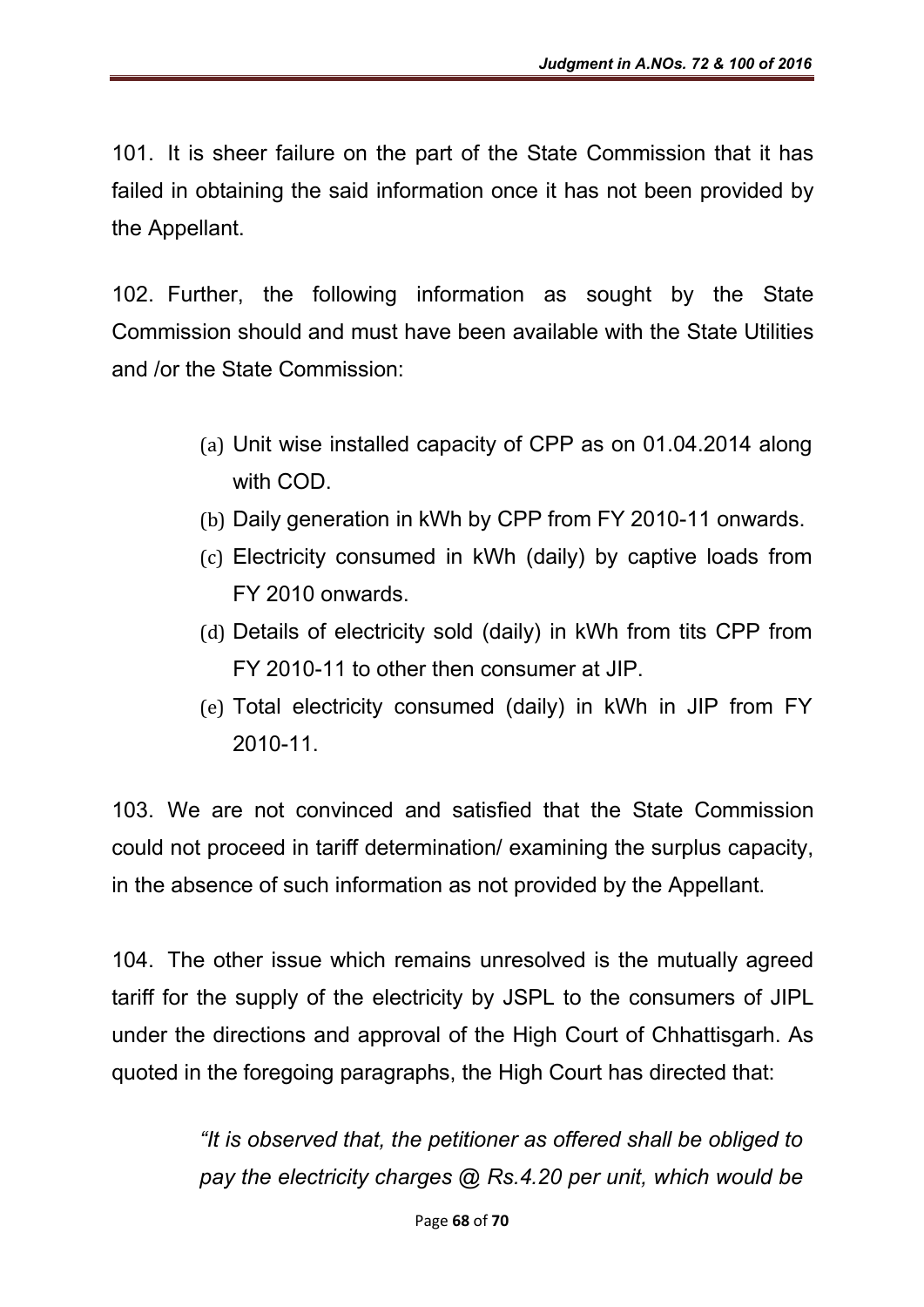101. It is sheer failure on the part of the State Commission that it has failed in obtaining the said information once it has not been provided by the Appellant.

102. Further, the following information as sought by the State Commission should and must have been available with the State Utilities and /or the State Commission:

(a) Unit wise installed capacity of CPP as on 01.04.2014 along with COD.
(b) Daily generation in kWh by CPP from FY 2010-11 onwards.
(c) Electricity consumed in kWh (daily) by captive loads from FY 2010 onwards.
(d) Details of electricity sold (daily) in kWh from tits CPP from FY 2010-11 to other then consumer at JIP.
(e) Total electricity consumed (daily) in kWh in JIP from FY 2010-11.

103. We are not convinced and satisfied that the State Commission could not proceed in tariff determination/ examining the surplus capacity, in the absence of such information as not provided by the Appellant.

104. The other issue which remains unresolved is the mutually agreed tariff for the supply of the electricity by JSPL to the consumers of JIPL under the directions and approval of the High Court of Chhattisgarh. As quoted in the foregoing paragraphs, the High Court has directed that:

> *"It is observed that, the petitioner as offered shall be obliged to pay the electricity charges @ Rs.4.20 per unit, which would be*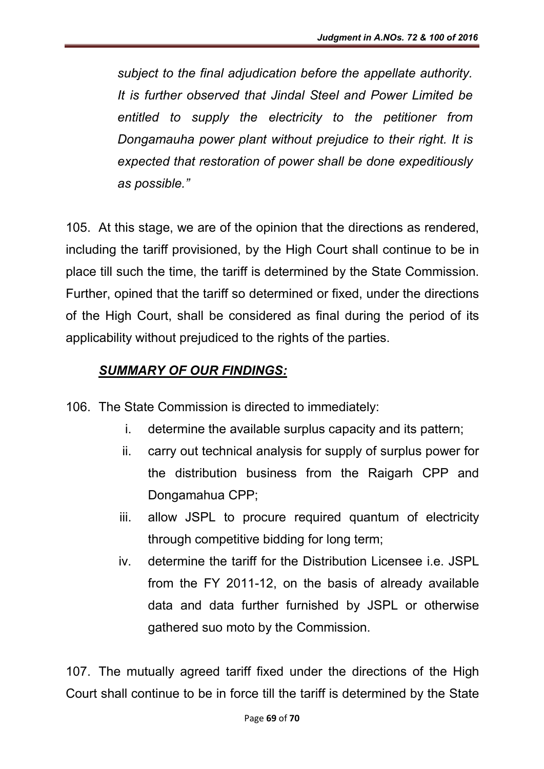*subject to the final adjudication before the appellate authority. It is further observed that Jindal Steel and Power Limited be entitled to supply the electricity to the petitioner from Dongamauha power plant without prejudice to their right. It is expected that restoration of power shall be done expeditiously as possible."*

105. At this stage, we are of the opinion that the directions as rendered, including the tariff provisioned, by the High Court shall continue to be in place till such the time, the tariff is determined by the State Commission. Further, opined that the tariff so determined or fixed, under the directions of the High Court, shall be considered as final during the period of its applicability without prejudiced to the rights of the parties.

## ***SUMMARY OF OUR FINDINGS:***

106. The State Commission is directed to immediately:

i. determine the available surplus capacity and its pattern;

ii. carry out technical analysis for supply of surplus power for the distribution business from the Raigarh CPP and Dongamahua CPP;

iii. allow JSPL to procure required quantum of electricity through competitive bidding for long term;

iv. determine the tariff for the Distribution Licensee i.e. JSPL from the FY 2011-12, on the basis of already available data and data further furnished by JSPL or otherwise gathered suo moto by the Commission.

107. The mutually agreed tariff fixed under the directions of the High Court shall continue to be in force till the tariff is determined by the State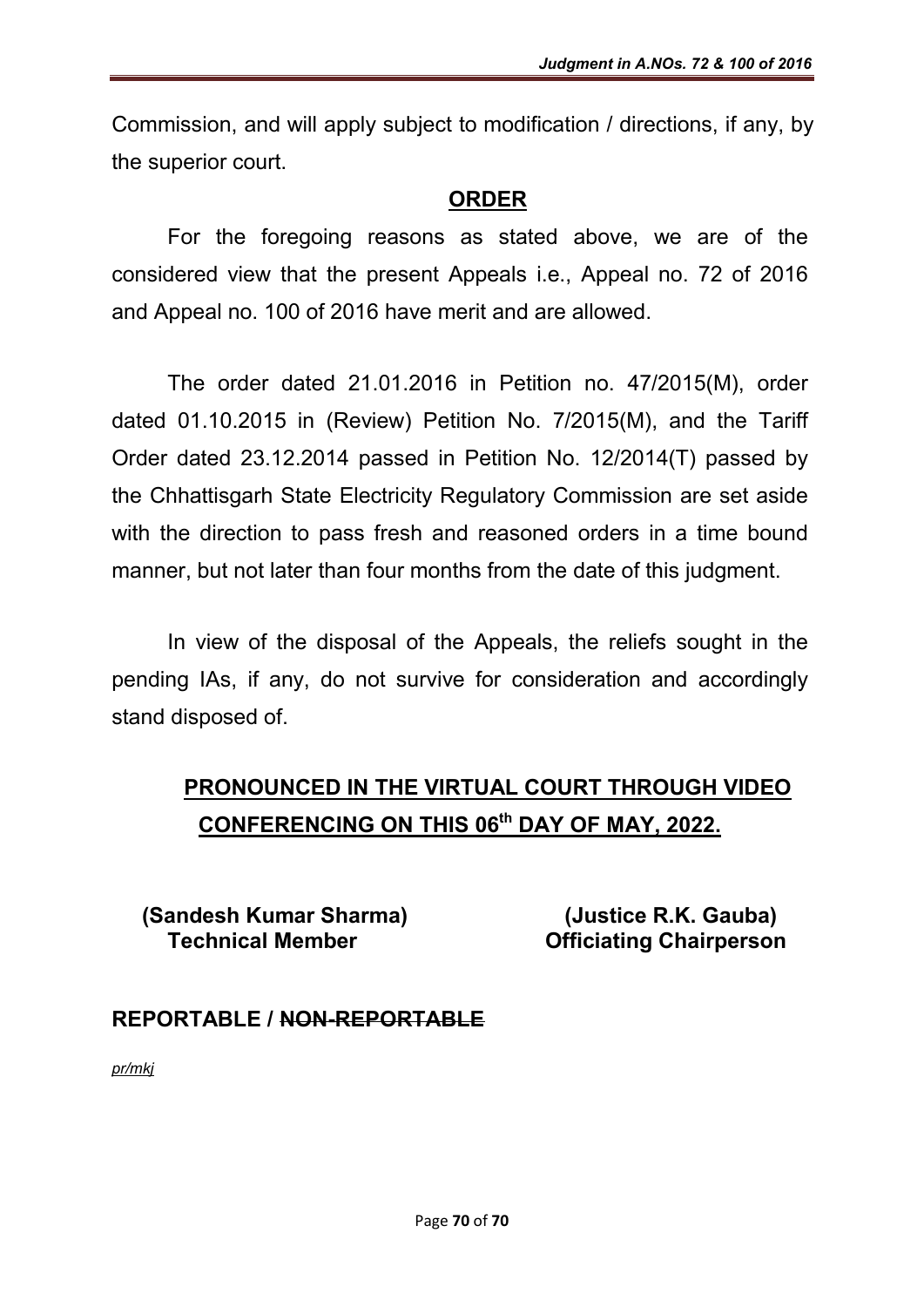Commission, and will apply subject to modification / directions, if any, by the superior court.

## ORDER

For the foregoing reasons as stated above, we are of the considered view that the present Appeals i.e., Appeal no. 72 of 2016 and Appeal no. 100 of 2016 have merit and are allowed.

The order dated 21.01.2016 in Petition no. 47/2015(M), order dated 01.10.2015 in (Review) Petition No. 7/2015(M), and the Tariff Order dated 23.12.2014 passed in Petition No. 12/2014(T) passed by the Chhattisgarh State Electricity Regulatory Commission are set aside with the direction to pass fresh and reasoned orders in a time bound manner, but not later than four months from the date of this judgment.

In view of the disposal of the Appeals, the reliefs sought in the pending IAs, if any, do not survive for consideration and accordingly stand disposed of.

**PRONOUNCED IN THE VIRTUAL COURT THROUGH VIDEO CONFERENCING ON THIS 06th DAY OF MAY, 2022.**

**(Sandesh Kumar Sharma)**
**Technical Member**

**(Justice R.K. Gauba)**
**Officiating Chairperson**

**REPORTABLE / ~~NON-REPORTABLE~~**

*pr/mkj*